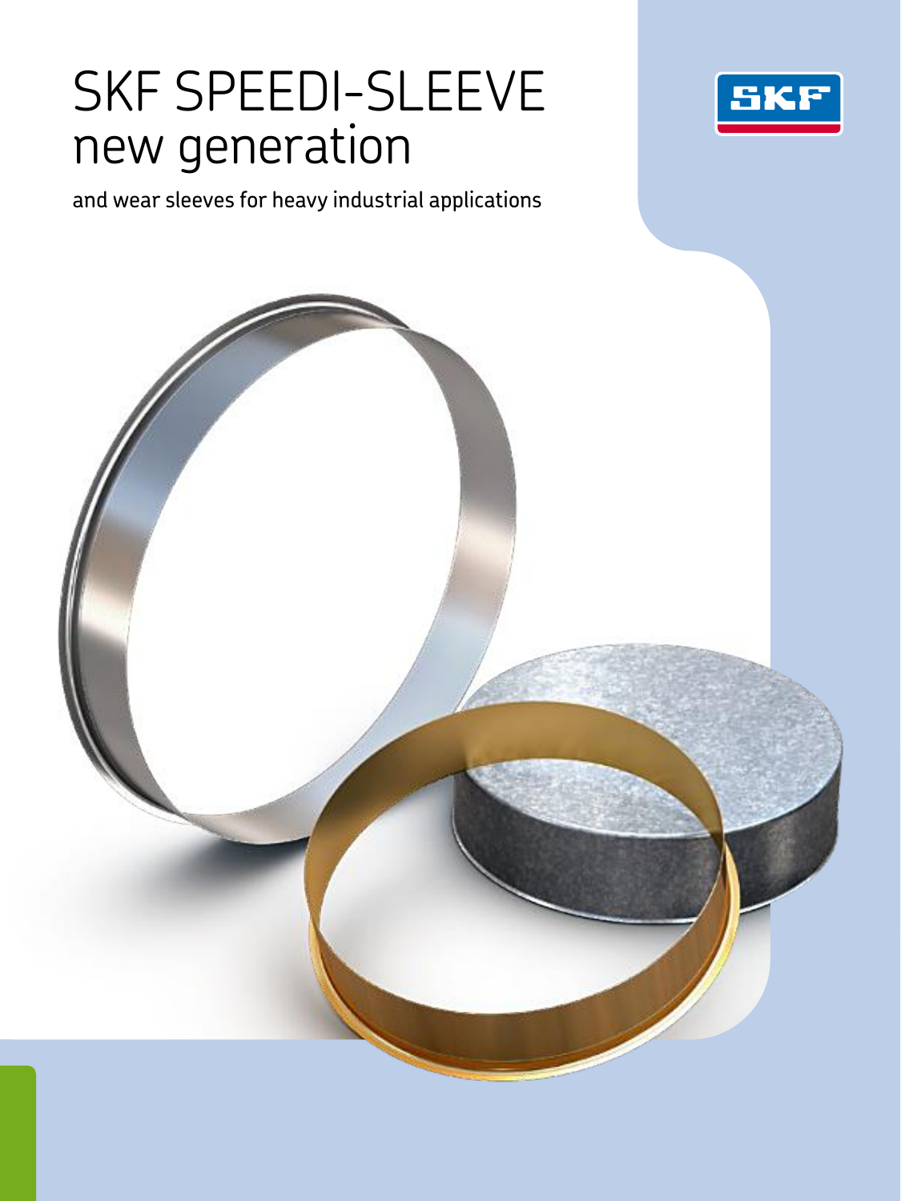# SKF SPEEDI-SLEEVE new generation

and wear sleeves for heavy industrial applications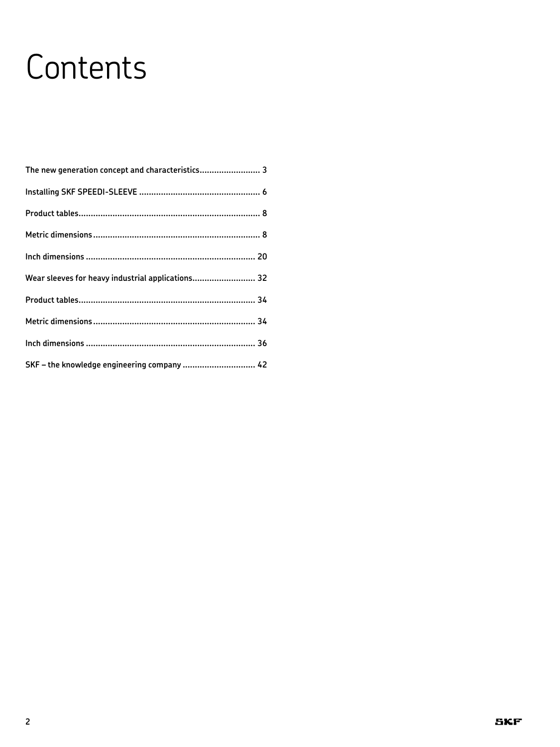# Contents

The new generation concept and characteristics......................... 3

Installing SKF SPEEDI-SLEEVE .................................................. 6

Product tables........................................................................... 8

Metric dimensions .................................................................... 8

Inch dimensions ...................................................................... 20

Wear sleeves for heavy industrial applications.......................... 32

Product tables......................................................................... 34

Metric dimensions ................................................................... 34

Inch dimensions ...................................................................... 36

SKF – the knowledge engineering company .............................. 42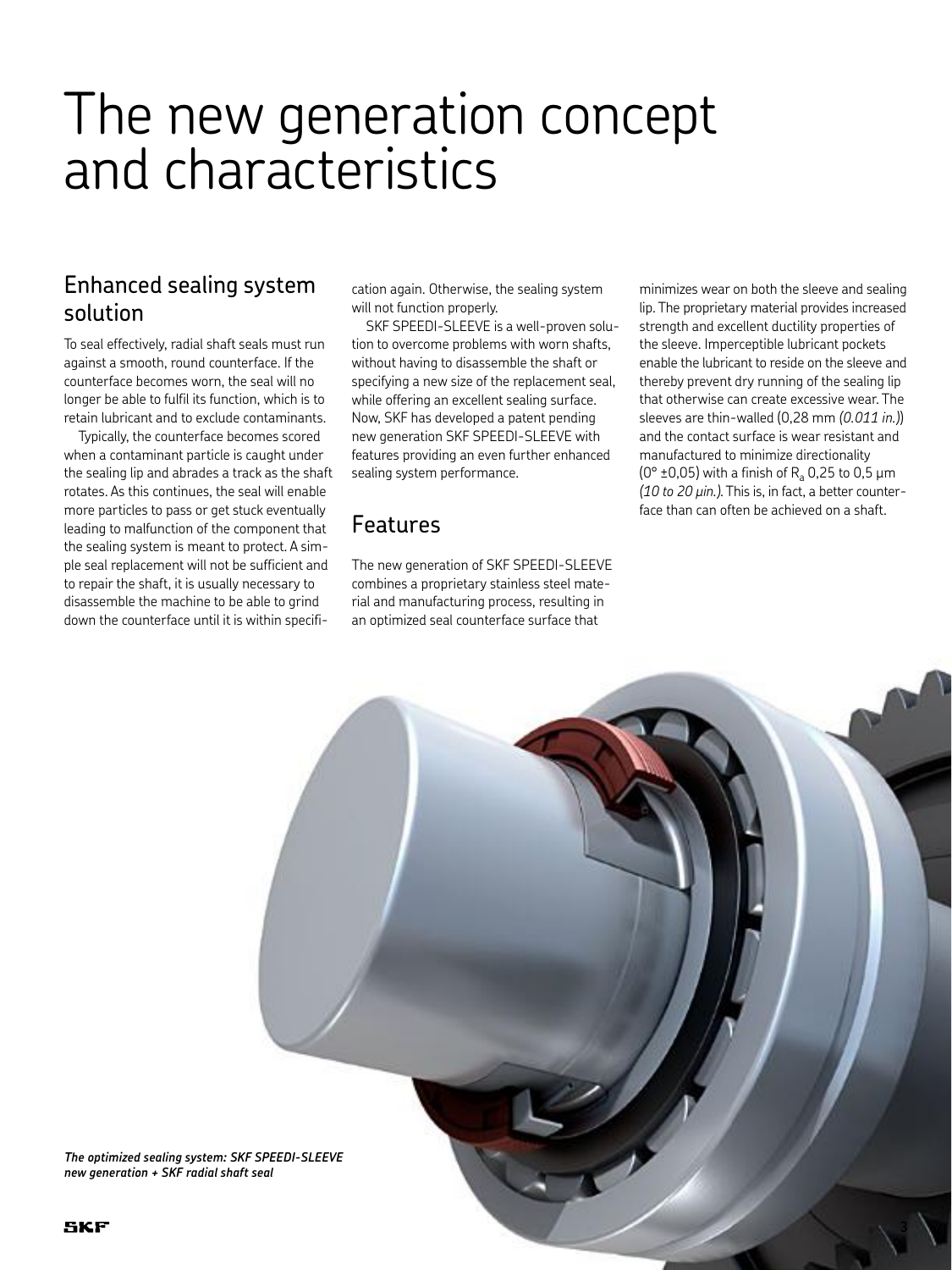# The new generation concept and characteristics

## Enhanced sealing system solution

To seal effectively, radial shaft seals must run against a smooth, round counterface. If the counterface becomes worn, the seal will no longer be able to fulfil its function, which is to retain lubricant and to exclude contaminants.

Typically, the counterface becomes scored when a contaminant particle is caught under the sealing lip and abrades a track as the shaft rotates. As this continues, the seal will enable more particles to pass or get stuck eventually leading to malfunction of the component that the sealing system is meant to protect. A simple seal replacement will not be sufficient and to repair the shaft, it is usually necessary to disassemble the machine to be able to grind down the counterface until it is within specification again. Otherwise, the sealing system will not function properly.

SKF SPEEDI-SLEEVE is a well-proven solution to overcome problems with worn shafts, without having to disassemble the shaft or specifying a new size of the replacement seal, while offering an excellent sealing surface. Now, SKF has developed a patent pending new generation SKF SPEEDI-SLEEVE with features providing an even further enhanced sealing system performance.

## Features

The new generation of SKF SPEEDI-SLEEVE combines a proprietary stainless steel material and manufacturing process, resulting in an optimized seal counterface surface that minimizes wear on both the sleeve and sealing lip. The proprietary material provides increased strength and excellent ductility properties of the sleeve. Imperceptible lubricant pockets enable the lubricant to reside on the sleeve and thereby prevent dry running of the sealing lip that otherwise can create excessive wear. The sleeves are thin-walled (0,28 mm *(0.011 in.)*) and the contact surface is wear resistant and manufactured to minimize directionality (0° ±0,05) with a finish of $R_a$ 0,25 to 0,5 µm *(10 to 20 µin.)*. This is, in fact, a better counterface than can often be achieved on a shaft.

***The optimized sealing system: SKF SPEEDI-SLEEVE new generation + SKF radial shaft seal***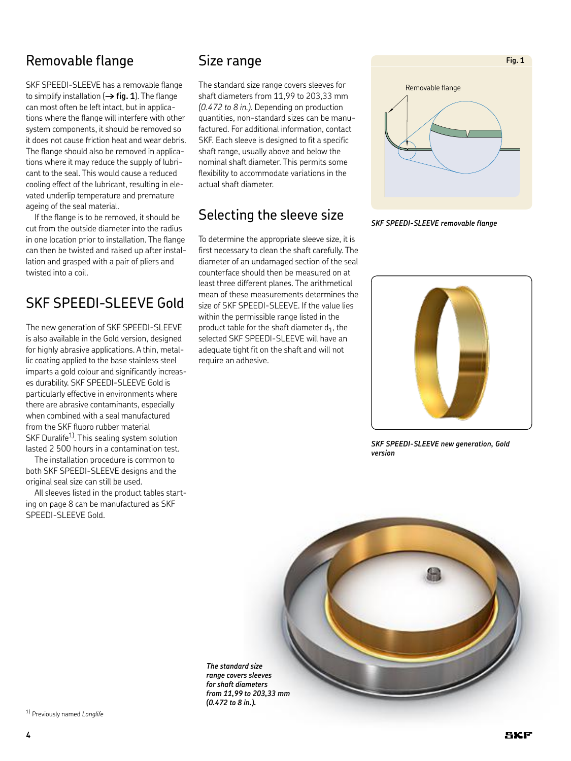## Removable flange

SKF SPEEDI-SLEEVE has a removable flange to simplify installation (→ **fig. 1**). The flange can most often be left intact, but in applications where the flange will interfere with other system components, it should be removed so it does not cause friction heat and wear debris. The flange should also be removed in applications where it may reduce the supply of lubricant to the seal. This would cause a reduced cooling effect of the lubricant, resulting in elevated underlip temperature and premature ageing of the seal material.

If the flange is to be removed, it should be cut from the outside diameter into the radius in one location prior to installation. The flange can then be twisted and raised up after installation and grasped with a pair of pliers and twisted into a coil.

## SKF SPEEDI-SLEEVE Gold

The new generation of SKF SPEEDI-SLEEVE is also available in the Gold version, designed for highly abrasive applications. A thin, metallic coating applied to the base stainless steel imparts a gold colour and significantly increases durability. SKF SPEEDI-SLEEVE Gold is particularly effective in environments where there are abrasive contaminants, especially when combined with a seal manufactured from the SKF fluoro rubber material SKF Duralife[1]. This sealing system solution lasted 2 500 hours in a contamination test.

The installation procedure is common to both SKF SPEEDI-SLEEVE designs and the original seal size can still be used.

All sleeves listed in the product tables starting on page 8 can be manufactured as SKF SPEEDI-SLEEVE Gold.

## Size range

The standard size range covers sleeves for shaft diameters from 11,99 to 203,33 mm *(0.472 to 8 in.)*. Depending on production quantities, non-standard sizes can be manufactured. For additional information, contact SKF. Each sleeve is designed to fit a specific shaft range, usually above and below the nominal shaft diameter. This permits some flexibility to accommodate variations in the actual shaft diameter.

## Selecting the sleeve size

To determine the appropriate sleeve size, it is first necessary to clean the shaft carefully. The diameter of an undamaged section of the seal counterface should then be measured on at least three different planes. The arithmetical mean of these measurements determines the size of SKF SPEEDI-SLEEVE. If the value lies within the permissible range listed in the product table for the shaft diameter $d_1$, the selected SKF SPEEDI-SLEEVE will have an adequate tight fit on the shaft and will not require an adhesive.

**Fig. 1**

Removable flange

***SKF SPEEDI-SLEEVE removable flange***

***SKF SPEEDI-SLEEVE new generation, Gold version***

***The standard size range covers sleeves for shaft diameters from 11,99 to 203,33 mm (0.472 to 8 in.).***

[1] Previously named *Longlife*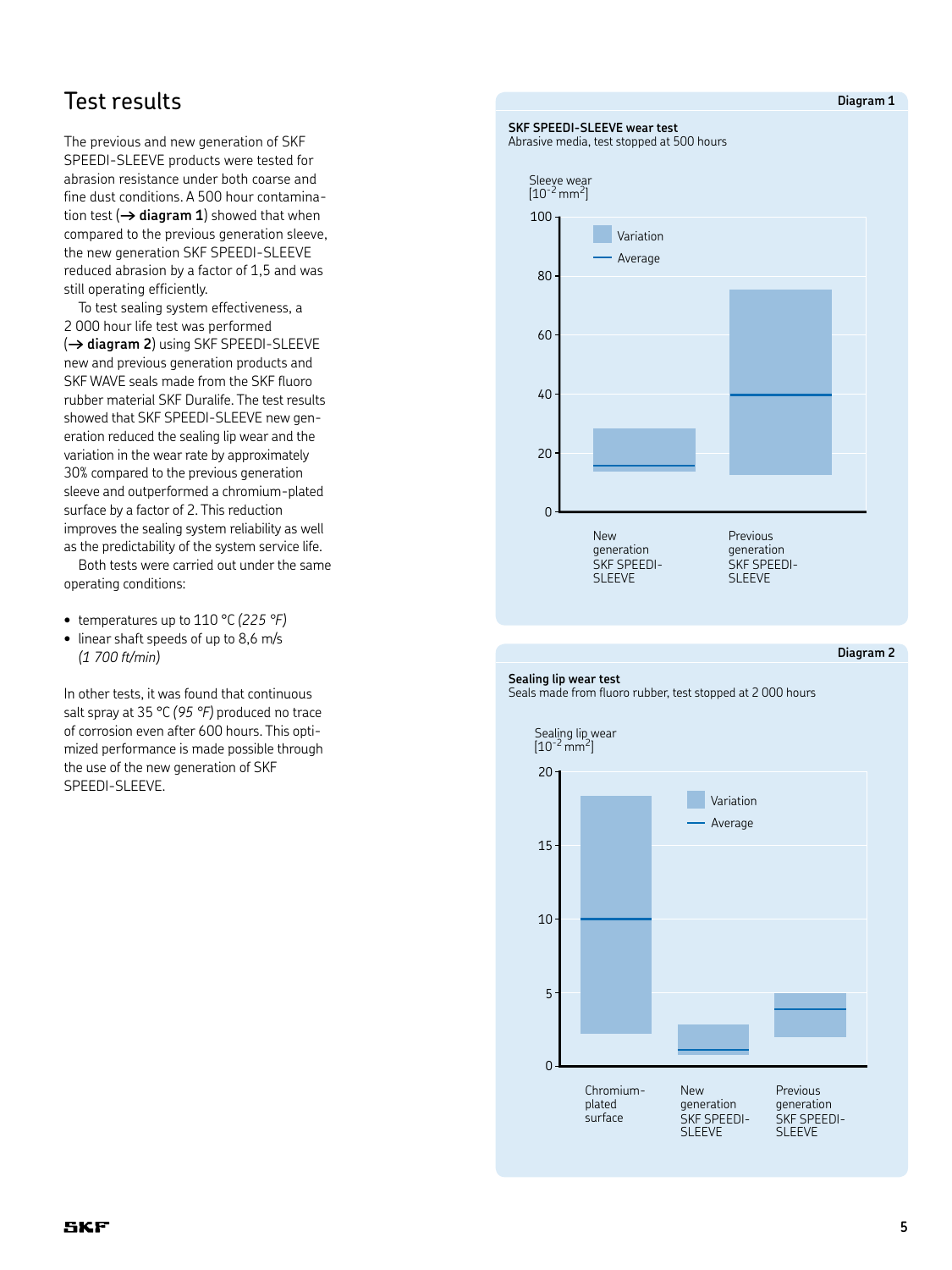## Test results

The previous and new generation of SKF SPEEDI-SLEEVE products were tested for abrasion resistance under both coarse and fine dust conditions. A 500 hour contamination test (→ **diagram 1**) showed that when compared to the previous generation sleeve, the new generation SKF SPEEDI-SLEEVE reduced abrasion by a factor of 1,5 and was still operating efficiently.

To test sealing system effectiveness, a 2 000 hour life test was performed (→ **diagram 2**) using SKF SPEEDI-SLEEVE new and previous generation products and SKF WAVE seals made from the SKF fluoro rubber material SKF Duralife. The test results showed that SKF SPEEDI-SLEEVE new generation reduced the sealing lip wear and the variation in the wear rate by approximately 30% compared to the previous generation sleeve and outperformed a chromium-plated surface by a factor of 2. This reduction improves the sealing system reliability as well as the predictability of the system service life.

Both tests were carried out under the same operating conditions:

- temperatures up to 110 °C *(225 °F)*
- linear shaft speeds of up to 8,6 m/s *(1 700 ft/min)*

In other tests, it was found that continuous salt spray at 35 °C *(95 °F)* produced no trace of corrosion even after 600 hours. This optimized performance is made possible through the use of the new generation of SKF SPEEDI-SLEEVE.

**Diagram 1**

**SKF SPEEDI-SLEEVE wear test**
Abrasive media, test stopped at 500 hours

Sleeve wear [$10^{-2}$ mm$^2$]

Variation / Average

New generation SKF SPEEDI-SLEEVE | Previous generation SKF SPEEDI-SLEEVE

**Diagram 2**

**Sealing lip wear test**
Seals made from fluoro rubber, test stopped at 2 000 hours

Sealing lip wear [$10^{-2}$ mm$^2$]

Variation / Average

Chromium-plated surface | New generation SKF SPEEDI-SLEEVE | Previous generation SKF SPEEDI-SLEEVE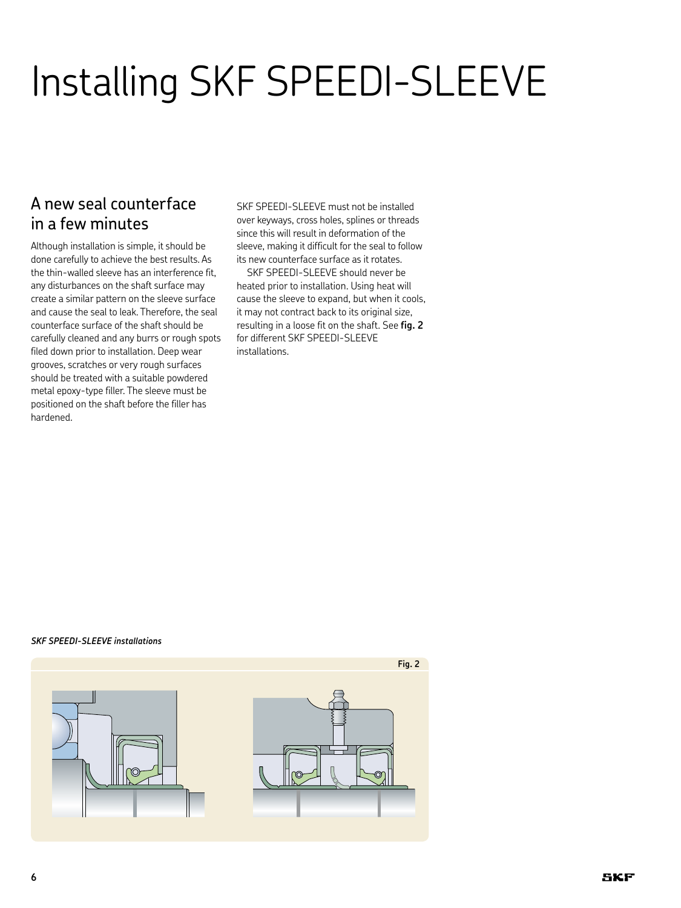# Installing SKF SPEEDI-SLEEVE

## A new seal counterface in a few minutes

Although installation is simple, it should be done carefully to achieve the best results. As the thin-walled sleeve has an interference fit, any disturbances on the shaft surface may create a similar pattern on the sleeve surface and cause the seal to leak. Therefore, the seal counterface surface of the shaft should be carefully cleaned and any burrs or rough spots filed down prior to installation. Deep wear grooves, scratches or very rough surfaces should be treated with a suitable powdered metal epoxy-type filler. The sleeve must be positioned on the shaft before the filler has hardened.

SKF SPEEDI-SLEEVE must not be installed over keyways, cross holes, splines or threads since this will result in deformation of the sleeve, making it difficult for the seal to follow its new counterface surface as it rotates.

SKF SPEEDI-SLEEVE should never be heated prior to installation. Using heat will cause the sleeve to expand, but when it cools, it may not contract back to its original size, resulting in a loose fit on the shaft. See **fig. 2** for different SKF SPEEDI-SLEEVE installations.

***SKF SPEEDI-SLEEVE installations***

**Fig. 2**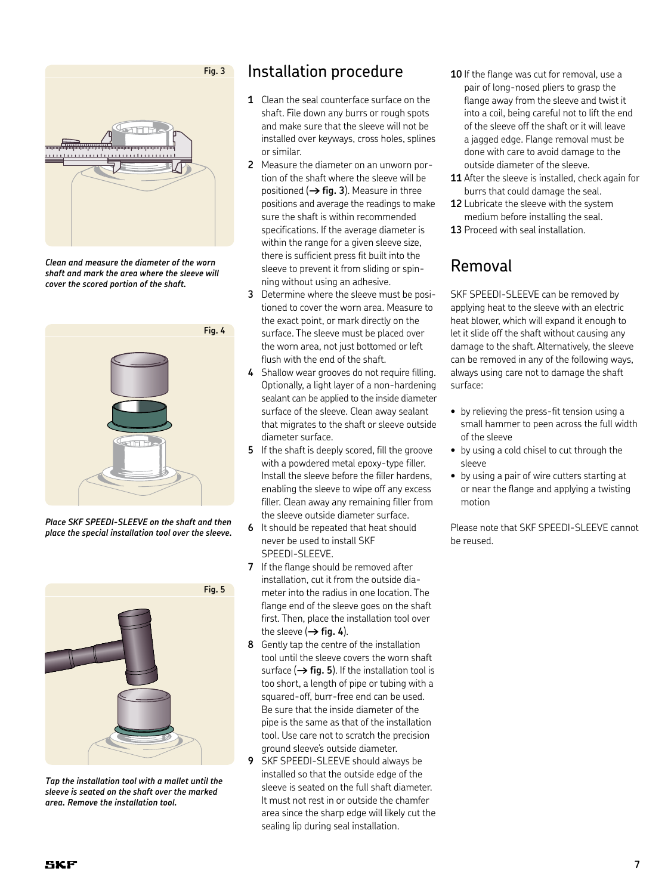Fig. 3

*Clean and measure the diameter of the worn shaft and mark the area where the sleeve will cover the scored portion of the shaft.*

Fig. 4

*Place SKF SPEEDI-SLEEVE on the shaft and then place the special installation tool over the sleeve.*

Fig. 5

*Tap the installation tool with a mallet until the sleeve is seated on the shaft over the marked area. Remove the installation tool.*

# Installation procedure

1. Clean the seal counterface surface on the shaft. File down any burrs or rough spots and make sure that the sleeve will not be installed over keyways, cross holes, splines or similar.
2. Measure the diameter on an unworn portion of the shaft where the sleeve will be positioned (→ **fig. 3**). Measure in three positions and average the readings to make sure the shaft is within recommended specifications. If the average diameter is within the range for a given sleeve size, there is sufficient press fit built into the sleeve to prevent it from sliding or spinning without using an adhesive.
3. Determine where the sleeve must be positioned to cover the worn area. Measure to the exact point, or mark directly on the surface. The sleeve must be placed over the worn area, not just bottomed or left flush with the end of the shaft.
4. Shallow wear grooves do not require filling. Optionally, a light layer of a non-hardening sealant can be applied to the inside diameter surface of the sleeve. Clean away sealant that migrates to the shaft or sleeve outside diameter surface.
5. If the shaft is deeply scored, fill the groove with a powdered metal epoxy-type filler. Install the sleeve before the filler hardens, enabling the sleeve to wipe off any excess filler. Clean away any remaining filler from the sleeve outside diameter surface.
6. It should be repeated that heat should never be used to install SKF SPEEDI-SLEEVE.
7. If the flange should be removed after installation, cut it from the outside diameter into the radius in one location. The flange end of the sleeve goes on the shaft first. Then, place the installation tool over the sleeve (→ **fig. 4**).
8. Gently tap the centre of the installation tool until the sleeve covers the worn shaft surface (→ **fig. 5**). If the installation tool is too short, a length of pipe or tubing with a squared-off, burr-free end can be used. Be sure that the inside diameter of the pipe is the same as that of the installation tool. Use care not to scratch the precision ground sleeve's outside diameter.
9. SKF SPEEDI-SLEEVE should always be installed so that the outside edge of the sleeve is seated on the full shaft diameter. It must not rest in or outside the chamfer area since the sharp edge will likely cut the sealing lip during seal installation.
10. If the flange was cut for removal, use a pair of long-nosed pliers to grasp the flange away from the sleeve and twist it into a coil, being careful not to lift the end of the sleeve off the shaft or it will leave a jagged edge. Flange removal must be done with care to avoid damage to the outside diameter of the sleeve.
11. After the sleeve is installed, check again for burrs that could damage the seal.
12. Lubricate the sleeve with the system medium before installing the seal.
13. Proceed with seal installation.

# Removal

SKF SPEEDI-SLEEVE can be removed by applying heat to the sleeve with an electric heat blower, which will expand it enough to let it slide off the shaft without causing any damage to the shaft. Alternatively, the sleeve can be removed in any of the following ways, always using care not to damage the shaft surface:

- by relieving the press-fit tension using a small hammer to peen across the full width of the sleeve
- by using a cold chisel to cut through the sleeve
- by using a pair of wire cutters starting at or near the flange and applying a twisting motion

Please note that SKF SPEEDI-SLEEVE cannot be reused.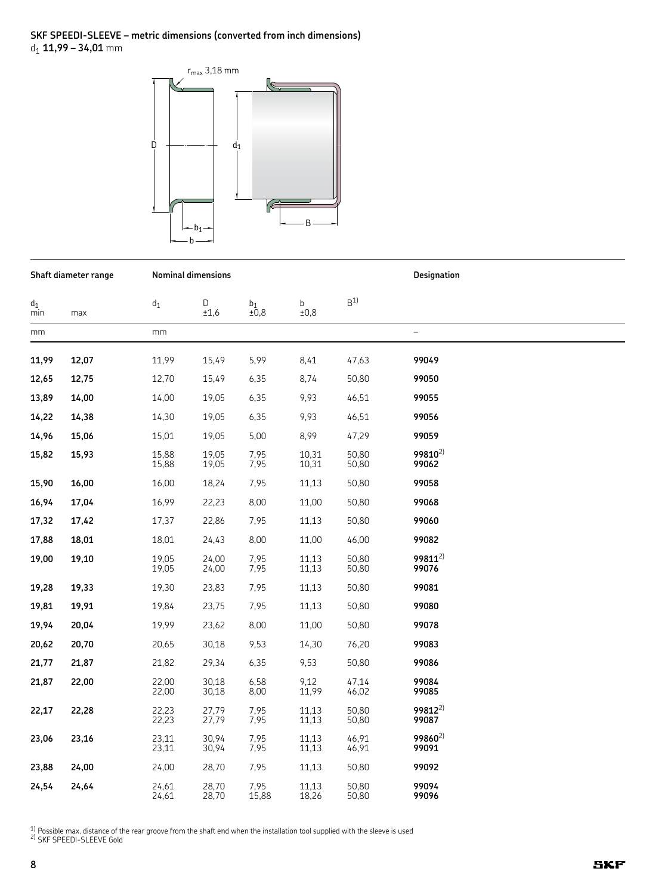## SKF SPEEDI-SLEEVE – metric dimensions (converted from inch dimensions)

$d_1$ **11,99 – 34,01** mm

| Shaft diameter range | | Nominal dimensions | | | | | Designation |
|---|---|---|---|---|---|---|---|
| $d_1$ min | max | $d_1$ | D ±1,6 | $b_1$ ±0,8 | b ±0,8 | B[1] | |
| mm | | mm | | | | | – |
| **11,99** | **12,07** | 11,99 | 15,49 | 5,99 | 8,41 | 47,63 | **99049** |
| **12,65** | **12,75** | 12,70 | 15,49 | 6,35 | 8,74 | 50,80 | **99050** |
| **13,89** | **14,00** | 14,00 | 19,05 | 6,35 | 9,93 | 46,51 | **99055** |
| **14,22** | **14,38** | 14,30 | 19,05 | 6,35 | 9,93 | 46,51 | **99056** |
| **14,96** | **15,06** | 15,01 | 19,05 | 5,00 | 8,99 | 47,29 | **99059** |
| **15,82** | **15,93** | 15,88 | 19,05 | 7,95 | 10,31 | 50,80 | **99810**[2] |
| | | 15,88 | 19,05 | 7,95 | 10,31 | 50,80 | **99062** |
| **15,90** | **16,00** | 16,00 | 18,24 | 7,95 | 11,13 | 50,80 | **99058** |
| **16,94** | **17,04** | 16,99 | 22,23 | 8,00 | 11,00 | 50,80 | **99068** |
| **17,32** | **17,42** | 17,37 | 22,86 | 7,95 | 11,13 | 50,80 | **99060** |
| **17,88** | **18,01** | 18,01 | 24,43 | 8,00 | 11,00 | 46,00 | **99082** |
| **19,00** | **19,10** | 19,05 | 24,00 | 7,95 | 11,13 | 50,80 | **99811**[2] |
| | | 19,05 | 24,00 | 7,95 | 11,13 | 50,80 | **99076** |
| **19,28** | **19,33** | 19,30 | 23,83 | 7,95 | 11,13 | 50,80 | **99081** |
| **19,81** | **19,91** | 19,84 | 23,75 | 7,95 | 11,13 | 50,80 | **99080** |
| **19,94** | **20,04** | 19,99 | 23,62 | 8,00 | 11,00 | 50,80 | **99078** |
| **20,62** | **20,70** | 20,65 | 30,18 | 9,53 | 14,30 | 76,20 | **99083** |
| **21,77** | **21,87** | 21,82 | 29,34 | 6,35 | 9,53 | 50,80 | **99086** |
| **21,87** | **22,00** | 22,00 | 30,18 | 6,58 | 9,12 | 47,14 | **99084** |
| | | 22,00 | 30,18 | 8,00 | 11,99 | 46,02 | **99085** |
| **22,17** | **22,28** | 22,23 | 27,79 | 7,95 | 11,13 | 50,80 | **99812**[2] |
| | | 22,23 | 27,79 | 7,95 | 11,13 | 50,80 | **99087** |
| **23,06** | **23,16** | 23,11 | 30,94 | 7,95 | 11,13 | 46,91 | **99860**[2] |
| | | 23,11 | 30,94 | 7,95 | 11,13 | 46,91 | **99091** |
| **23,88** | **24,00** | 24,00 | 28,70 | 7,95 | 11,13 | 50,80 | **99092** |
| **24,54** | **24,64** | 24,61 | 28,70 | 7,95 | 11,13 | 50,80 | **99094** |
| | | 24,61 | 28,70 | 15,88 | 18,26 | 50,80 | **99096** |

[1] Possible max. distance of the rear groove from the shaft end when the installation tool supplied with the sleeve is used
[2] SKF SPEEDI-SLEEVE Gold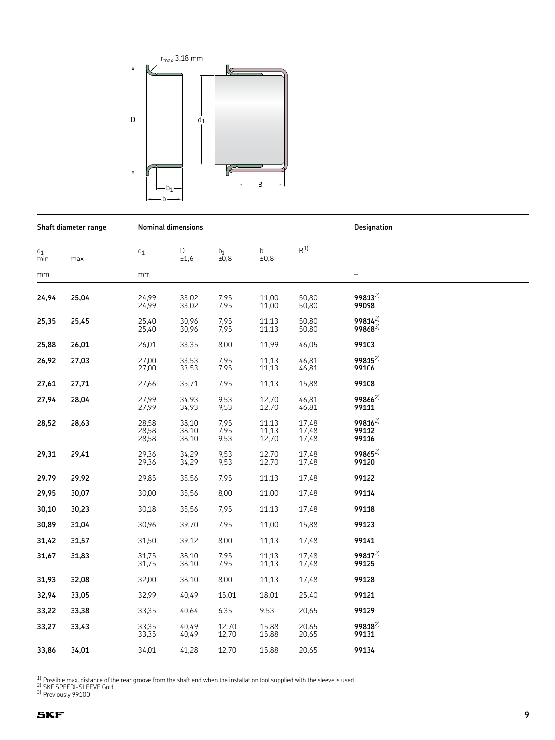| Shaft diameter range | | Nominal dimensions | | | | | Designation |
|---|---|---|---|---|---|---|---|
| $d_1$ min | max | $d_1$ | D ±1,6 | $b_1$ ±0,8 | b ±0,8 | B[1] | |
| mm | | mm | | | | | – |
| **24,94** | **25,04** | 24,99<br>24,99 | 33,02<br>33,02 | 7,95<br>7,95 | 11,00<br>11,00 | 50,80<br>50,80 | **99813**[2]<br>**99098** |
| **25,35** | **25,45** | 25,40<br>25,40 | 30,96<br>30,96 | 7,95<br>7,95 | 11,13<br>11,13 | 50,80<br>50,80 | **99814**[2]<br>**99868**[3] |
| **25,88** | **26,01** | 26,01 | 33,35 | 8,00 | 11,99 | 46,05 | **99103** |
| **26,92** | **27,03** | 27,00<br>27,00 | 33,53<br>33,53 | 7,95<br>7,95 | 11,13<br>11,13 | 46,81<br>46,81 | **99815**[2]<br>**99106** |
| **27,61** | **27,71** | 27,66 | 35,71 | 7,95 | 11,13 | 15,88 | **99108** |
| **27,94** | **28,04** | 27,99<br>27,99 | 34,93<br>34,93 | 9,53<br>9,53 | 12,70<br>12,70 | 46,81<br>46,81 | **99866**[2]<br>**99111** |
| **28,52** | **28,63** | 28,58<br>28,58<br>28,58 | 38,10<br>38,10<br>38,10 | 7,95<br>7,95<br>9,53 | 11,13<br>11,13<br>12,70 | 17,48<br>17,48<br>17,48 | **99816**[2]<br>**99112**<br>**99116** |
| **29,31** | **29,41** | 29,36<br>29,36 | 34,29<br>34,29 | 9,53<br>9,53 | 12,70<br>12,70 | 17,48<br>17,48 | **99865**[2]<br>**99120** |
| **29,79** | **29,92** | 29,85 | 35,56 | 7,95 | 11,13 | 17,48 | **99122** |
| **29,95** | **30,07** | 30,00 | 35,56 | 8,00 | 11,00 | 17,48 | **99114** |
| **30,10** | **30,23** | 30,18 | 35,56 | 7,95 | 11,13 | 17,48 | **99118** |
| **30,89** | **31,04** | 30,96 | 39,70 | 7,95 | 11,00 | 15,88 | **99123** |
| **31,42** | **31,57** | 31,50 | 39,12 | 8,00 | 11,13 | 17,48 | **99141** |
| **31,67** | **31,83** | 31,75<br>31,75 | 38,10<br>38,10 | 7,95<br>7,95 | 11,13<br>11,13 | 17,48<br>17,48 | **99817**[2]<br>**99125** |
| **31,93** | **32,08** | 32,00 | 38,10 | 8,00 | 11,13 | 17,48 | **99128** |
| **32,94** | **33,05** | 32,99 | 40,49 | 15,01 | 18,01 | 25,40 | **99121** |
| **33,22** | **33,38** | 33,35 | 40,64 | 6,35 | 9,53 | 20,65 | **99129** |
| **33,27** | **33,43** | 33,35<br>33,35 | 40,49<br>40,49 | 12,70<br>12,70 | 15,88<br>15,88 | 20,65<br>20,65 | **99818**[2]<br>**99131** |
| **33,86** | **34,01** | 34,01 | 41,28 | 12,70 | 15,88 | 20,65 | **99134** |

[1] Possible max. distance of the rear groove from the shaft end when the installation tool supplied with the sleeve is used
[2] SKF SPEEDI-SLEEVE Gold
[3] Previously 99100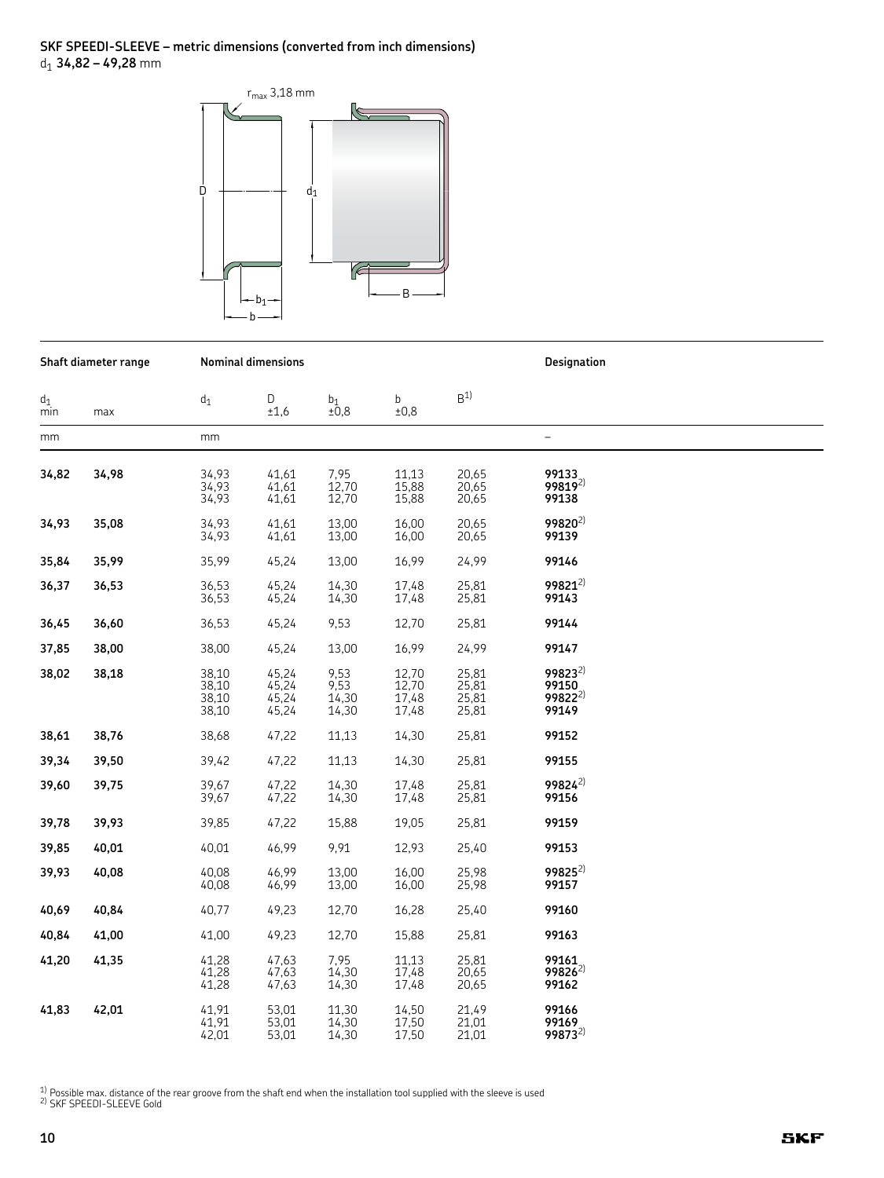**SKF SPEEDI-SLEEVE – metric dimensions (converted from inch dimensions)**
$d_1$ **34,82 – 49,28** mm

| Shaft diameter range | | Nominal dimensions | | | | | Designation |
|---|---|---|---|---|---|---|---|
| $d_1$ min | max | $d_1$ | D ±1,6 | $b_1$ ±0,8 | b ±0,8 | B[1] | |
| mm | | mm | | | | | – |
| **34,82** | **34,98** | 34,93 | 41,61 | 7,95 | 11,13 | 20,65 | **99133** |
| | | 34,93 | 41,61 | 12,70 | 15,88 | 20,65 | **99819**[2] |
| | | 34,93 | 41,61 | 12,70 | 15,88 | 20,65 | **99138** |
| **34,93** | **35,08** | 34,93 | 41,61 | 13,00 | 16,00 | 20,65 | **99820**[2] |
| | | 34,93 | 41,61 | 13,00 | 16,00 | 20,65 | **99139** |
| **35,84** | **35,99** | 35,99 | 45,24 | 13,00 | 16,99 | 24,99 | **99146** |
| **36,37** | **36,53** | 36,53 | 45,24 | 14,30 | 17,48 | 25,81 | **99821**[2] |
| | | 36,53 | 45,24 | 14,30 | 17,48 | 25,81 | **99143** |
| **36,45** | **36,60** | 36,53 | 45,24 | 9,53 | 12,70 | 25,81 | **99144** |
| **37,85** | **38,00** | 38,00 | 45,24 | 13,00 | 16,99 | 24,99 | **99147** |
| **38,02** | **38,18** | 38,10 | 45,24 | 9,53 | 12,70 | 25,81 | **99823**[2] |
| | | 38,10 | 45,24 | 9,53 | 12,70 | 25,81 | **99150** |
| | | 38,10 | 45,24 | 14,30 | 17,48 | 25,81 | **99822**[2] |
| | | 38,10 | 45,24 | 14,30 | 17,48 | 25,81 | **99149** |
| **38,61** | **38,76** | 38,68 | 47,22 | 11,13 | 14,30 | 25,81 | **99152** |
| **39,34** | **39,50** | 39,42 | 47,22 | 11,13 | 14,30 | 25,81 | **99155** |
| **39,60** | **39,75** | 39,67 | 47,22 | 14,30 | 17,48 | 25,81 | **99824**[2] |
| | | 39,67 | 47,22 | 14,30 | 17,48 | 25,81 | **99156** |
| **39,78** | **39,93** | 39,85 | 47,22 | 15,88 | 19,05 | 25,81 | **99159** |
| **39,85** | **40,01** | 40,01 | 46,99 | 9,91 | 12,93 | 25,40 | **99153** |
| **39,93** | **40,08** | 40,08 | 46,99 | 13,00 | 16,00 | 25,98 | **99825**[2] |
| | | 40,08 | 46,99 | 13,00 | 16,00 | 25,98 | **99157** |
| **40,69** | **40,84** | 40,77 | 49,23 | 12,70 | 16,28 | 25,40 | **99160** |
| **40,84** | **41,00** | 41,00 | 49,23 | 12,70 | 15,88 | 25,81 | **99163** |
| **41,20** | **41,35** | 41,28 | 47,63 | 7,95 | 11,13 | 25,81 | **99161** |
| | | 41,28 | 47,63 | 14,30 | 17,48 | 20,65 | **99826**[2] |
| | | 41,28 | 47,63 | 14,30 | 17,48 | 20,65 | **99162** |
| **41,83** | **42,01** | 41,91 | 53,01 | 11,30 | 14,50 | 21,49 | **99166** |
| | | 41,91 | 53,01 | 14,30 | 17,50 | 21,01 | **99169** |
| | | 42,01 | 53,01 | 14,30 | 17,50 | 21,01 | **99873**[2] |

[1] Possible max. distance of the rear groove from the shaft end when the installation tool supplied with the sleeve is used
[2] SKF SPEEDI-SLEEVE Gold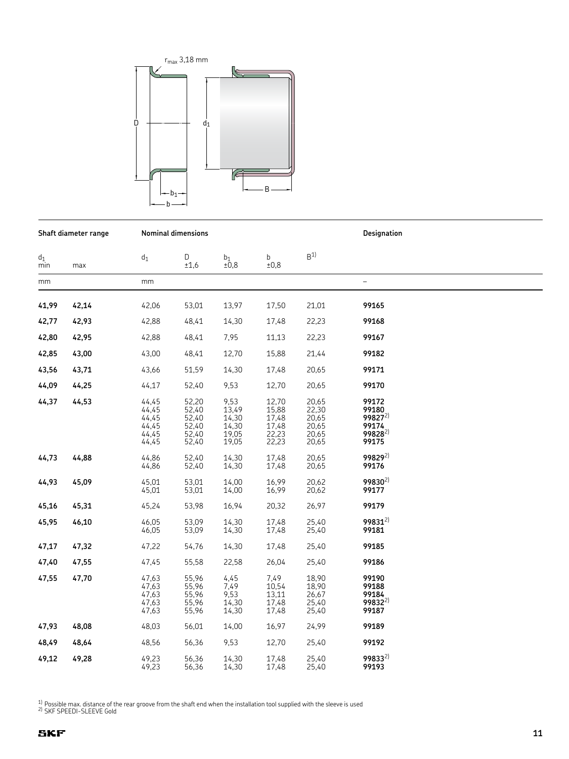| Shaft diameter range | | Nominal dimensions | | | | | Designation |
|---|---|---|---|---|---|---|---|
| $d_1$ min | max | $d_1$ | D ±1,6 | $b_1$ ±0,8 | b ±0,8 | B[1] | |
| mm | | mm | | | | | – |
| **41,99** | **42,14** | 42,06 | 53,01 | 13,97 | 17,50 | 21,01 | **99165** |
| **42,77** | **42,93** | 42,88 | 48,41 | 14,30 | 17,48 | 22,23 | **99168** |
| **42,80** | **42,95** | 42,88 | 48,41 | 7,95 | 11,13 | 22,23 | **99167** |
| **42,85** | **43,00** | 43,00 | 48,41 | 12,70 | 15,88 | 21,44 | **99182** |
| **43,56** | **43,71** | 43,66 | 51,59 | 14,30 | 17,48 | 20,65 | **99171** |
| **44,09** | **44,25** | 44,17 | 52,40 | 9,53 | 12,70 | 20,65 | **99170** |
| **44,37** | **44,53** | 44,45 | 52,20 | 9,53 | 12,70 | 20,65 | **99172** |
| | | 44,45 | 52,40 | 13,49 | 15,88 | 22,30 | **99180** |
| | | 44,45 | 52,40 | 14,30 | 17,48 | 20,65 | **99827**[2] |
| | | 44,45 | 52,40 | 14,30 | 17,48 | 20,65 | **99174** |
| | | 44,45 | 52,40 | 19,05 | 22,23 | 20,65 | **99828**[2] |
| | | 44,45 | 52,40 | 19,05 | 22,23 | 20,65 | **99175** |
| **44,73** | **44,88** | 44,86 | 52,40 | 14,30 | 17,48 | 20,65 | **99829**[2] |
| | | 44,86 | 52,40 | 14,30 | 17,48 | 20,65 | **99176** |
| **44,93** | **45,09** | 45,01 | 53,01 | 14,00 | 16,99 | 20,62 | **99830**[2] |
| | | 45,01 | 53,01 | 14,00 | 16,99 | 20,62 | **99177** |
| **45,16** | **45,31** | 45,24 | 53,98 | 16,94 | 20,32 | 26,97 | **99179** |
| **45,95** | **46,10** | 46,05 | 53,09 | 14,30 | 17,48 | 25,40 | **99831**[2] |
| | | 46,05 | 53,09 | 14,30 | 17,48 | 25,40 | **99181** |
| **47,17** | **47,32** | 47,22 | 54,76 | 14,30 | 17,48 | 25,40 | **99185** |
| **47,40** | **47,55** | 47,45 | 55,58 | 22,58 | 26,04 | 25,40 | **99186** |
| **47,55** | **47,70** | 47,63 | 55,96 | 4,45 | 7,49 | 18,90 | **99190** |
| | | 47,63 | 55,96 | 7,49 | 10,54 | 18,90 | **99188** |
| | | 47,63 | 55,96 | 9,53 | 13,11 | 26,67 | **99184** |
| | | 47,63 | 55,96 | 14,30 | 17,48 | 25,40 | **99832**[2] |
| | | 47,63 | 55,96 | 14,30 | 17,48 | 25,40 | **99187** |
| **47,93** | **48,08** | 48,03 | 56,01 | 14,00 | 16,97 | 24,99 | **99189** |
| **48,49** | **48,64** | 48,56 | 56,36 | 9,53 | 12,70 | 25,40 | **99192** |
| **49,12** | **49,28** | 49,23 | 56,36 | 14,30 | 17,48 | 25,40 | **99833**[2] |
| | | 49,23 | 56,36 | 14,30 | 17,48 | 25,40 | **99193** |

[1] Possible max. distance of the rear groove from the shaft end when the installation tool supplied with the sleeve is used
[2] SKF SPEEDI-SLEEVE Gold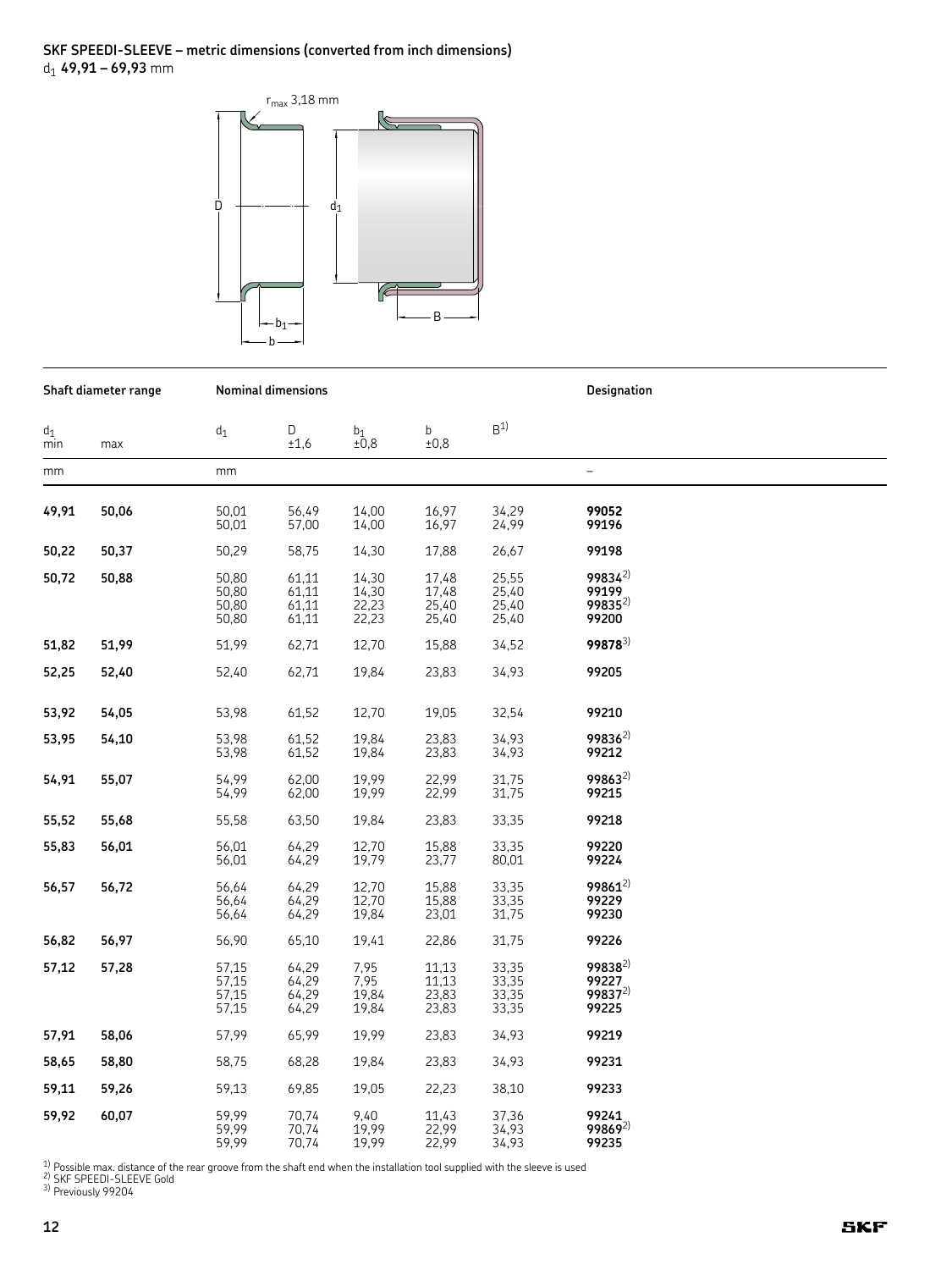**SKF SPEEDI-SLEEVE – metric dimensions (converted from inch dimensions)**
$d_1$ **49,91 – 69,93** mm

| Shaft diameter range | | Nominal dimensions | | | | | Designation |
|---|---|---|---|---|---|---|---|
| $d_1$ min | max | $d_1$ | D ±1,6 | $b_1$ ±0,8 | b ±0,8 | B[1] | |
| mm | | mm | | | | | – |
| **49,91** | **50,06** | 50,01 | 56,49 | 14,00 | 16,97 | 34,29 | **99052** |
| | | 50,01 | 57,00 | 14,00 | 16,97 | 24,99 | **99196** |
| **50,22** | **50,37** | 50,29 | 58,75 | 14,30 | 17,88 | 26,67 | **99198** |
| **50,72** | **50,88** | 50,80 | 61,11 | 14,30 | 17,48 | 25,55 | **99834**[2] |
| | | 50,80 | 61,11 | 14,30 | 17,48 | 25,40 | **99199** |
| | | 50,80 | 61,11 | 22,23 | 25,40 | 25,40 | **99835**[2] |
| | | 50,80 | 61,11 | 22,23 | 25,40 | 25,40 | **99200** |
| **51,82** | **51,99** | 51,99 | 62,71 | 12,70 | 15,88 | 34,52 | **99878**[3] |
| **52,25** | **52,40** | 52,40 | 62,71 | 19,84 | 23,83 | 34,93 | **99205** |
| **53,92** | **54,05** | 53,98 | 61,52 | 12,70 | 19,05 | 32,54 | **99210** |
| **53,95** | **54,10** | 53,98 | 61,52 | 19,84 | 23,83 | 34,93 | **99836**[2] |
| | | 53,98 | 61,52 | 19,84 | 23,83 | 34,93 | **99212** |
| **54,91** | **55,07** | 54,99 | 62,00 | 19,99 | 22,99 | 31,75 | **99863**[2] |
| | | 54,99 | 62,00 | 19,99 | 22,99 | 31,75 | **99215** |
| **55,52** | **55,68** | 55,58 | 63,50 | 19,84 | 23,83 | 33,35 | **99218** |
| **55,83** | **56,01** | 56,01 | 64,29 | 12,70 | 15,88 | 33,35 | **99220** |
| | | 56,01 | 64,29 | 19,79 | 23,77 | 80,01 | **99224** |
| **56,57** | **56,72** | 56,64 | 64,29 | 12,70 | 15,88 | 33,35 | **99861**[2] |
| | | 56,64 | 64,29 | 12,70 | 15,88 | 33,35 | **99229** |
| | | 56,64 | 64,29 | 19,84 | 23,01 | 31,75 | **99230** |
| **56,82** | **56,97** | 56,90 | 65,10 | 19,41 | 22,86 | 31,75 | **99226** |
| **57,12** | **57,28** | 57,15 | 64,29 | 7,95 | 11,13 | 33,35 | **99838**[2] |
| | | 57,15 | 64,29 | 7,95 | 11,13 | 33,35 | **99227** |
| | | 57,15 | 64,29 | 19,84 | 23,83 | 33,35 | **99837**[2] |
| | | 57,15 | 64,29 | 19,84 | 23,83 | 33,35 | **99225** |
| **57,91** | **58,06** | 57,99 | 65,99 | 19,99 | 23,83 | 34,93 | **99219** |
| **58,65** | **58,80** | 58,75 | 68,28 | 19,84 | 23,83 | 34,93 | **99231** |
| **59,11** | **59,26** | 59,13 | 69,85 | 19,05 | 22,23 | 38,10 | **99233** |
| **59,92** | **60,07** | 59,99 | 70,74 | 9,40 | 11,43 | 37,36 | **99241** |
| | | 59,99 | 70,74 | 19,99 | 22,99 | 34,93 | **99869**[2] |
| | | 59,99 | 70,74 | 19,99 | 22,99 | 34,93 | **99235** |

[1] Possible max. distance of the rear groove from the shaft end when the installation tool supplied with the sleeve is used
[2] SKF SPEEDI-SLEEVE Gold
[3] Previously 99204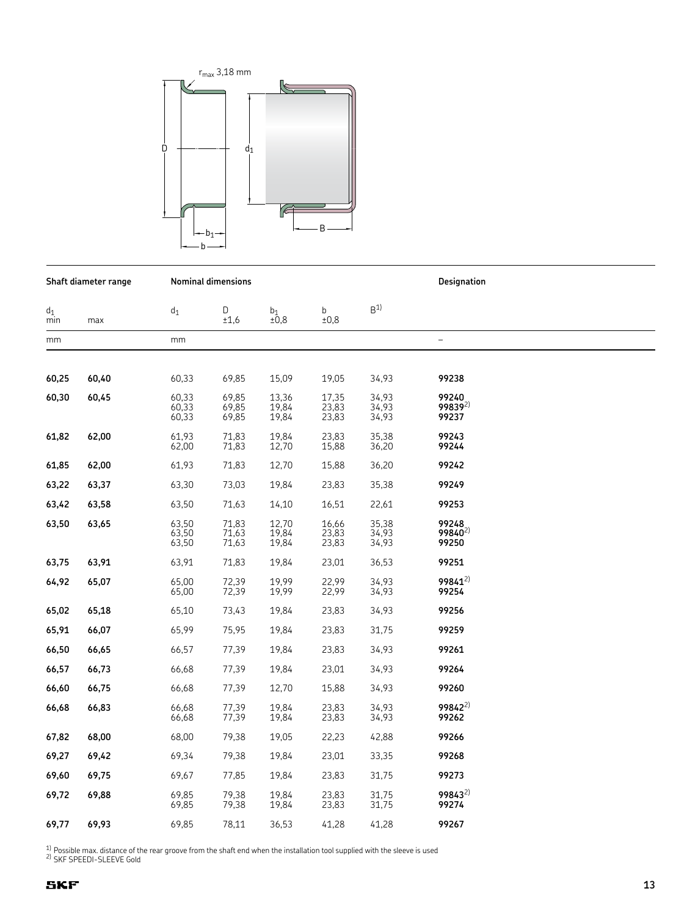| Shaft diameter range | | Nominal dimensions | | | | | Designation |
|---|---|---|---|---|---|---|---|
| $d_1$ min | max | $d_1$ | D ±1,6 | $b_1$ ±0,8 | b ±0,8 | B[1] | |
| mm | | mm | | | | | – |
| **60,25** | **60,40** | 60,33 | 69,85 | 15,09 | 19,05 | 34,93 | **99238** |
| **60,30** | **60,45** | 60,33 | 69,85 | 13,36 | 17,35 | 34,93 | **99240** |
| | | 60,33 | 69,85 | 19,84 | 23,83 | 34,93 | **99839**[2] |
| | | 60,33 | 69,85 | 19,84 | 23,83 | 34,93 | **99237** |
| **61,82** | **62,00** | 61,93 | 71,83 | 19,84 | 23,83 | 35,38 | **99243** |
| | | 62,00 | 71,83 | 12,70 | 15,88 | 36,20 | **99244** |
| **61,85** | **62,00** | 61,93 | 71,83 | 12,70 | 15,88 | 36,20 | **99242** |
| **63,22** | **63,37** | 63,30 | 73,03 | 19,84 | 23,83 | 35,38 | **99249** |
| **63,42** | **63,58** | 63,50 | 71,63 | 14,10 | 16,51 | 22,61 | **99253** |
| **63,50** | **63,65** | 63,50 | 71,83 | 12,70 | 16,66 | 35,38 | **99248** |
| | | 63,50 | 71,63 | 19,84 | 23,83 | 34,93 | **99840**[2] |
| | | 63,50 | 71,63 | 19,84 | 23,83 | 34,93 | **99250** |
| **63,75** | **63,91** | 63,91 | 71,83 | 19,84 | 23,01 | 36,53 | **99251** |
| **64,92** | **65,07** | 65,00 | 72,39 | 19,99 | 22,99 | 34,93 | **99841**[2] |
| | | 65,00 | 72,39 | 19,99 | 22,99 | 34,93 | **99254** |
| **65,02** | **65,18** | 65,10 | 73,43 | 19,84 | 23,83 | 34,93 | **99256** |
| **65,91** | **66,07** | 65,99 | 75,95 | 19,84 | 23,83 | 31,75 | **99259** |
| **66,50** | **66,65** | 66,57 | 77,39 | 19,84 | 23,83 | 34,93 | **99261** |
| **66,57** | **66,73** | 66,68 | 77,39 | 19,84 | 23,01 | 34,93 | **99264** |
| **66,60** | **66,75** | 66,68 | 77,39 | 12,70 | 15,88 | 34,93 | **99260** |
| **66,68** | **66,83** | 66,68 | 77,39 | 19,84 | 23,83 | 34,93 | **99842**[2] |
| | | 66,68 | 77,39 | 19,84 | 23,83 | 34,93 | **99262** |
| **67,82** | **68,00** | 68,00 | 79,38 | 19,05 | 22,23 | 42,88 | **99266** |
| **69,27** | **69,42** | 69,34 | 79,38 | 19,84 | 23,01 | 33,35 | **99268** |
| **69,60** | **69,75** | 69,67 | 77,85 | 19,84 | 23,83 | 31,75 | **99273** |
| **69,72** | **69,88** | 69,85 | 79,38 | 19,84 | 23,83 | 31,75 | **99843**[2] |
| | | 69,85 | 79,38 | 19,84 | 23,83 | 31,75 | **99274** |
| **69,77** | **69,93** | 69,85 | 78,11 | 36,53 | 41,28 | 41,28 | **99267** |

[1] Possible max. distance of the rear groove from the shaft end when the installation tool supplied with the sleeve is used
[2] SKF SPEEDI-SLEEVE Gold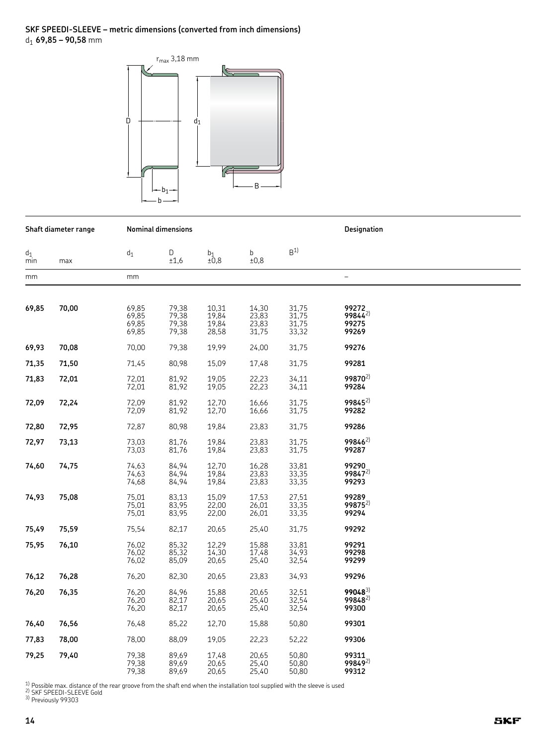**SKF SPEEDI-SLEEVE – metric dimensions (converted from inch dimensions)**
$d_1$ **69,85 – 90,58** mm

| Shaft diameter range | | Nominal dimensions | | | | | Designation |
|---|---|---|---|---|---|---|---|
| $d_1$ min | max | $d_1$ | D ±1,6 | $b_1$ ±0,8 | b ±0,8 | B[1] | |
| mm | | mm | | | | | – |
| **69,85** | **70,00** | 69,85 | 79,38 | 10,31 | 14,30 | 31,75 | **99272** |
| | | 69,85 | 79,38 | 19,84 | 23,83 | 31,75 | **99844**[2] |
| | | 69,85 | 79,38 | 19,84 | 23,83 | 31,75 | **99275** |
| | | 69,85 | 79,38 | 28,58 | 31,75 | 33,32 | **99269** |
| **69,93** | **70,08** | 70,00 | 79,38 | 19,99 | 24,00 | 31,75 | **99276** |
| **71,35** | **71,50** | 71,45 | 80,98 | 15,09 | 17,48 | 31,75 | **99281** |
| **71,83** | **72,01** | 72,01 | 81,92 | 19,05 | 22,23 | 34,11 | **99870**[2] |
| | | 72,01 | 81,92 | 19,05 | 22,23 | 34,11 | **99284** |
| **72,09** | **72,24** | 72,09 | 81,92 | 12,70 | 16,66 | 31,75 | **99845**[2] |
| | | 72,09 | 81,92 | 12,70 | 16,66 | 31,75 | **99282** |
| **72,80** | **72,95** | 72,87 | 80,98 | 19,84 | 23,83 | 31,75 | **99286** |
| **72,97** | **73,13** | 73,03 | 81,76 | 19,84 | 23,83 | 31,75 | **99846**[2] |
| | | 73,03 | 81,76 | 19,84 | 23,83 | 31,75 | **99287** |
| **74,60** | **74,75** | 74,63 | 84,94 | 12,70 | 16,28 | 33,81 | **99290** |
| | | 74,63 | 84,94 | 19,84 | 23,83 | 33,35 | **99847**[2] |
| | | 74,68 | 84,94 | 19,84 | 23,83 | 33,35 | **99293** |
| **74,93** | **75,08** | 75,01 | 83,13 | 15,09 | 17,53 | 27,51 | **99289** |
| | | 75,01 | 83,95 | 22,00 | 26,01 | 33,35 | **99875**[2] |
| | | 75,01 | 83,95 | 22,00 | 26,01 | 33,35 | **99294** |
| **75,49** | **75,59** | 75,54 | 82,17 | 20,65 | 25,40 | 31,75 | **99292** |
| **75,95** | **76,10** | 76,02 | 85,32 | 12,29 | 15,88 | 33,81 | **99291** |
| | | 76,02 | 85,32 | 14,30 | 17,48 | 34,93 | **99298** |
| | | 76,02 | 85,09 | 20,65 | 25,40 | 32,54 | **99299** |
| **76,12** | **76,28** | 76,20 | 82,30 | 20,65 | 23,83 | 34,93 | **99296** |
| **76,20** | **76,35** | 76,20 | 84,96 | 15,88 | 20,65 | 32,51 | **99048**[3] |
| | | 76,20 | 82,17 | 20,65 | 25,40 | 32,54 | **99848**[2] |
| | | 76,20 | 82,17 | 20,65 | 25,40 | 32,54 | **99300** |
| **76,40** | **76,56** | 76,48 | 85,22 | 12,70 | 15,88 | 50,80 | **99301** |
| **77,83** | **78,00** | 78,00 | 88,09 | 19,05 | 22,23 | 52,22 | **99306** |
| **79,25** | **79,40** | 79,38 | 89,69 | 17,48 | 20,65 | 50,80 | **99311** |
| | | 79,38 | 89,69 | 20,65 | 25,40 | 50,80 | **99849**[2] |
| | | 79,38 | 89,69 | 20,65 | 25,40 | 50,80 | **99312** |

[1] Possible max. distance of the rear groove from the shaft end when the installation tool supplied with the sleeve is used
[2] SKF SPEEDI-SLEEVE Gold
[3] Previously 99303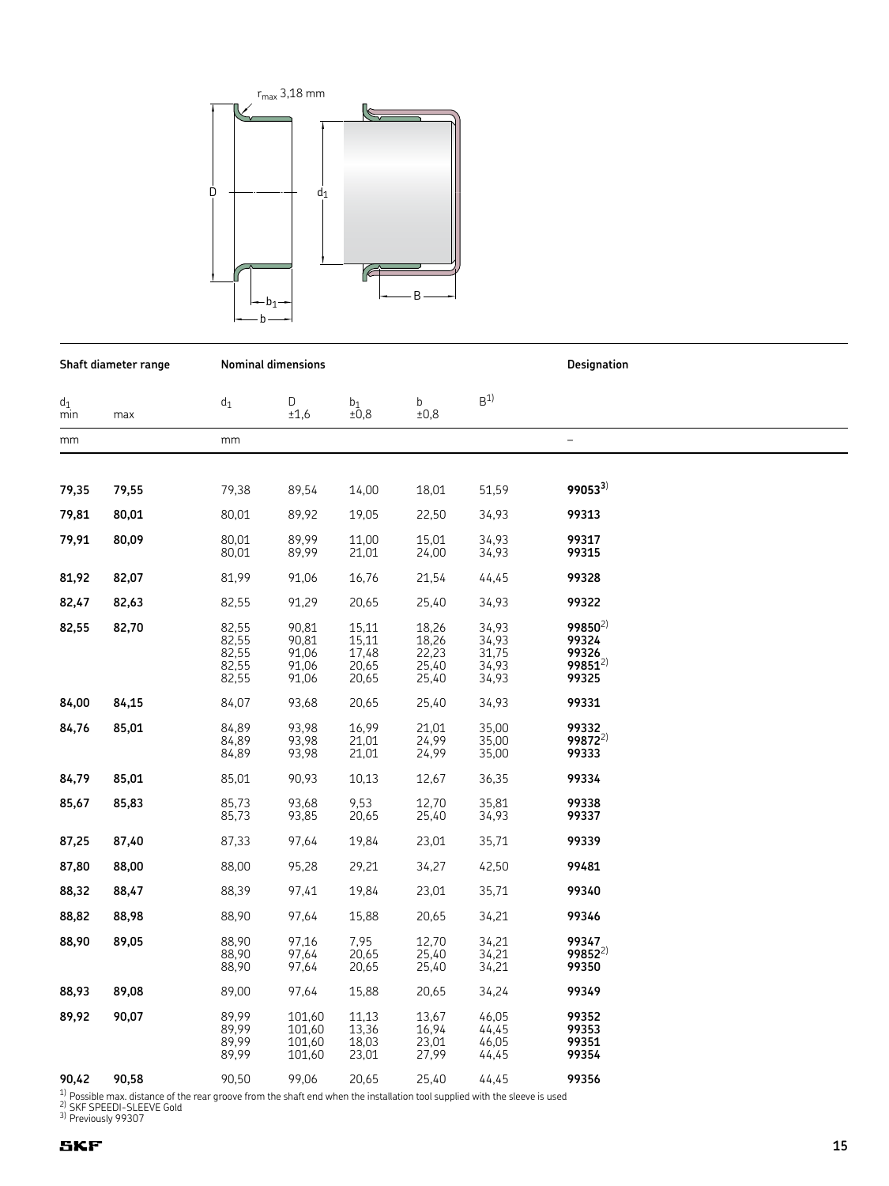$r_{max}$ 3,18 mm

| Shaft diameter range | | Nominal dimensions | | | | | Designation |
|---|---|---|---|---|---|---|---|
| $d_1$ min | max | $d_1$ | D ±1,6 | $b_1$ ±0,8 | b ±0,8 | B[1] | |
| mm | | mm | | | | | – |
| **79,35** | **79,55** | 79,38 | 89,54 | 14,00 | 18,01 | 51,59 | **99053**[3] |
| **79,81** | **80,01** | 80,01 | 89,92 | 19,05 | 22,50 | 34,93 | **99313** |
| **79,91** | **80,09** | 80,01 | 89,99 | 11,00 | 15,01 | 34,93 | **99317** |
| | | 80,01 | 89,99 | 21,01 | 24,00 | 34,93 | **99315** |
| **81,92** | **82,07** | 81,99 | 91,06 | 16,76 | 21,54 | 44,45 | **99328** |
| **82,47** | **82,63** | 82,55 | 91,29 | 20,65 | 25,40 | 34,93 | **99322** |
| **82,55** | **82,70** | 82,55 | 90,81 | 15,11 | 18,26 | 34,93 | **99850**[2] |
| | | 82,55 | 90,81 | 15,11 | 18,26 | 34,93 | **99324** |
| | | 82,55 | 91,06 | 17,48 | 22,23 | 31,75 | **99326** |
| | | 82,55 | 91,06 | 20,65 | 25,40 | 34,93 | **99851**[2] |
| | | 82,55 | 91,06 | 20,65 | 25,40 | 34,93 | **99325** |
| **84,00** | **84,15** | 84,07 | 93,68 | 20,65 | 25,40 | 34,93 | **99331** |
| **84,76** | **85,01** | 84,89 | 93,98 | 16,99 | 21,01 | 35,00 | **99332** |
| | | 84,89 | 93,98 | 21,01 | 24,99 | 35,00 | **99872**[2] |
| | | 84,89 | 93,98 | 21,01 | 24,99 | 35,00 | **99333** |
| **84,79** | **85,01** | 85,01 | 90,93 | 10,13 | 12,67 | 36,35 | **99334** |
| **85,67** | **85,83** | 85,73 | 93,68 | 9,53 | 12,70 | 35,81 | **99338** |
| | | 85,73 | 93,85 | 20,65 | 25,40 | 34,93 | **99337** |
| **87,25** | **87,40** | 87,33 | 97,64 | 19,84 | 23,01 | 35,71 | **99339** |
| **87,80** | **88,00** | 88,00 | 95,28 | 29,21 | 34,27 | 42,50 | **99481** |
| **88,32** | **88,47** | 88,39 | 97,41 | 19,84 | 23,01 | 35,71 | **99340** |
| **88,82** | **88,98** | 88,90 | 97,64 | 15,88 | 20,65 | 34,21 | **99346** |
| **88,90** | **89,05** | 88,90 | 97,16 | 7,95 | 12,70 | 34,21 | **99347** |
| | | 88,90 | 97,64 | 20,65 | 25,40 | 34,21 | **99852**[2] |
| | | 88,90 | 97,64 | 20,65 | 25,40 | 34,21 | **99350** |
| **88,93** | **89,08** | 89,00 | 97,64 | 15,88 | 20,65 | 34,24 | **99349** |
| **89,92** | **90,07** | 89,99 | 101,60 | 11,13 | 13,67 | 46,05 | **99352** |
| | | 89,99 | 101,60 | 13,36 | 16,94 | 44,45 | **99353** |
| | | 89,99 | 101,60 | 18,03 | 23,01 | 46,05 | **99351** |
| | | 89,99 | 101,60 | 23,01 | 27,99 | 44,45 | **99354** |
| **90,42** | **90,58** | 90,50 | 99,06 | 20,65 | 25,40 | 44,45 | **99356** |

[1] Possible max. distance of the rear groove from the shaft end when the installation tool supplied with the sleeve is used
[2] SKF SPEEDI-SLEEVE Gold
[3] Previously 99307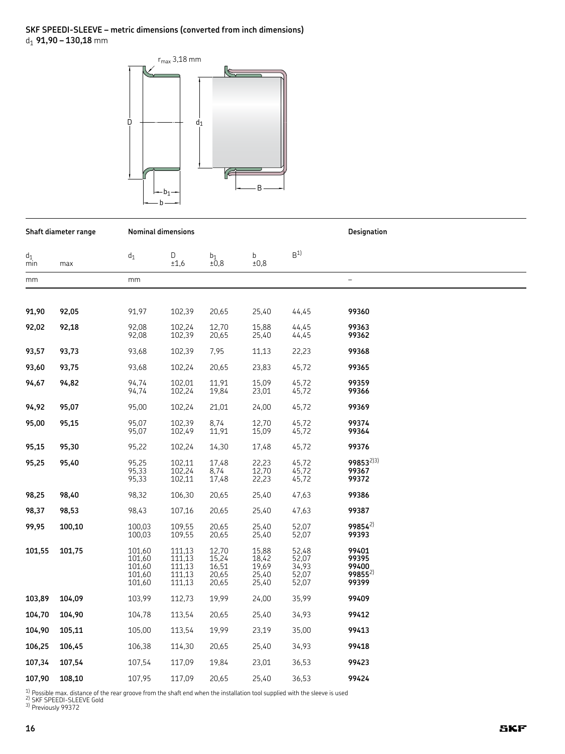**SKF SPEEDI-SLEEVE – metric dimensions (converted from inch dimensions)**
$d_1$ **91,90 – 130,18** mm

| Shaft diameter range | | Nominal dimensions | | | | | Designation |
|---|---|---|---|---|---|---|---|
| $d_1$ min | max | $d_1$ | D ±1,6 | $b_1$ ±0,8 | b ±0,8 | B[1)] | |
| mm | | mm | | | | | – |
| **91,90** | **92,05** | 91,97 | 102,39 | 20,65 | 25,40 | 44,45 | **99360** |
| **92,02** | **92,18** | 92,08 | 102,24 | 12,70 | 15,88 | 44,45 | **99363** |
| | | 92,08 | 102,39 | 20,65 | 25,40 | 44,45 | **99362** |
| **93,57** | **93,73** | 93,68 | 102,39 | 7,95 | 11,13 | 22,23 | **99368** |
| **93,60** | **93,75** | 93,68 | 102,24 | 20,65 | 23,83 | 45,72 | **99365** |
| **94,67** | **94,82** | 94,74 | 102,01 | 11,91 | 15,09 | 45,72 | **99359** |
| | | 94,74 | 102,24 | 19,84 | 23,01 | 45,72 | **99366** |
| **94,92** | **95,07** | 95,00 | 102,24 | 21,01 | 24,00 | 45,72 | **99369** |
| **95,00** | **95,15** | 95,07 | 102,39 | 8,74 | 12,70 | 45,72 | **99374** |
| | | 95,07 | 102,49 | 11,91 | 15,09 | 45,72 | **99364** |
| **95,15** | **95,30** | 95,22 | 102,24 | 14,30 | 17,48 | 45,72 | **99376** |
| **95,25** | **95,40** | 95,25 | 102,11 | 17,48 | 22,23 | 45,72 | **99853**[2)3)] |
| | | 95,33 | 102,24 | 8,74 | 12,70 | 45,72 | **99367** |
| | | 95,33 | 102,11 | 17,48 | 22,23 | 45,72 | **99372** |
| **98,25** | **98,40** | 98,32 | 106,30 | 20,65 | 25,40 | 47,63 | **99386** |
| **98,37** | **98,53** | 98,43 | 107,16 | 20,65 | 25,40 | 47,63 | **99387** |
| **99,95** | **100,10** | 100,03 | 109,55 | 20,65 | 25,40 | 52,07 | **99854**[2)] |
| | | 100,03 | 109,55 | 20,65 | 25,40 | 52,07 | **99393** |
| **101,55** | **101,75** | 101,60 | 111,13 | 12,70 | 15,88 | 52,48 | **99401** |
| | | 101,60 | 111,13 | 15,24 | 18,42 | 52,07 | **99395** |
| | | 101,60 | 111,13 | 16,51 | 19,69 | 34,93 | **99400** |
| | | 101,60 | 111,13 | 20,65 | 25,40 | 52,07 | **99855**[2)] |
| | | 101,60 | 111,13 | 20,65 | 25,40 | 52,07 | **99399** |
| **103,89** | **104,09** | 103,99 | 112,73 | 19,99 | 24,00 | 35,99 | **99409** |
| **104,70** | **104,90** | 104,78 | 113,54 | 20,65 | 25,40 | 34,93 | **99412** |
| **104,90** | **105,11** | 105,00 | 113,54 | 19,99 | 23,19 | 35,00 | **99413** |
| **106,25** | **106,45** | 106,38 | 114,30 | 20,65 | 25,40 | 34,93 | **99418** |
| **107,34** | **107,54** | 107,54 | 117,09 | 19,84 | 23,01 | 36,53 | **99423** |
| **107,90** | **108,10** | 107,95 | 117,09 | 20,65 | 25,40 | 36,53 | **99424** |

[1)] Possible max. distance of the rear groove from the shaft end when the installation tool supplied with the sleeve is used
[2)] SKF SPEEDI-SLEEVE Gold
[3)] Previously 99372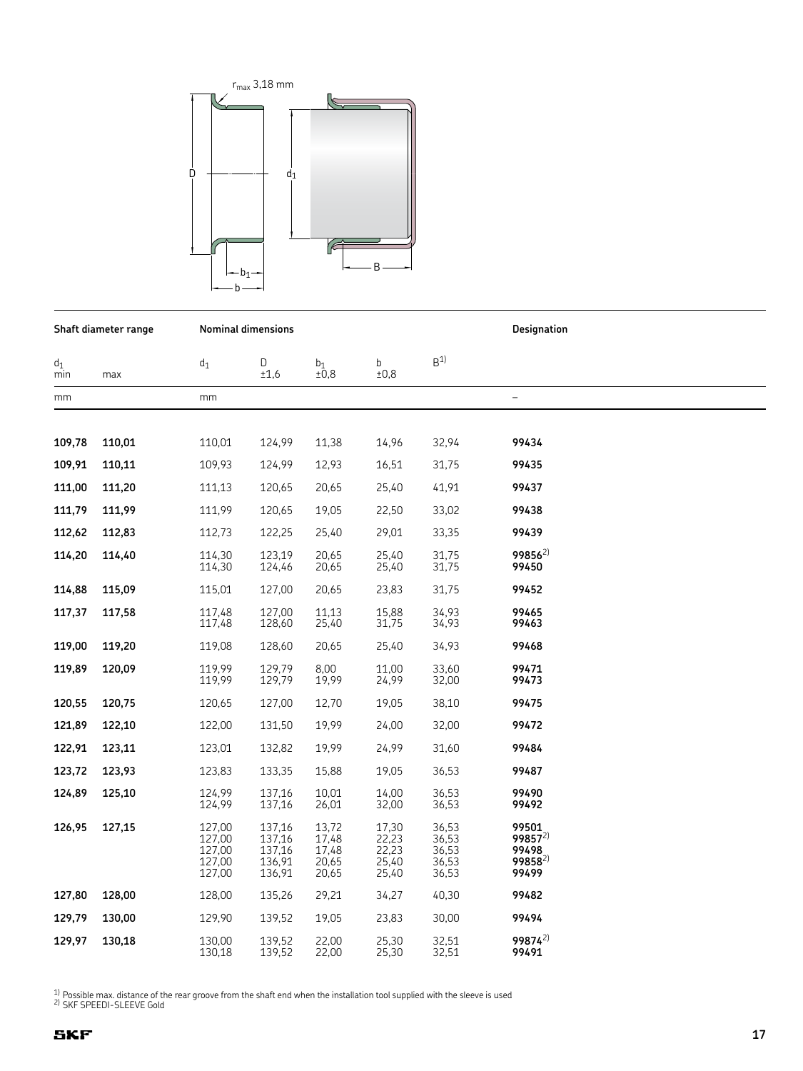| Shaft diameter range | | Nominal dimensions | | | | | Designation |
|---|---|---|---|---|---|---|---|
| $d_1$ min | max | $d_1$ | D ±1,6 | $b_1$ ±0,8 | b ±0,8 | B[1] | |
| mm | | mm | | | | | – |
| **109,78** | **110,01** | 110,01 | 124,99 | 11,38 | 14,96 | 32,94 | **99434** |
| **109,91** | **110,11** | 109,93 | 124,99 | 12,93 | 16,51 | 31,75 | **99435** |
| **111,00** | **111,20** | 111,13 | 120,65 | 20,65 | 25,40 | 41,91 | **99437** |
| **111,79** | **111,99** | 111,99 | 120,65 | 19,05 | 22,50 | 33,02 | **99438** |
| **112,62** | **112,83** | 112,73 | 122,25 | 25,40 | 29,01 | 33,35 | **99439** |
| **114,20** | **114,40** | 114,30 | 123,19 | 20,65 | 25,40 | 31,75 | **99856**[2] |
| | | 114,30 | 124,46 | 20,65 | 25,40 | 31,75 | **99450** |
| **114,88** | **115,09** | 115,01 | 127,00 | 20,65 | 23,83 | 31,75 | **99452** |
| **117,37** | **117,58** | 117,48 | 127,00 | 11,13 | 15,88 | 34,93 | **99465** |
| | | 117,48 | 128,60 | 25,40 | 31,75 | 34,93 | **99463** |
| **119,00** | **119,20** | 119,08 | 128,60 | 20,65 | 25,40 | 34,93 | **99468** |
| **119,89** | **120,09** | 119,99 | 129,79 | 8,00 | 11,00 | 33,60 | **99471** |
| | | 119,99 | 129,79 | 19,99 | 24,99 | 32,00 | **99473** |
| **120,55** | **120,75** | 120,65 | 127,00 | 12,70 | 19,05 | 38,10 | **99475** |
| **121,89** | **122,10** | 122,00 | 131,50 | 19,99 | 24,00 | 32,00 | **99472** |
| **122,91** | **123,11** | 123,01 | 132,82 | 19,99 | 24,99 | 31,60 | **99484** |
| **123,72** | **123,93** | 123,83 | 133,35 | 15,88 | 19,05 | 36,53 | **99487** |
| **124,89** | **125,10** | 124,99 | 137,16 | 10,01 | 14,00 | 36,53 | **99490** |
| | | 124,99 | 137,16 | 26,01 | 32,00 | 36,53 | **99492** |
| **126,95** | **127,15** | 127,00 | 137,16 | 13,72 | 17,30 | 36,53 | **99501** |
| | | 127,00 | 137,16 | 17,48 | 22,23 | 36,53 | **99857**[2] |
| | | 127,00 | 137,16 | 17,48 | 22,23 | 36,53 | **99498** |
| | | 127,00 | 136,91 | 20,65 | 25,40 | 36,53 | **99858**[2] |
| | | 127,00 | 136,91 | 20,65 | 25,40 | 36,53 | **99499** |
| **127,80** | **128,00** | 128,00 | 135,26 | 29,21 | 34,27 | 40,30 | **99482** |
| **129,79** | **130,00** | 129,90 | 139,52 | 19,05 | 23,83 | 30,00 | **99494** |
| **129,97** | **130,18** | 130,00 | 139,52 | 22,00 | 25,30 | 32,51 | **99874**[2] |
| | | 130,18 | 139,52 | 22,00 | 25,30 | 32,51 | **99491** |

[1] Possible max. distance of the rear groove from the shaft end when the installation tool supplied with the sleeve is used
[2] SKF SPEEDI-SLEEVE Gold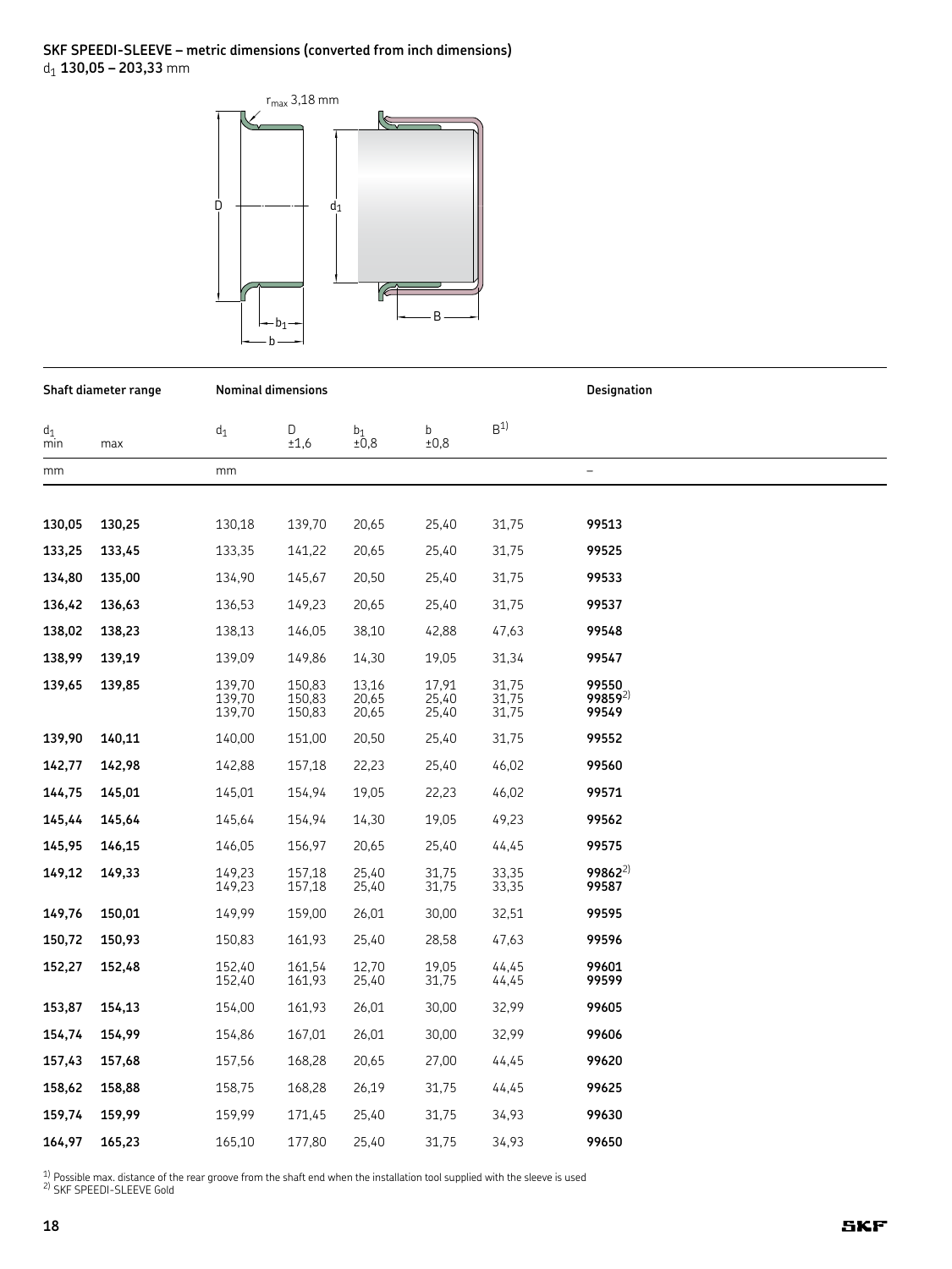**SKF SPEEDI-SLEEVE – metric dimensions (converted from inch dimensions)**
$d_1$ **130,05 – 203,33** mm

$r_{max}$ 3,18 mm

| Shaft diameter range | | Nominal dimensions | | | | | Designation |
|---|---|---|---|---|---|---|---|
| $d_1$ min | max | $d_1$ | D ±1,6 | $b_1$ ±0,8 | b ±0,8 | B[1] | |
| mm | | mm | | | | | – |
| **130,05** | **130,25** | 130,18 | 139,70 | 20,65 | 25,40 | 31,75 | **99513** |
| **133,25** | **133,45** | 133,35 | 141,22 | 20,65 | 25,40 | 31,75 | **99525** |
| **134,80** | **135,00** | 134,90 | 145,67 | 20,50 | 25,40 | 31,75 | **99533** |
| **136,42** | **136,63** | 136,53 | 149,23 | 20,65 | 25,40 | 31,75 | **99537** |
| **138,02** | **138,23** | 138,13 | 146,05 | 38,10 | 42,88 | 47,63 | **99548** |
| **138,99** | **139,19** | 139,09 | 149,86 | 14,30 | 19,05 | 31,34 | **99547** |
| **139,65** | **139,85** | 139,70 | 150,83 | 13,16 | 17,91 | 31,75 | **99550** |
| | | 139,70 | 150,83 | 20,65 | 25,40 | 31,75 | **99859**[2] |
| | | 139,70 | 150,83 | 20,65 | 25,40 | 31,75 | **99549** |
| **139,90** | **140,11** | 140,00 | 151,00 | 20,50 | 25,40 | 31,75 | **99552** |
| **142,77** | **142,98** | 142,88 | 157,18 | 22,23 | 25,40 | 46,02 | **99560** |
| **144,75** | **145,01** | 145,01 | 154,94 | 19,05 | 22,23 | 46,02 | **99571** |
| **145,44** | **145,64** | 145,64 | 154,94 | 14,30 | 19,05 | 49,23 | **99562** |
| **145,95** | **146,15** | 146,05 | 156,97 | 20,65 | 25,40 | 44,45 | **99575** |
| **149,12** | **149,33** | 149,23 | 157,18 | 25,40 | 31,75 | 33,35 | **99862**[2] |
| | | 149,23 | 157,18 | 25,40 | 31,75 | 33,35 | **99587** |
| **149,76** | **150,01** | 149,99 | 159,00 | 26,01 | 30,00 | 32,51 | **99595** |
| **150,72** | **150,93** | 150,83 | 161,93 | 25,40 | 28,58 | 47,63 | **99596** |
| **152,27** | **152,48** | 152,40 | 161,54 | 12,70 | 19,05 | 44,45 | **99601** |
| | | 152,40 | 161,93 | 25,40 | 31,75 | 44,45 | **99599** |
| **153,87** | **154,13** | 154,00 | 161,93 | 26,01 | 30,00 | 32,99 | **99605** |
| **154,74** | **154,99** | 154,86 | 167,01 | 26,01 | 30,00 | 32,99 | **99606** |
| **157,43** | **157,68** | 157,56 | 168,28 | 20,65 | 27,00 | 44,45 | **99620** |
| **158,62** | **158,88** | 158,75 | 168,28 | 26,19 | 31,75 | 44,45 | **99625** |
| **159,74** | **159,99** | 159,99 | 171,45 | 25,40 | 31,75 | 34,93 | **99630** |
| **164,97** | **165,23** | 165,10 | 177,80 | 25,40 | 31,75 | 34,93 | **99650** |

[1] Possible max. distance of the rear groove from the shaft end when the installation tool supplied with the sleeve is used
[2] SKF SPEEDI-SLEEVE Gold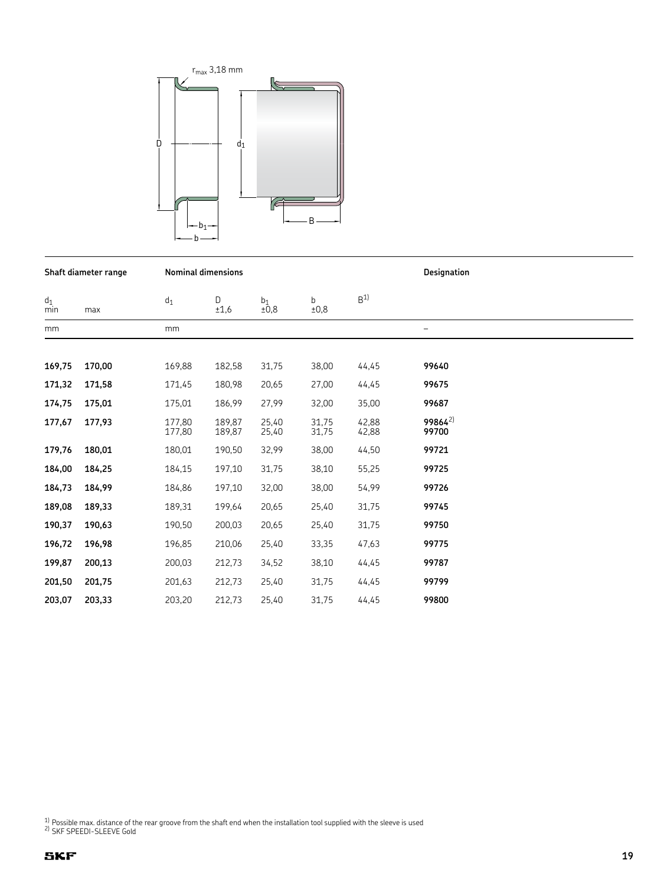| Shaft diameter range | | Nominal dimensions | | | | | Designation |
|---|---|---|---|---|---|---|---|
| $d_1$ min | max | $d_1$ | D ±1,6 | $b_1$ ±0,8 | b ±0,8 | B[1] | |
| mm | | mm | | | | | – |
| **169,75** | **170,00** | 169,88 | 182,58 | 31,75 | 38,00 | 44,45 | **99640** |
| **171,32** | **171,58** | 171,45 | 180,98 | 20,65 | 27,00 | 44,45 | **99675** |
| **174,75** | **175,01** | 175,01 | 186,99 | 27,99 | 32,00 | 35,00 | **99687** |
| **177,67** | **177,93** | 177,80 | 189,87 | 25,40 | 31,75 | 42,88 | **99864**[2] |
| | | 177,80 | 189,87 | 25,40 | 31,75 | 42,88 | **99700** |
| **179,76** | **180,01** | 180,01 | 190,50 | 32,99 | 38,00 | 44,50 | **99721** |
| **184,00** | **184,25** | 184,15 | 197,10 | 31,75 | 38,10 | 55,25 | **99725** |
| **184,73** | **184,99** | 184,86 | 197,10 | 32,00 | 38,00 | 54,99 | **99726** |
| **189,08** | **189,33** | 189,31 | 199,64 | 20,65 | 25,40 | 31,75 | **99745** |
| **190,37** | **190,63** | 190,50 | 200,03 | 20,65 | 25,40 | 31,75 | **99750** |
| **196,72** | **196,98** | 196,85 | 210,06 | 25,40 | 33,35 | 47,63 | **99775** |
| **199,87** | **200,13** | 200,03 | 212,73 | 34,52 | 38,10 | 44,45 | **99787** |
| **201,50** | **201,75** | 201,63 | 212,73 | 25,40 | 31,75 | 44,45 | **99799** |
| **203,07** | **203,33** | 203,20 | 212,73 | 25,40 | 31,75 | 44,45 | **99800** |

[1] Possible max. distance of the rear groove from the shaft end when the installation tool supplied with the sleeve is used
[2] SKF SPEEDI-SLEEVE Gold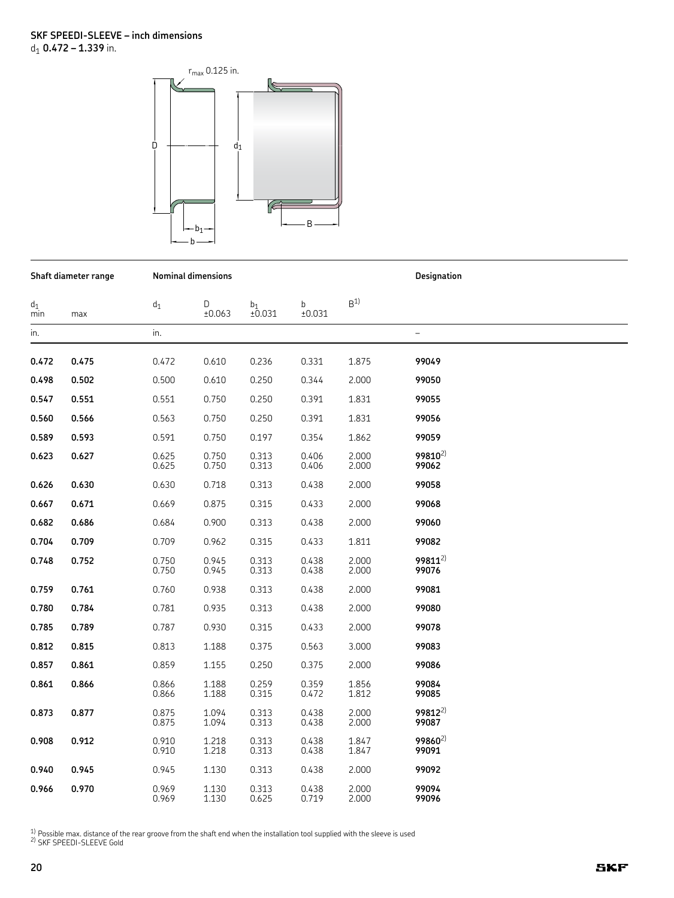## SKF SPEEDI-SLEEVE – inch dimensions

$d_1$ **0.472 – 1.339** in.

| Shaft diameter range | | Nominal dimensions | | | | | Designation |
|---|---|---|---|---|---|---|---|
| $d_1$ min | max | $d_1$ | D ±0.063 | $b_1$ ±0.031 | b ±0.031 | B[1] | |
| in. | | in. | | | | | – |
| **0.472** | **0.475** | 0.472 | 0.610 | 0.236 | 0.331 | 1.875 | **99049** |
| **0.498** | **0.502** | 0.500 | 0.610 | 0.250 | 0.344 | 2.000 | **99050** |
| **0.547** | **0.551** | 0.551 | 0.750 | 0.250 | 0.391 | 1.831 | **99055** |
| **0.560** | **0.566** | 0.563 | 0.750 | 0.250 | 0.391 | 1.831 | **99056** |
| **0.589** | **0.593** | 0.591 | 0.750 | 0.197 | 0.354 | 1.862 | **99059** |
| **0.623** | **0.627** | 0.625 | 0.750 | 0.313 | 0.406 | 2.000 | **99810**[2] |
| | | 0.625 | 0.750 | 0.313 | 0.406 | 2.000 | **99062** |
| **0.626** | **0.630** | 0.630 | 0.718 | 0.313 | 0.438 | 2.000 | **99058** |
| **0.667** | **0.671** | 0.669 | 0.875 | 0.315 | 0.433 | 2.000 | **99068** |
| **0.682** | **0.686** | 0.684 | 0.900 | 0.313 | 0.438 | 2.000 | **99060** |
| **0.704** | **0.709** | 0.709 | 0.962 | 0.315 | 0.433 | 1.811 | **99082** |
| **0.748** | **0.752** | 0.750 | 0.945 | 0.313 | 0.438 | 2.000 | **99811**[2] |
| | | 0.750 | 0.945 | 0.313 | 0.438 | 2.000 | **99076** |
| **0.759** | **0.761** | 0.760 | 0.938 | 0.313 | 0.438 | 2.000 | **99081** |
| **0.780** | **0.784** | 0.781 | 0.935 | 0.313 | 0.438 | 2.000 | **99080** |
| **0.785** | **0.789** | 0.787 | 0.930 | 0.315 | 0.433 | 2.000 | **99078** |
| **0.812** | **0.815** | 0.813 | 1.188 | 0.375 | 0.563 | 3.000 | **99083** |
| **0.857** | **0.861** | 0.859 | 1.155 | 0.250 | 0.375 | 2.000 | **99086** |
| **0.861** | **0.866** | 0.866 | 1.188 | 0.259 | 0.359 | 1.856 | **99084** |
| | | 0.866 | 1.188 | 0.315 | 0.472 | 1.812 | **99085** |
| **0.873** | **0.877** | 0.875 | 1.094 | 0.313 | 0.438 | 2.000 | **99812**[2] |
| | | 0.875 | 1.094 | 0.313 | 0.438 | 2.000 | **99087** |
| **0.908** | **0.912** | 0.910 | 1.218 | 0.313 | 0.438 | 1.847 | **99860**[2] |
| | | 0.910 | 1.218 | 0.313 | 0.438 | 1.847 | **99091** |
| **0.940** | **0.945** | 0.945 | 1.130 | 0.313 | 0.438 | 2.000 | **99092** |
| **0.966** | **0.970** | 0.969 | 1.130 | 0.313 | 0.438 | 2.000 | **99094** |
| | | 0.969 | 1.130 | 0.625 | 0.719 | 2.000 | **99096** |

[1] Possible max. distance of the rear groove from the shaft end when the installation tool supplied with the sleeve is used
[2] SKF SPEEDI-SLEEVE Gold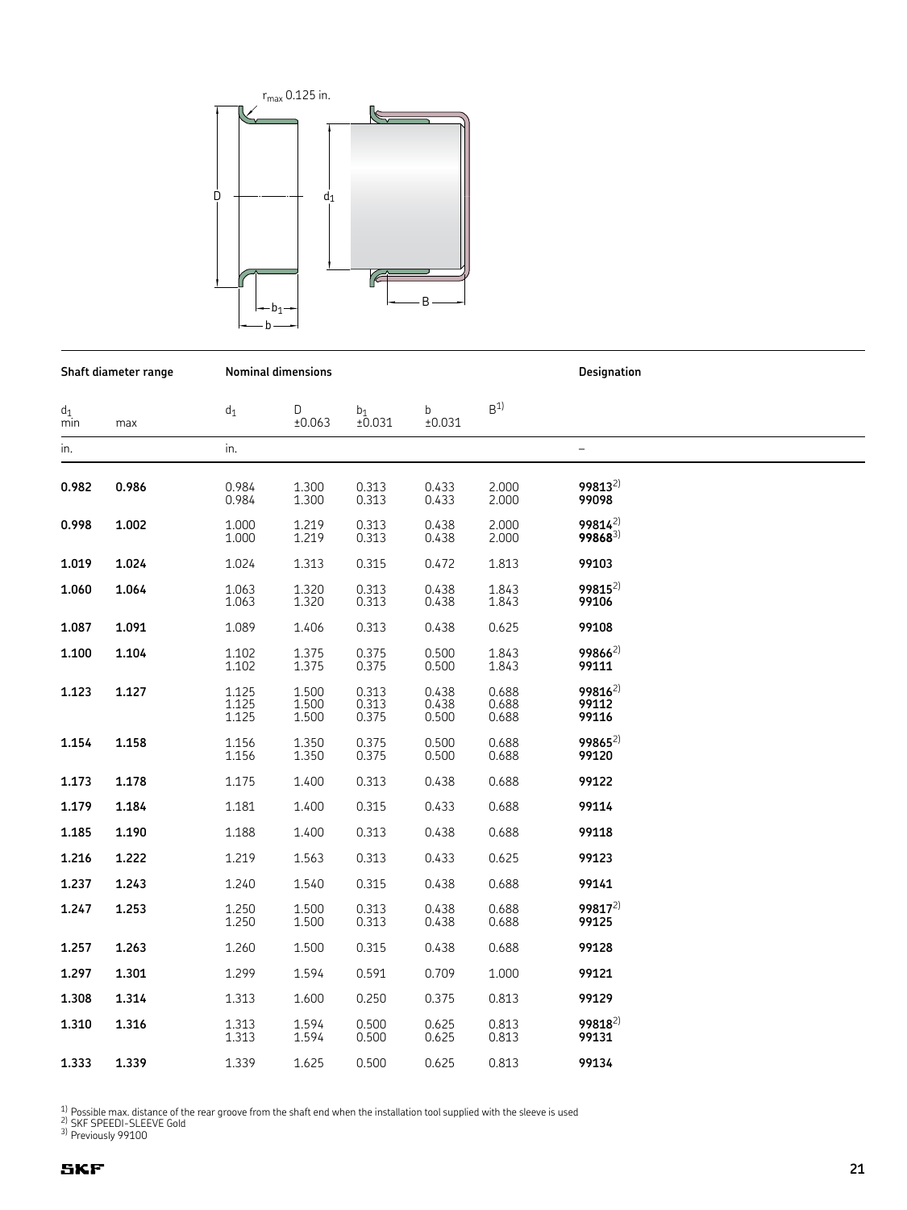| Shaft diameter range | | Nominal dimensions | | | | | Designation |
|---|---|---|---|---|---|---|---|
| $d_1$ min | max | $d_1$ | D ±0.063 | $b_1$ ±0.031 | b ±0.031 | B[1] | |
| in. | | in. | | | | | – |
| **0.982** | **0.986** | 0.984 | 1.300 | 0.313 | 0.433 | 2.000 | **99813**[2] |
| | | 0.984 | 1.300 | 0.313 | 0.433 | 2.000 | **99098** |
| **0.998** | **1.002** | 1.000 | 1.219 | 0.313 | 0.438 | 2.000 | **99814**[2] |
| | | 1.000 | 1.219 | 0.313 | 0.438 | 2.000 | **99868**[3] |
| **1.019** | **1.024** | 1.024 | 1.313 | 0.315 | 0.472 | 1.813 | **99103** |
| **1.060** | **1.064** | 1.063 | 1.320 | 0.313 | 0.438 | 1.843 | **99815**[2] |
| | | 1.063 | 1.320 | 0.313 | 0.438 | 1.843 | **99106** |
| **1.087** | **1.091** | 1.089 | 1.406 | 0.313 | 0.438 | 0.625 | **99108** |
| **1.100** | **1.104** | 1.102 | 1.375 | 0.375 | 0.500 | 1.843 | **99866**[2] |
| | | 1.102 | 1.375 | 0.375 | 0.500 | 1.843 | **99111** |
| **1.123** | **1.127** | 1.125 | 1.500 | 0.313 | 0.438 | 0.688 | **99816**[2] |
| | | 1.125 | 1.500 | 0.313 | 0.438 | 0.688 | **99112** |
| | | 1.125 | 1.500 | 0.375 | 0.500 | 0.688 | **99116** |
| **1.154** | **1.158** | 1.156 | 1.350 | 0.375 | 0.500 | 0.688 | **99865**[2] |
| | | 1.156 | 1.350 | 0.375 | 0.500 | 0.688 | **99120** |
| **1.173** | **1.178** | 1.175 | 1.400 | 0.313 | 0.438 | 0.688 | **99122** |
| **1.179** | **1.184** | 1.181 | 1.400 | 0.315 | 0.433 | 0.688 | **99114** |
| **1.185** | **1.190** | 1.188 | 1.400 | 0.313 | 0.438 | 0.688 | **99118** |
| **1.216** | **1.222** | 1.219 | 1.563 | 0.313 | 0.433 | 0.625 | **99123** |
| **1.237** | **1.243** | 1.240 | 1.540 | 0.315 | 0.438 | 0.688 | **99141** |
| **1.247** | **1.253** | 1.250 | 1.500 | 0.313 | 0.438 | 0.688 | **99817**[2] |
| | | 1.250 | 1.500 | 0.313 | 0.438 | 0.688 | **99125** |
| **1.257** | **1.263** | 1.260 | 1.500 | 0.315 | 0.438 | 0.688 | **99128** |
| **1.297** | **1.301** | 1.299 | 1.594 | 0.591 | 0.709 | 1.000 | **99121** |
| **1.308** | **1.314** | 1.313 | 1.600 | 0.250 | 0.375 | 0.813 | **99129** |
| **1.310** | **1.316** | 1.313 | 1.594 | 0.500 | 0.625 | 0.813 | **99818**[2] |
| | | 1.313 | 1.594 | 0.500 | 0.625 | 0.813 | **99131** |
| **1.333** | **1.339** | 1.339 | 1.625 | 0.500 | 0.625 | 0.813 | **99134** |

[1] Possible max. distance of the rear groove from the shaft end when the installation tool supplied with the sleeve is used
[2] SKF SPEEDI-SLEEVE Gold
[3] Previously 99100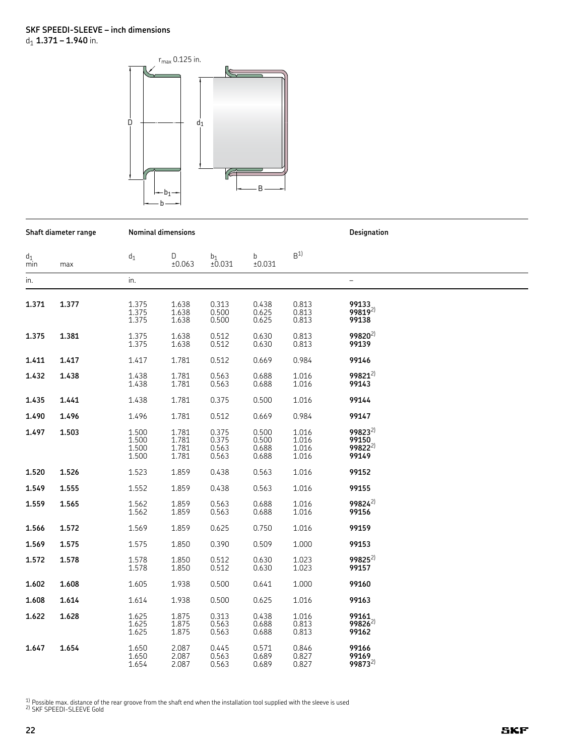## SKF SPEEDI-SLEEVE – inch dimensions

$d_1$ **1.371 – 1.940** in.

| Shaft diameter range | | Nominal dimensions | | | | | Designation |
|---|---|---|---|---|---|---|---|
| $d_1$ min | max | $d_1$ | D ±0.063 | $b_1$ ±0.031 | b ±0.031 | B[1] | |
| in. | | in. | | | | | – |
| **1.371** | **1.377** | 1.375 | 1.638 | 0.313 | 0.438 | 0.813 | **99133** |
| | | 1.375 | 1.638 | 0.500 | 0.625 | 0.813 | **99819**[2] |
| | | 1.375 | 1.638 | 0.500 | 0.625 | 0.813 | **99138** |
| **1.375** | **1.381** | 1.375 | 1.638 | 0.512 | 0.630 | 0.813 | **99820**[2] |
| | | 1.375 | 1.638 | 0.512 | 0.630 | 0.813 | **99139** |
| **1.411** | **1.417** | 1.417 | 1.781 | 0.512 | 0.669 | 0.984 | **99146** |
| **1.432** | **1.438** | 1.438 | 1.781 | 0.563 | 0.688 | 1.016 | **99821**[2] |
| | | 1.438 | 1.781 | 0.563 | 0.688 | 1.016 | **99143** |
| **1.435** | **1.441** | 1.438 | 1.781 | 0.375 | 0.500 | 1.016 | **99144** |
| **1.490** | **1.496** | 1.496 | 1.781 | 0.512 | 0.669 | 0.984 | **99147** |
| **1.497** | **1.503** | 1.500 | 1.781 | 0.375 | 0.500 | 1.016 | **99823**[2] |
| | | 1.500 | 1.781 | 0.375 | 0.500 | 1.016 | **99150** |
| | | 1.500 | 1.781 | 0.563 | 0.688 | 1.016 | **99822**[2] |
| | | 1.500 | 1.781 | 0.563 | 0.688 | 1.016 | **99149** |
| **1.520** | **1.526** | 1.523 | 1.859 | 0.438 | 0.563 | 1.016 | **99152** |
| **1.549** | **1.555** | 1.552 | 1.859 | 0.438 | 0.563 | 1.016 | **99155** |
| **1.559** | **1.565** | 1.562 | 1.859 | 0.563 | 0.688 | 1.016 | **99824**[2] |
| | | 1.562 | 1.859 | 0.563 | 0.688 | 1.016 | **99156** |
| **1.566** | **1.572** | 1.569 | 1.859 | 0.625 | 0.750 | 1.016 | **99159** |
| **1.569** | **1.575** | 1.575 | 1.850 | 0.390 | 0.509 | 1.000 | **99153** |
| **1.572** | **1.578** | 1.578 | 1.850 | 0.512 | 0.630 | 1.023 | **99825**[2] |
| | | 1.578 | 1.850 | 0.512 | 0.630 | 1.023 | **99157** |
| **1.602** | **1.608** | 1.605 | 1.938 | 0.500 | 0.641 | 1.000 | **99160** |
| **1.608** | **1.614** | 1.614 | 1.938 | 0.500 | 0.625 | 1.016 | **99163** |
| **1.622** | **1.628** | 1.625 | 1.875 | 0.313 | 0.438 | 1.016 | **99161** |
| | | 1.625 | 1.875 | 0.563 | 0.688 | 0.813 | **99826**[2] |
| | | 1.625 | 1.875 | 0.563 | 0.688 | 0.813 | **99162** |
| **1.647** | **1.654** | 1.650 | 2.087 | 0.445 | 0.571 | 0.846 | **99166** |
| | | 1.650 | 2.087 | 0.563 | 0.689 | 0.827 | **99169** |
| | | 1.654 | 2.087 | 0.563 | 0.689 | 0.827 | **99873**[2] |

[1] Possible max. distance of the rear groove from the shaft end when the installation tool supplied with the sleeve is used
[2] SKF SPEEDI-SLEEVE Gold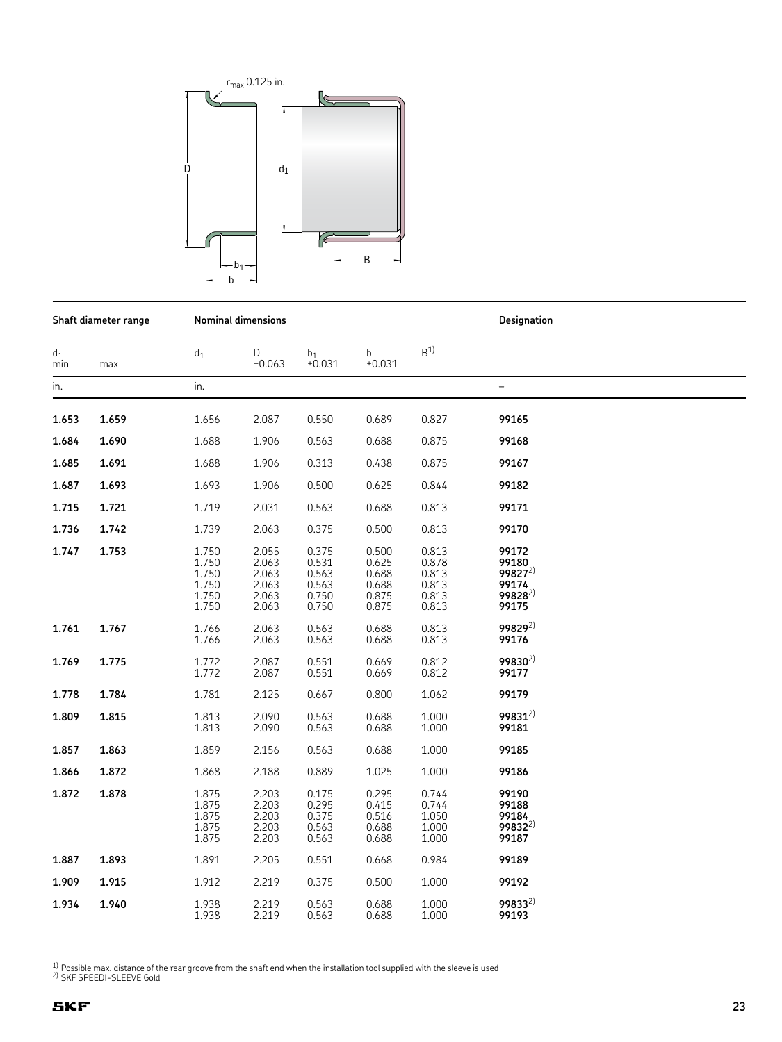| Shaft diameter range | | Nominal dimensions | | | | | Designation |
|---|---|---|---|---|---|---|---|
| $d_1$ min | max | $d_1$ | D ±0.063 | $b_1$ ±0.031 | b ±0.031 | B[1] | |
| in. | | in. | | | | | – |
| **1.653** | **1.659** | 1.656 | 2.087 | 0.550 | 0.689 | 0.827 | **99165** |
| **1.684** | **1.690** | 1.688 | 1.906 | 0.563 | 0.688 | 0.875 | **99168** |
| **1.685** | **1.691** | 1.688 | 1.906 | 0.313 | 0.438 | 0.875 | **99167** |
| **1.687** | **1.693** | 1.693 | 1.906 | 0.500 | 0.625 | 0.844 | **99182** |
| **1.715** | **1.721** | 1.719 | 2.031 | 0.563 | 0.688 | 0.813 | **99171** |
| **1.736** | **1.742** | 1.739 | 2.063 | 0.375 | 0.500 | 0.813 | **99170** |
| **1.747** | **1.753** | 1.750 | 2.055 | 0.375 | 0.500 | 0.813 | **99172** |
| | | 1.750 | 2.063 | 0.531 | 0.625 | 0.878 | **99180** |
| | | 1.750 | 2.063 | 0.563 | 0.688 | 0.813 | **99827**[2] |
| | | 1.750 | 2.063 | 0.563 | 0.688 | 0.813 | **99174** |
| | | 1.750 | 2.063 | 0.750 | 0.875 | 0.813 | **99828**[2] |
| | | 1.750 | 2.063 | 0.750 | 0.875 | 0.813 | **99175** |
| **1.761** | **1.767** | 1.766 | 2.063 | 0.563 | 0.688 | 0.813 | **99829**[2] |
| | | 1.766 | 2.063 | 0.563 | 0.688 | 0.813 | **99176** |
| **1.769** | **1.775** | 1.772 | 2.087 | 0.551 | 0.669 | 0.812 | **99830**[2] |
| | | 1.772 | 2.087 | 0.551 | 0.669 | 0.812 | **99177** |
| **1.778** | **1.784** | 1.781 | 2.125 | 0.667 | 0.800 | 1.062 | **99179** |
| **1.809** | **1.815** | 1.813 | 2.090 | 0.563 | 0.688 | 1.000 | **99831**[2] |
| | | 1.813 | 2.090 | 0.563 | 0.688 | 1.000 | **99181** |
| **1.857** | **1.863** | 1.859 | 2.156 | 0.563 | 0.688 | 1.000 | **99185** |
| **1.866** | **1.872** | 1.868 | 2.188 | 0.889 | 1.025 | 1.000 | **99186** |
| **1.872** | **1.878** | 1.875 | 2.203 | 0.175 | 0.295 | 0.744 | **99190** |
| | | 1.875 | 2.203 | 0.295 | 0.415 | 0.744 | **99188** |
| | | 1.875 | 2.203 | 0.375 | 0.516 | 1.050 | **99184** |
| | | 1.875 | 2.203 | 0.563 | 0.688 | 1.000 | **99832**[2] |
| | | 1.875 | 2.203 | 0.563 | 0.688 | 1.000 | **99187** |
| **1.887** | **1.893** | 1.891 | 2.205 | 0.551 | 0.668 | 0.984 | **99189** |
| **1.909** | **1.915** | 1.912 | 2.219 | 0.375 | 0.500 | 1.000 | **99192** |
| **1.934** | **1.940** | 1.938 | 2.219 | 0.563 | 0.688 | 1.000 | **99833**[2] |
| | | 1.938 | 2.219 | 0.563 | 0.688 | 1.000 | **99193** |

[1] Possible max. distance of the rear groove from the shaft end when the installation tool supplied with the sleeve is used
[2] SKF SPEEDI-SLEEVE Gold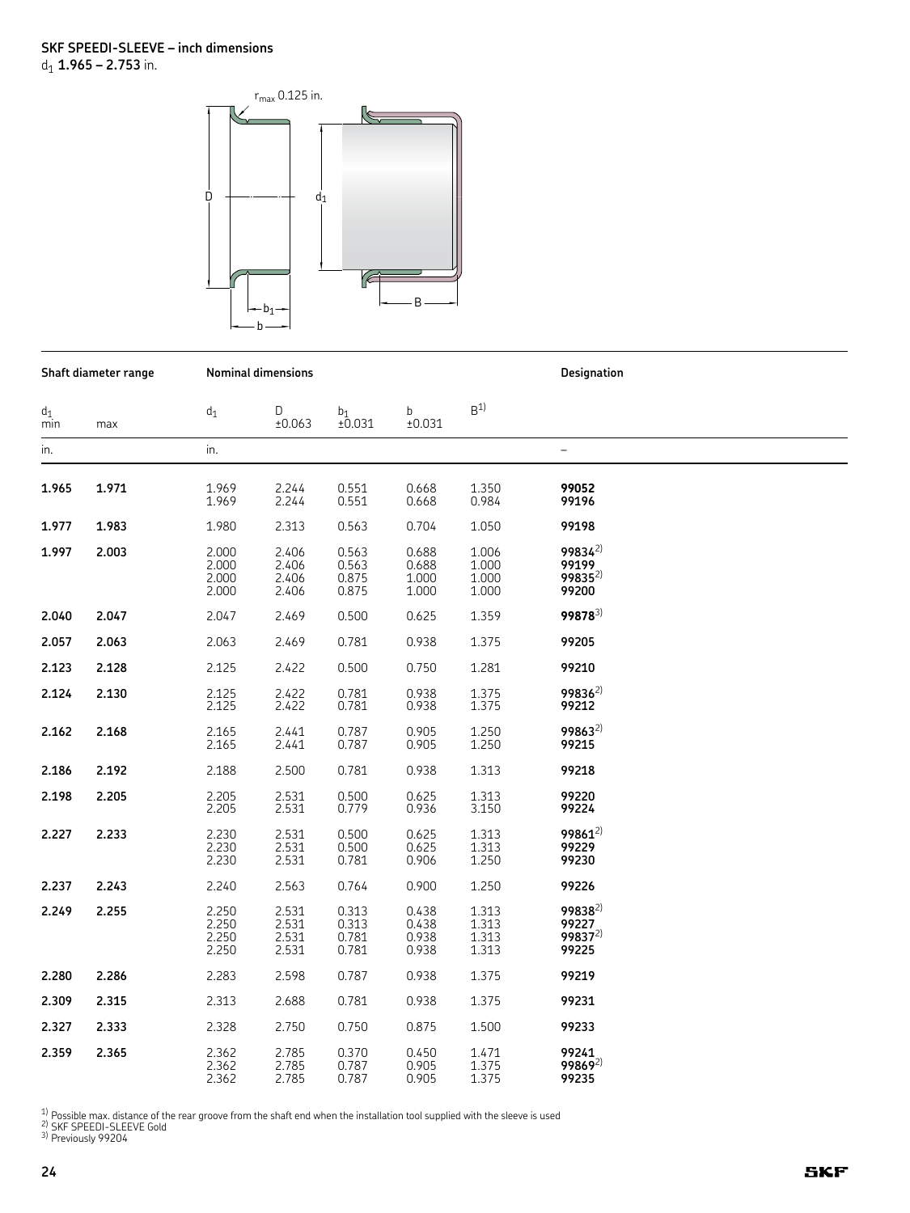**SKF SPEEDI-SLEEVE – inch dimensions**
$d_1$ **1.965 – 2.753** in.

| Shaft diameter range | | Nominal dimensions | | | | | Designation |
|---|---|---|---|---|---|---|---|
| $d_1$ min | max | $d_1$ | D ±0.063 | $b_1$ ±0.031 | b ±0.031 | B[1] | |
| in. | | in. | | | | | – |
| **1.965** | **1.971** | 1.969 | 2.244 | 0.551 | 0.668 | 1.350 | **99052** |
| | | 1.969 | 2.244 | 0.551 | 0.668 | 0.984 | **99196** |
| **1.977** | **1.983** | 1.980 | 2.313 | 0.563 | 0.704 | 1.050 | **99198** |
| **1.997** | **2.003** | 2.000 | 2.406 | 0.563 | 0.688 | 1.006 | **99834**[2] |
| | | 2.000 | 2.406 | 0.563 | 0.688 | 1.000 | **99199** |
| | | 2.000 | 2.406 | 0.875 | 1.000 | 1.000 | **99835**[2] |
| | | 2.000 | 2.406 | 0.875 | 1.000 | 1.000 | **99200** |
| **2.040** | **2.047** | 2.047 | 2.469 | 0.500 | 0.625 | 1.359 | **99878**[3] |
| **2.057** | **2.063** | 2.063 | 2.469 | 0.781 | 0.938 | 1.375 | **99205** |
| **2.123** | **2.128** | 2.125 | 2.422 | 0.500 | 0.750 | 1.281 | **99210** |
| **2.124** | **2.130** | 2.125 | 2.422 | 0.781 | 0.938 | 1.375 | **99836**[2] |
| | | 2.125 | 2.422 | 0.781 | 0.938 | 1.375 | **99212** |
| **2.162** | **2.168** | 2.165 | 2.441 | 0.787 | 0.905 | 1.250 | **99863**[2] |
| | | 2.165 | 2.441 | 0.787 | 0.905 | 1.250 | **99215** |
| **2.186** | **2.192** | 2.188 | 2.500 | 0.781 | 0.938 | 1.313 | **99218** |
| **2.198** | **2.205** | 2.205 | 2.531 | 0.500 | 0.625 | 1.313 | **99220** |
| | | 2.205 | 2.531 | 0.779 | 0.936 | 3.150 | **99224** |
| **2.227** | **2.233** | 2.230 | 2.531 | 0.500 | 0.625 | 1.313 | **99861**[2] |
| | | 2.230 | 2.531 | 0.500 | 0.625 | 1.313 | **99229** |
| | | 2.230 | 2.531 | 0.781 | 0.906 | 1.250 | **99230** |
| **2.237** | **2.243** | 2.240 | 2.563 | 0.764 | 0.900 | 1.250 | **99226** |
| **2.249** | **2.255** | 2.250 | 2.531 | 0.313 | 0.438 | 1.313 | **99838**[2] |
| | | 2.250 | 2.531 | 0.313 | 0.438 | 1.313 | **99227** |
| | | 2.250 | 2.531 | 0.781 | 0.938 | 1.313 | **99837**[2] |
| | | 2.250 | 2.531 | 0.781 | 0.938 | 1.313 | **99225** |
| **2.280** | **2.286** | 2.283 | 2.598 | 0.787 | 0.938 | 1.375 | **99219** |
| **2.309** | **2.315** | 2.313 | 2.688 | 0.781 | 0.938 | 1.375 | **99231** |
| **2.327** | **2.333** | 2.328 | 2.750 | 0.750 | 0.875 | 1.500 | **99233** |
| **2.359** | **2.365** | 2.362 | 2.785 | 0.370 | 0.450 | 1.471 | **99241** |
| | | 2.362 | 2.785 | 0.787 | 0.905 | 1.375 | **99869**[2] |
| | | 2.362 | 2.785 | 0.787 | 0.905 | 1.375 | **99235** |

[1] Possible max. distance of the rear groove from the shaft end when the installation tool supplied with the sleeve is used
[2] SKF SPEEDI-SLEEVE Gold
[3] Previously 99204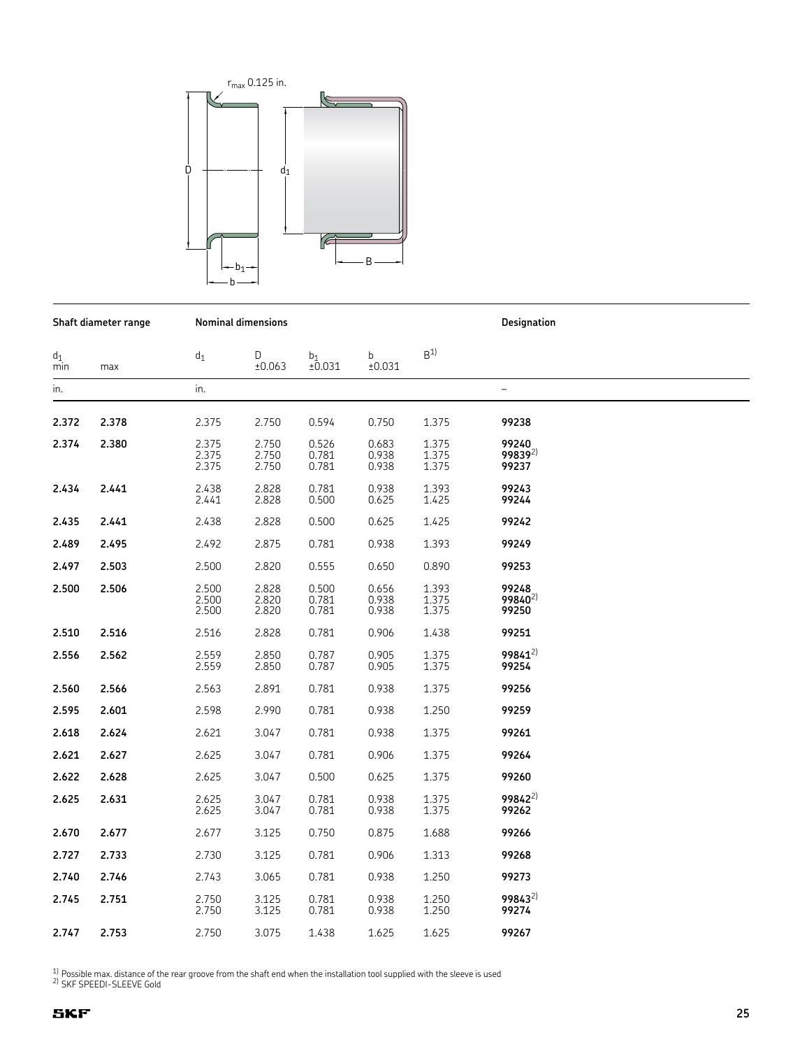| Shaft diameter range | | Nominal dimensions | | | | | Designation |
|---|---|---|---|---|---|---|---|
| $d_1$ min | max | $d_1$ | D ±0.063 | $b_1$ ±0.031 | b ±0.031 | B[1] | |
| in. | | in. | | | | | – |
| **2.372** | **2.378** | 2.375 | 2.750 | 0.594 | 0.750 | 1.375 | **99238** |
| **2.374** | **2.380** | 2.375<br>2.375<br>2.375 | 2.750<br>2.750<br>2.750 | 0.526<br>0.781<br>0.781 | 0.683<br>0.938<br>0.938 | 1.375<br>1.375<br>1.375 | **99240**<br>**99839**[2]<br>**99237** |
| **2.434** | **2.441** | 2.438<br>2.441 | 2.828<br>2.828 | 0.781<br>0.500 | 0.938<br>0.625 | 1.393<br>1.425 | **99243**<br>**99244** |
| **2.435** | **2.441** | 2.438 | 2.828 | 0.500 | 0.625 | 1.425 | **99242** |
| **2.489** | **2.495** | 2.492 | 2.875 | 0.781 | 0.938 | 1.393 | **99249** |
| **2.497** | **2.503** | 2.500 | 2.820 | 0.555 | 0.650 | 0.890 | **99253** |
| **2.500** | **2.506** | 2.500<br>2.500<br>2.500 | 2.828<br>2.820<br>2.820 | 0.500<br>0.781<br>0.781 | 0.656<br>0.938<br>0.938 | 1.393<br>1.375<br>1.375 | **99248**<br>**99840**[2]<br>**99250** |
| **2.510** | **2.516** | 2.516 | 2.828 | 0.781 | 0.906 | 1.438 | **99251** |
| **2.556** | **2.562** | 2.559<br>2.559 | 2.850<br>2.850 | 0.787<br>0.787 | 0.905<br>0.905 | 1.375<br>1.375 | **99841**[2]<br>**99254** |
| **2.560** | **2.566** | 2.563 | 2.891 | 0.781 | 0.938 | 1.375 | **99256** |
| **2.595** | **2.601** | 2.598 | 2.990 | 0.781 | 0.938 | 1.250 | **99259** |
| **2.618** | **2.624** | 2.621 | 3.047 | 0.781 | 0.938 | 1.375 | **99261** |
| **2.621** | **2.627** | 2.625 | 3.047 | 0.781 | 0.906 | 1.375 | **99264** |
| **2.622** | **2.628** | 2.625 | 3.047 | 0.500 | 0.625 | 1.375 | **99260** |
| **2.625** | **2.631** | 2.625<br>2.625 | 3.047<br>3.047 | 0.781<br>0.781 | 0.938<br>0.938 | 1.375<br>1.375 | **99842**[2]<br>**99262** |
| **2.670** | **2.677** | 2.677 | 3.125 | 0.750 | 0.875 | 1.688 | **99266** |
| **2.727** | **2.733** | 2.730 | 3.125 | 0.781 | 0.906 | 1.313 | **99268** |
| **2.740** | **2.746** | 2.743 | 3.065 | 0.781 | 0.938 | 1.250 | **99273** |
| **2.745** | **2.751** | 2.750<br>2.750 | 3.125<br>3.125 | 0.781<br>0.781 | 0.938<br>0.938 | 1.250<br>1.250 | **99843**[2]<br>**99274** |
| **2.747** | **2.753** | 2.750 | 3.075 | 1.438 | 1.625 | 1.625 | **99267** |

[1] Possible max. distance of the rear groove from the shaft end when the installation tool supplied with the sleeve is used
[2] SKF SPEEDI-SLEEVE Gold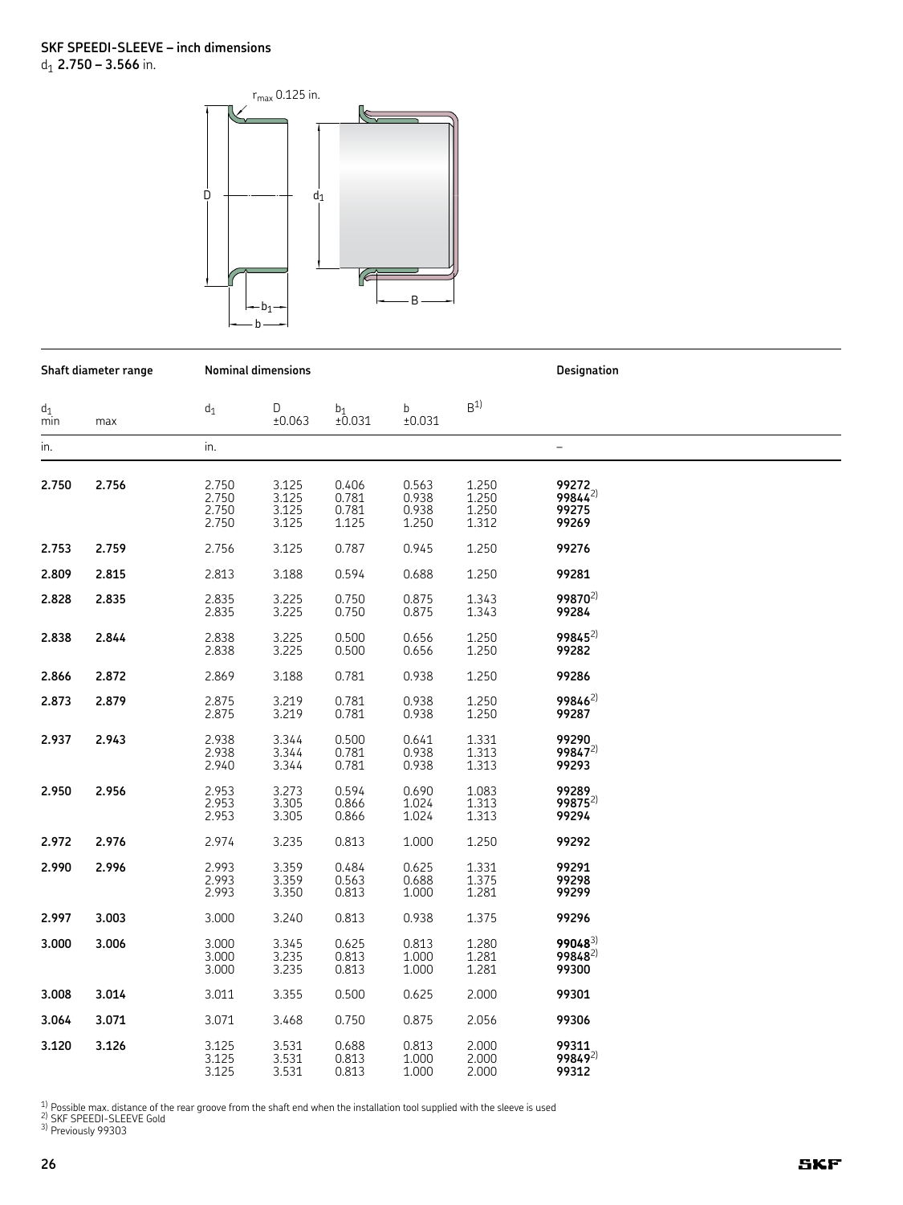## SKF SPEEDI-SLEEVE – inch dimensions

$d_1$ **2.750 – 3.566** in.

| Shaft diameter range | | Nominal dimensions | | | | | Designation |
|---|---|---|---|---|---|---|---|
| $d_1$ min | max | $d_1$ | D ±0.063 | $b_1$ ±0.031 | b ±0.031 | B[1] | |
| in. | | in. | | | | | – |
| **2.750** | **2.756** | 2.750 | 3.125 | 0.406 | 0.563 | 1.250 | **99272** |
| | | 2.750 | 3.125 | 0.781 | 0.938 | 1.250 | **99844**[2] |
| | | 2.750 | 3.125 | 0.781 | 0.938 | 1.250 | **99275** |
| | | 2.750 | 3.125 | 1.125 | 1.250 | 1.312 | **99269** |
| **2.753** | **2.759** | 2.756 | 3.125 | 0.787 | 0.945 | 1.250 | **99276** |
| **2.809** | **2.815** | 2.813 | 3.188 | 0.594 | 0.688 | 1.250 | **99281** |
| **2.828** | **2.835** | 2.835 | 3.225 | 0.750 | 0.875 | 1.343 | **99870**[2] |
| | | 2.835 | 3.225 | 0.750 | 0.875 | 1.343 | **99284** |
| **2.838** | **2.844** | 2.838 | 3.225 | 0.500 | 0.656 | 1.250 | **99845**[2] |
| | | 2.838 | 3.225 | 0.500 | 0.656 | 1.250 | **99282** |
| **2.866** | **2.872** | 2.869 | 3.188 | 0.781 | 0.938 | 1.250 | **99286** |
| **2.873** | **2.879** | 2.875 | 3.219 | 0.781 | 0.938 | 1.250 | **99846**[2] |
| | | 2.875 | 3.219 | 0.781 | 0.938 | 1.250 | **99287** |
| **2.937** | **2.943** | 2.938 | 3.344 | 0.500 | 0.641 | 1.331 | **99290** |
| | | 2.938 | 3.344 | 0.781 | 0.938 | 1.313 | **99847**[2] |
| | | 2.940 | 3.344 | 0.781 | 0.938 | 1.313 | **99293** |
| **2.950** | **2.956** | 2.953 | 3.273 | 0.594 | 0.690 | 1.083 | **99289** |
| | | 2.953 | 3.305 | 0.866 | 1.024 | 1.313 | **99875**[2] |
| | | 2.953 | 3.305 | 0.866 | 1.024 | 1.313 | **99294** |
| **2.972** | **2.976** | 2.974 | 3.235 | 0.813 | 1.000 | 1.250 | **99292** |
| **2.990** | **2.996** | 2.993 | 3.359 | 0.484 | 0.625 | 1.331 | **99291** |
| | | 2.993 | 3.359 | 0.563 | 0.688 | 1.375 | **99298** |
| | | 2.993 | 3.350 | 0.813 | 1.000 | 1.281 | **99299** |
| **2.997** | **3.003** | 3.000 | 3.240 | 0.813 | 0.938 | 1.375 | **99296** |
| **3.000** | **3.006** | 3.000 | 3.345 | 0.625 | 0.813 | 1.280 | **99048**[3] |
| | | 3.000 | 3.235 | 0.813 | 1.000 | 1.281 | **99848**[2] |
| | | 3.000 | 3.235 | 0.813 | 1.000 | 1.281 | **99300** |
| **3.008** | **3.014** | 3.011 | 3.355 | 0.500 | 0.625 | 2.000 | **99301** |
| **3.064** | **3.071** | 3.071 | 3.468 | 0.750 | 0.875 | 2.056 | **99306** |
| **3.120** | **3.126** | 3.125 | 3.531 | 0.688 | 0.813 | 2.000 | **99311** |
| | | 3.125 | 3.531 | 0.813 | 1.000 | 2.000 | **99849**[2] |
| | | 3.125 | 3.531 | 0.813 | 1.000 | 2.000 | **99312** |

[1] Possible max. distance of the rear groove from the shaft end when the installation tool supplied with the sleeve is used
[2] SKF SPEEDI-SLEEVE Gold
[3] Previously 99303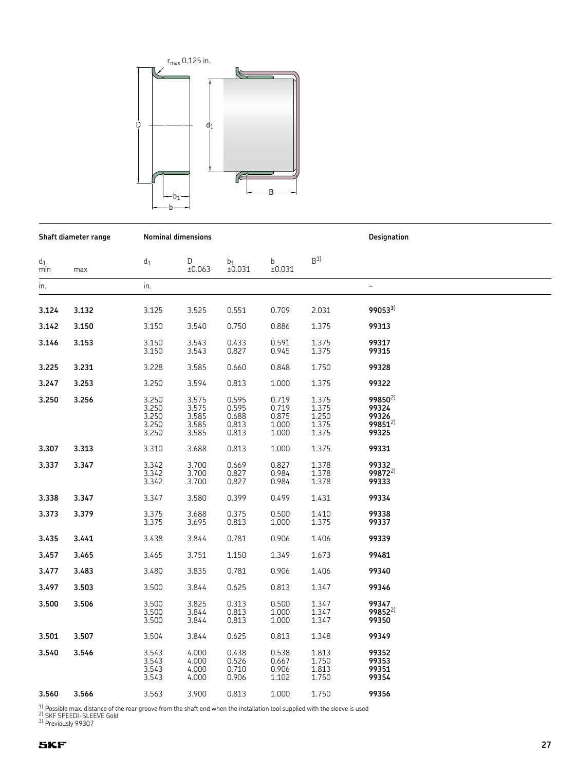| Shaft diameter range | | Nominal dimensions | | | | | Designation |
|---|---|---|---|---|---|---|---|
| $d_1$ min | max | $d_1$ | D ±0.063 | $b_1$ ±0.031 | b ±0.031 | B[1] | |
| in. | | in. | | | | | – |
| **3.124** | **3.132** | 3.125 | 3.525 | 0.551 | 0.709 | 2.031 | **99053**[3] |
| **3.142** | **3.150** | 3.150 | 3.540 | 0.750 | 0.886 | 1.375 | **99313** |
| **3.146** | **3.153** | 3.150 | 3.543 | 0.433 | 0.591 | 1.375 | **99317** |
| | | 3.150 | 3.543 | 0.827 | 0.945 | 1.375 | **99315** |
| **3.225** | **3.231** | 3.228 | 3.585 | 0.660 | 0.848 | 1.750 | **99328** |
| **3.247** | **3.253** | 3.250 | 3.594 | 0.813 | 1.000 | 1.375 | **99322** |
| **3.250** | **3.256** | 3.250 | 3.575 | 0.595 | 0.719 | 1.375 | **99850**[2] |
| | | 3.250 | 3.575 | 0.595 | 0.719 | 1.375 | **99324** |
| | | 3.250 | 3.585 | 0.688 | 0.875 | 1.250 | **99326** |
| | | 3.250 | 3.585 | 0.813 | 1.000 | 1.375 | **99851**[2] |
| | | 3.250 | 3.585 | 0.813 | 1.000 | 1.375 | **99325** |
| **3.307** | **3.313** | 3.310 | 3.688 | 0.813 | 1.000 | 1.375 | **99331** |
| **3.337** | **3.347** | 3.342 | 3.700 | 0.669 | 0.827 | 1.378 | **99332** |
| | | 3.342 | 3.700 | 0.827 | 0.984 | 1.378 | **99872**[2] |
| | | 3.342 | 3.700 | 0.827 | 0.984 | 1.378 | **99333** |
| **3.338** | **3.347** | 3.347 | 3.580 | 0.399 | 0.499 | 1.431 | **99334** |
| **3.373** | **3.379** | 3.375 | 3.688 | 0.375 | 0.500 | 1.410 | **99338** |
| | | 3.375 | 3.695 | 0.813 | 1.000 | 1.375 | **99337** |
| **3.435** | **3.441** | 3.438 | 3.844 | 0.781 | 0.906 | 1.406 | **99339** |
| **3.457** | **3.465** | 3.465 | 3.751 | 1.150 | 1.349 | 1.673 | **99481** |
| **3.477** | **3.483** | 3.480 | 3.835 | 0.781 | 0.906 | 1.406 | **99340** |
| **3.497** | **3.503** | 3.500 | 3.844 | 0.625 | 0.813 | 1.347 | **99346** |
| **3.500** | **3.506** | 3.500 | 3.825 | 0.313 | 0.500 | 1.347 | **99347** |
| | | 3.500 | 3.844 | 0.813 | 1.000 | 1.347 | **99852**[2] |
| | | 3.500 | 3.844 | 0.813 | 1.000 | 1.347 | **99350** |
| **3.501** | **3.507** | 3.504 | 3.844 | 0.625 | 0.813 | 1.348 | **99349** |
| **3.540** | **3.546** | 3.543 | 4.000 | 0.438 | 0.538 | 1.813 | **99352** |
| | | 3.543 | 4.000 | 0.526 | 0.667 | 1.750 | **99353** |
| | | 3.543 | 4.000 | 0.710 | 0.906 | 1.813 | **99351** |
| | | 3.543 | 4.000 | 0.906 | 1.102 | 1.750 | **99354** |
| **3.560** | **3.566** | 3.563 | 3.900 | 0.813 | 1.000 | 1.750 | **99356** |

[1] Possible max. distance of the rear groove from the shaft end when the installation tool supplied with the sleeve is used
[2] SKF SPEEDI-SLEEVE Gold
[3] Previously 99307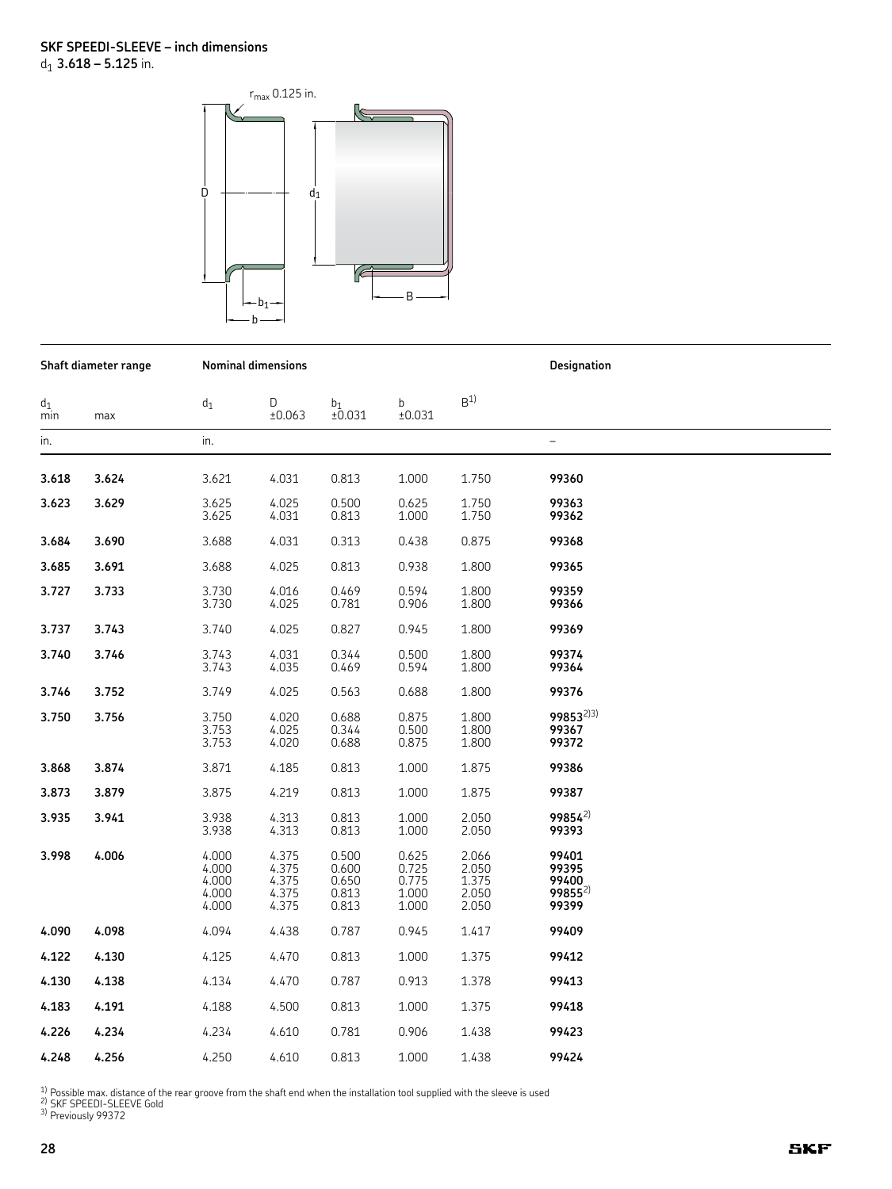**SKF SPEEDI-SLEEVE – inch dimensions**
$d_1$ **3.618 – 5.125** in.

| Shaft diameter range | | Nominal dimensions | | | | | Designation |
|---|---|---|---|---|---|---|---|
| $d_1$ min | max | $d_1$ | D ±0.063 | $b_1$ ±0.031 | b ±0.031 | B[1] | |
| in. | | in. | | | | | – |
| **3.618** | **3.624** | 3.621 | 4.031 | 0.813 | 1.000 | 1.750 | **99360** |
| **3.623** | **3.629** | 3.625 | 4.025 | 0.500 | 0.625 | 1.750 | **99363** |
| | | 3.625 | 4.031 | 0.813 | 1.000 | 1.750 | **99362** |
| **3.684** | **3.690** | 3.688 | 4.031 | 0.313 | 0.438 | 0.875 | **99368** |
| **3.685** | **3.691** | 3.688 | 4.025 | 0.813 | 0.938 | 1.800 | **99365** |
| **3.727** | **3.733** | 3.730 | 4.016 | 0.469 | 0.594 | 1.800 | **99359** |
| | | 3.730 | 4.025 | 0.781 | 0.906 | 1.800 | **99366** |
| **3.737** | **3.743** | 3.740 | 4.025 | 0.827 | 0.945 | 1.800 | **99369** |
| **3.740** | **3.746** | 3.743 | 4.031 | 0.344 | 0.500 | 1.800 | **99374** |
| | | 3.743 | 4.035 | 0.469 | 0.594 | 1.800 | **99364** |
| **3.746** | **3.752** | 3.749 | 4.025 | 0.563 | 0.688 | 1.800 | **99376** |
| **3.750** | **3.756** | 3.750 | 4.020 | 0.688 | 0.875 | 1.800 | **99853**[2][3] |
| | | 3.753 | 4.025 | 0.344 | 0.500 | 1.800 | **99367** |
| | | 3.753 | 4.020 | 0.688 | 0.875 | 1.800 | **99372** |
| **3.868** | **3.874** | 3.871 | 4.185 | 0.813 | 1.000 | 1.875 | **99386** |
| **3.873** | **3.879** | 3.875 | 4.219 | 0.813 | 1.000 | 1.875 | **99387** |
| **3.935** | **3.941** | 3.938 | 4.313 | 0.813 | 1.000 | 2.050 | **99854**[2] |
| | | 3.938 | 4.313 | 0.813 | 1.000 | 2.050 | **99393** |
| **3.998** | **4.006** | 4.000 | 4.375 | 0.500 | 0.625 | 2.066 | **99401** |
| | | 4.000 | 4.375 | 0.600 | 0.725 | 2.050 | **99395** |
| | | 4.000 | 4.375 | 0.650 | 0.775 | 1.375 | **99400** |
| | | 4.000 | 4.375 | 0.813 | 1.000 | 2.050 | **99855**[2] |
| | | 4.000 | 4.375 | 0.813 | 1.000 | 2.050 | **99399** |
| **4.090** | **4.098** | 4.094 | 4.438 | 0.787 | 0.945 | 1.417 | **99409** |
| **4.122** | **4.130** | 4.125 | 4.470 | 0.813 | 1.000 | 1.375 | **99412** |
| **4.130** | **4.138** | 4.134 | 4.470 | 0.787 | 0.913 | 1.378 | **99413** |
| **4.183** | **4.191** | 4.188 | 4.500 | 0.813 | 1.000 | 1.375 | **99418** |
| **4.226** | **4.234** | 4.234 | 4.610 | 0.781 | 0.906 | 1.438 | **99423** |
| **4.248** | **4.256** | 4.250 | 4.610 | 0.813 | 1.000 | 1.438 | **99424** |

[1] Possible max. distance of the rear groove from the shaft end when the installation tool supplied with the sleeve is used
[2] SKF SPEEDI-SLEEVE Gold
[3] Previously 99372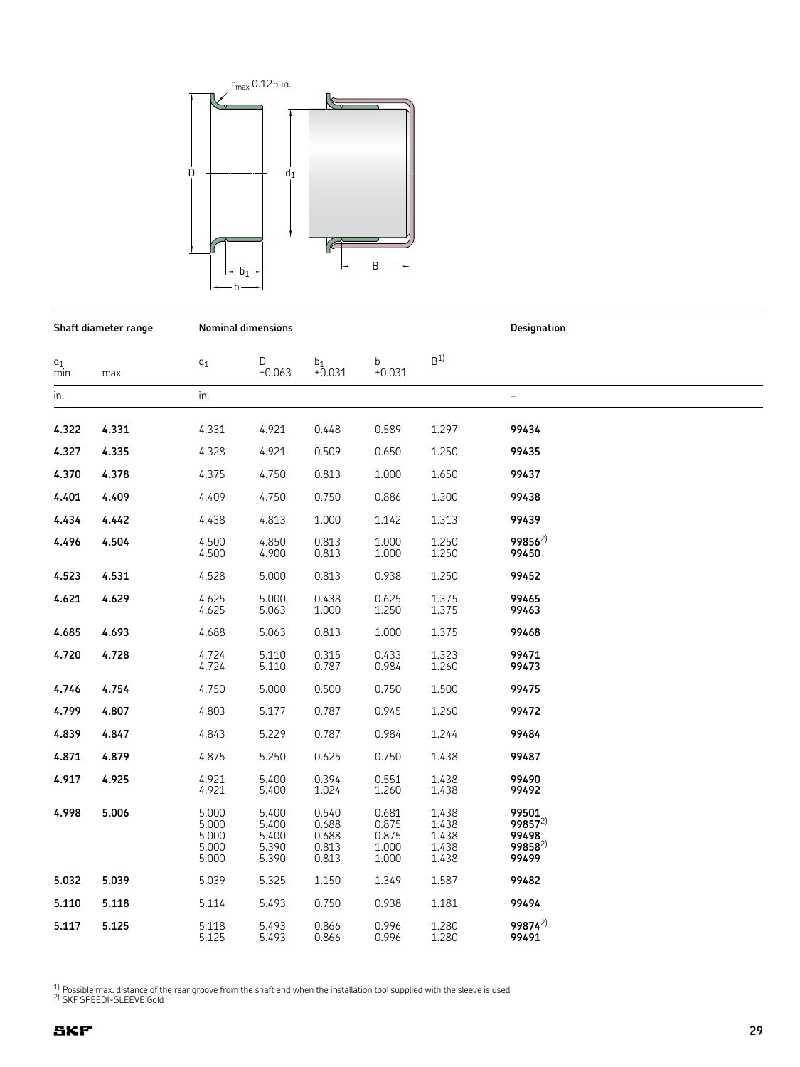$r_{max}$ 0.125 in.

| Shaft diameter range | | Nominal dimensions | | | | | Designation |
|---|---|---|---|---|---|---|---|
| $d_1$ min | max | $d_1$ | D ±0.063 | $b_1$ ±0.031 | b ±0.031 | B[1] | |
| in. | | in. | | | | | – |
| **4.322** | **4.331** | 4.331 | 4.921 | 0.448 | 0.589 | 1.297 | **99434** |
| **4.327** | **4.335** | 4.328 | 4.921 | 0.509 | 0.650 | 1.250 | **99435** |
| **4.370** | **4.378** | 4.375 | 4.750 | 0.813 | 1.000 | 1.650 | **99437** |
| **4.401** | **4.409** | 4.409 | 4.750 | 0.750 | 0.886 | 1.300 | **99438** |
| **4.434** | **4.442** | 4.438 | 4.813 | 1.000 | 1.142 | 1.313 | **99439** |
| **4.496** | **4.504** | 4.500 | 4.850 | 0.813 | 1.000 | 1.250 | **99856**[2] |
| | | 4.500 | 4.900 | 0.813 | 1.000 | 1.250 | **99450** |
| **4.523** | **4.531** | 4.528 | 5.000 | 0.813 | 0.938 | 1.250 | **99452** |
| **4.621** | **4.629** | 4.625 | 5.000 | 0.438 | 0.625 | 1.375 | **99465** |
| | | 4.625 | 5.063 | 1.000 | 1.250 | 1.375 | **99463** |
| **4.685** | **4.693** | 4.688 | 5.063 | 0.813 | 1.000 | 1.375 | **99468** |
| **4.720** | **4.728** | 4.724 | 5.110 | 0.315 | 0.433 | 1.323 | **99471** |
| | | 4.724 | 5.110 | 0.787 | 0.984 | 1.260 | **99473** |
| **4.746** | **4.754** | 4.750 | 5.000 | 0.500 | 0.750 | 1.500 | **99475** |
| **4.799** | **4.807** | 4.803 | 5.177 | 0.787 | 0.945 | 1.260 | **99472** |
| **4.839** | **4.847** | 4.843 | 5.229 | 0.787 | 0.984 | 1.244 | **99484** |
| **4.871** | **4.879** | 4.875 | 5.250 | 0.625 | 0.750 | 1.438 | **99487** |
| **4.917** | **4.925** | 4.921 | 5.400 | 0.394 | 0.551 | 1.438 | **99490** |
| | | 4.921 | 5.400 | 1.024 | 1.260 | 1.438 | **99492** |
| **4.998** | **5.006** | 5.000 | 5.400 | 0.540 | 0.681 | 1.438 | **99501** |
| | | 5.000 | 5.400 | 0.688 | 0.875 | 1.438 | **99857**[2] |
| | | 5.000 | 5.400 | 0.688 | 0.875 | 1.438 | **99498** |
| | | 5.000 | 5.390 | 0.813 | 1.000 | 1.438 | **99858**[2] |
| | | 5.000 | 5.390 | 0.813 | 1.000 | 1.438 | **99499** |
| **5.032** | **5.039** | 5.039 | 5.325 | 1.150 | 1.349 | 1.587 | **99482** |
| **5.110** | **5.118** | 5.114 | 5.493 | 0.750 | 0.938 | 1.181 | **99494** |
| **5.117** | **5.125** | 5.118 | 5.493 | 0.866 | 0.996 | 1.280 | **99874**[2] |
| | | 5.125 | 5.493 | 0.866 | 0.996 | 1.280 | **99491** |

[1] Possible max. distance of the rear groove from the shaft end when the installation tool supplied with the sleeve is used
[2] SKF SPEEDI-SLEEVE Gold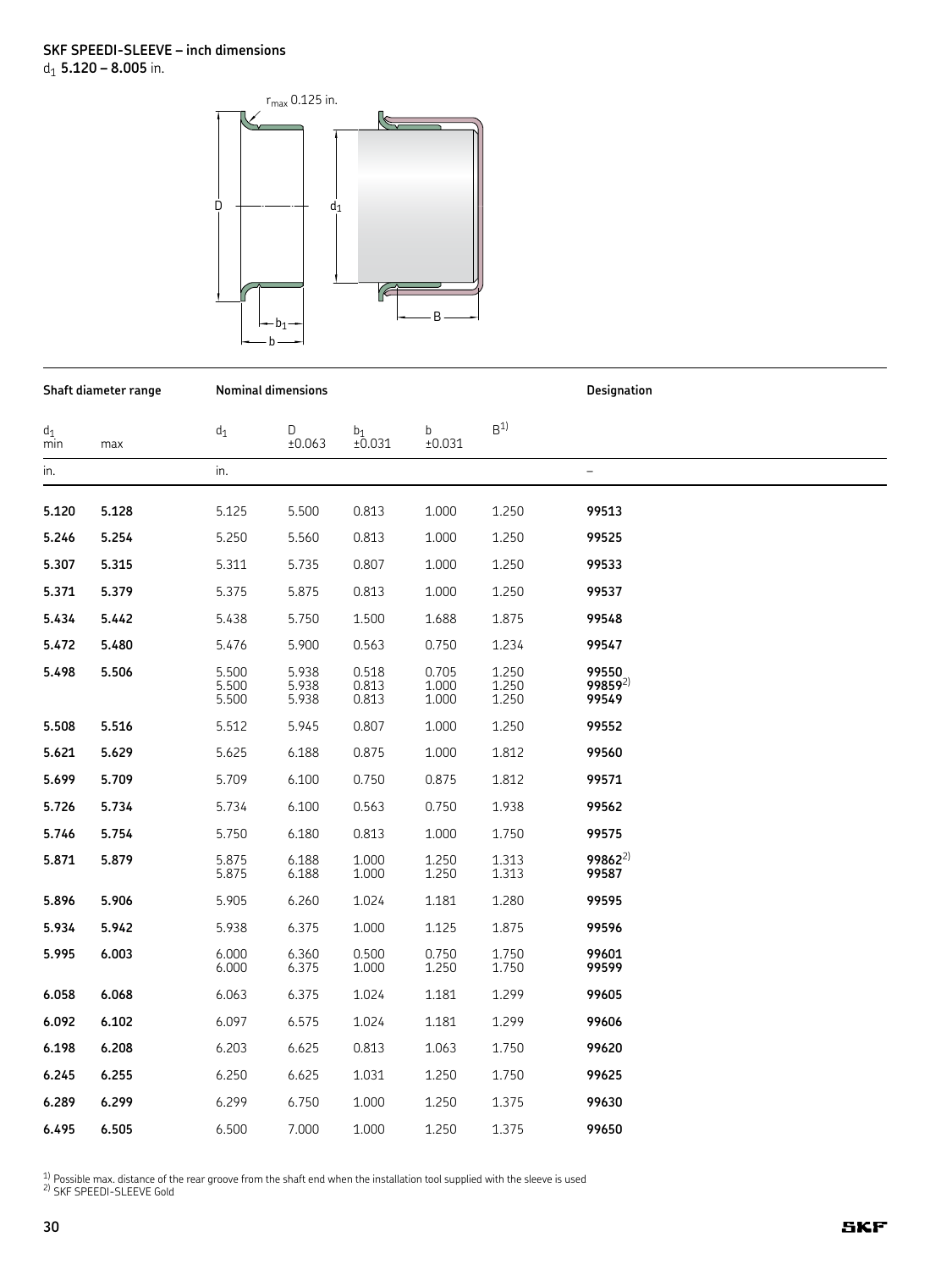## SKF SPEEDI-SLEEVE – inch dimensions

$d_1$ **5.120 – 8.005** in.

| Shaft diameter range | | Nominal dimensions | | | | | Designation |
|---|---|---|---|---|---|---|---|
| $d_1$ min | max | $d_1$ | D ±0.063 | $b_1$ ±0.031 | b ±0.031 | B[1] | |
| in. | | in. | | | | | – |
| **5.120** | **5.128** | 5.125 | 5.500 | 0.813 | 1.000 | 1.250 | **99513** |
| **5.246** | **5.254** | 5.250 | 5.560 | 0.813 | 1.000 | 1.250 | **99525** |
| **5.307** | **5.315** | 5.311 | 5.735 | 0.807 | 1.000 | 1.250 | **99533** |
| **5.371** | **5.379** | 5.375 | 5.875 | 0.813 | 1.000 | 1.250 | **99537** |
| **5.434** | **5.442** | 5.438 | 5.750 | 1.500 | 1.688 | 1.875 | **99548** |
| **5.472** | **5.480** | 5.476 | 5.900 | 0.563 | 0.750 | 1.234 | **99547** |
| **5.498** | **5.506** | 5.500 | 5.938 | 0.518 | 0.705 | 1.250 | **99550** |
| | | 5.500 | 5.938 | 0.813 | 1.000 | 1.250 | **99859**[2] |
| | | 5.500 | 5.938 | 0.813 | 1.000 | 1.250 | **99549** |
| **5.508** | **5.516** | 5.512 | 5.945 | 0.807 | 1.000 | 1.250 | **99552** |
| **5.621** | **5.629** | 5.625 | 6.188 | 0.875 | 1.000 | 1.812 | **99560** |
| **5.699** | **5.709** | 5.709 | 6.100 | 0.750 | 0.875 | 1.812 | **99571** |
| **5.726** | **5.734** | 5.734 | 6.100 | 0.563 | 0.750 | 1.938 | **99562** |
| **5.746** | **5.754** | 5.750 | 6.180 | 0.813 | 1.000 | 1.750 | **99575** |
| **5.871** | **5.879** | 5.875 | 6.188 | 1.000 | 1.250 | 1.313 | **99862**[2] |
| | | 5.875 | 6.188 | 1.000 | 1.250 | 1.313 | **99587** |
| **5.896** | **5.906** | 5.905 | 6.260 | 1.024 | 1.181 | 1.280 | **99595** |
| **5.934** | **5.942** | 5.938 | 6.375 | 1.000 | 1.125 | 1.875 | **99596** |
| **5.995** | **6.003** | 6.000 | 6.360 | 0.500 | 0.750 | 1.750 | **99601** |
| | | 6.000 | 6.375 | 1.000 | 1.250 | 1.750 | **99599** |
| **6.058** | **6.068** | 6.063 | 6.375 | 1.024 | 1.181 | 1.299 | **99605** |
| **6.092** | **6.102** | 6.097 | 6.575 | 1.024 | 1.181 | 1.299 | **99606** |
| **6.198** | **6.208** | 6.203 | 6.625 | 0.813 | 1.063 | 1.750 | **99620** |
| **6.245** | **6.255** | 6.250 | 6.625 | 1.031 | 1.250 | 1.750 | **99625** |
| **6.289** | **6.299** | 6.299 | 6.750 | 1.000 | 1.250 | 1.375 | **99630** |
| **6.495** | **6.505** | 6.500 | 7.000 | 1.000 | 1.250 | 1.375 | **99650** |

[1] Possible max. distance of the rear groove from the shaft end when the installation tool supplied with the sleeve is used
[2] SKF SPEEDI-SLEEVE Gold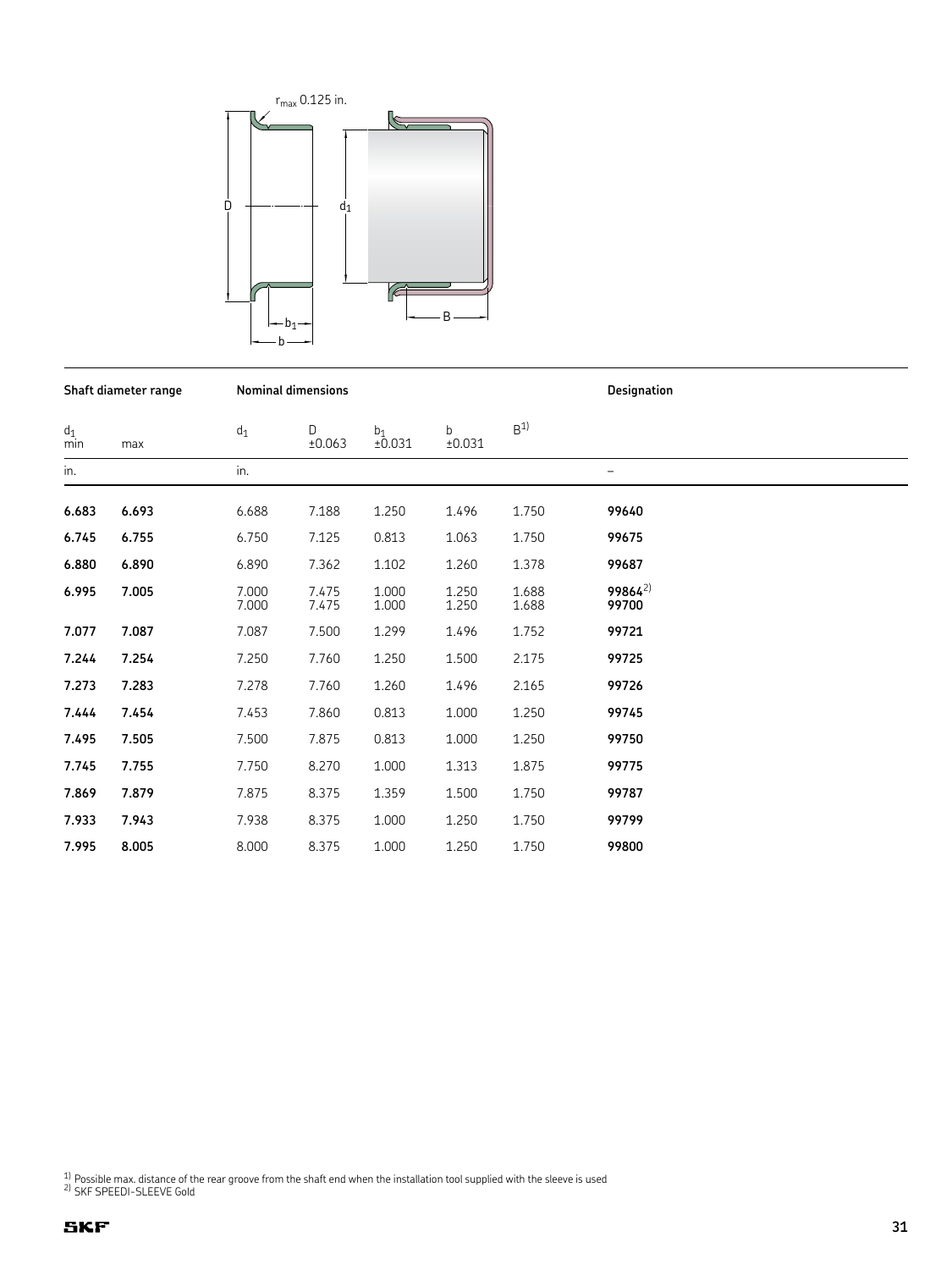| Shaft diameter range | | Nominal dimensions | | | | | Designation |
|---|---|---|---|---|---|---|---|
| $d_1$ min | max | $d_1$ | D ±0.063 | $b_1$ ±0.031 | b ±0.031 | B[1] | |
| in. | | in. | | | | | – |
| **6.683** | **6.693** | 6.688 | 7.188 | 1.250 | 1.496 | 1.750 | **99640** |
| **6.745** | **6.755** | 6.750 | 7.125 | 0.813 | 1.063 | 1.750 | **99675** |
| **6.880** | **6.890** | 6.890 | 7.362 | 1.102 | 1.260 | 1.378 | **99687** |
| **6.995** | **7.005** | 7.000 | 7.475 | 1.000 | 1.250 | 1.688 | **99864**[2] |
| | | 7.000 | 7.475 | 1.000 | 1.250 | 1.688 | **99700** |
| **7.077** | **7.087** | 7.087 | 7.500 | 1.299 | 1.496 | 1.752 | **99721** |
| **7.244** | **7.254** | 7.250 | 7.760 | 1.250 | 1.500 | 2.175 | **99725** |
| **7.273** | **7.283** | 7.278 | 7.760 | 1.260 | 1.496 | 2.165 | **99726** |
| **7.444** | **7.454** | 7.453 | 7.860 | 0.813 | 1.000 | 1.250 | **99745** |
| **7.495** | **7.505** | 7.500 | 7.875 | 0.813 | 1.000 | 1.250 | **99750** |
| **7.745** | **7.755** | 7.750 | 8.270 | 1.000 | 1.313 | 1.875 | **99775** |
| **7.869** | **7.879** | 7.875 | 8.375 | 1.359 | 1.500 | 1.750 | **99787** |
| **7.933** | **7.943** | 7.938 | 8.375 | 1.000 | 1.250 | 1.750 | **99799** |
| **7.995** | **8.005** | 8.000 | 8.375 | 1.000 | 1.250 | 1.750 | **99800** |

[1] Possible max. distance of the rear groove from the shaft end when the installation tool supplied with the sleeve is used
[2] SKF SPEEDI-SLEEVE Gold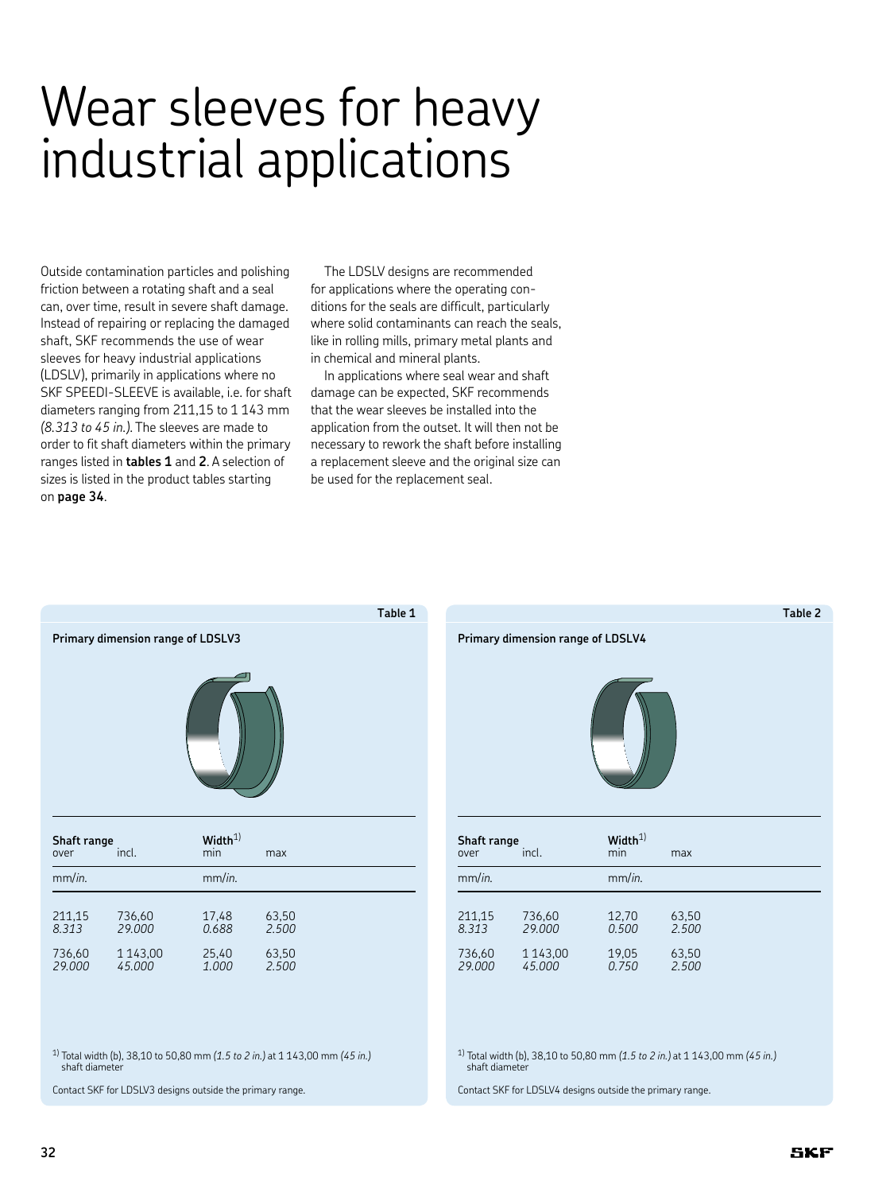# Wear sleeves for heavy industrial applications

Outside contamination particles and polishing friction between a rotating shaft and a seal can, over time, result in severe shaft damage. Instead of repairing or replacing the damaged shaft, SKF recommends the use of wear sleeves for heavy industrial applications (LDSLV), primarily in applications where no SKF SPEEDI-SLEEVE is available, i.e. for shaft diameters ranging from 211,15 to 1 143 mm *(8.313 to 45 in.)*. The sleeves are made to order to fit shaft diameters within the primary ranges listed in **tables 1** and **2**. A selection of sizes is listed in the product tables starting on **page 34**.

The LDSLV designs are recommended for applications where the operating conditions for the seals are difficult, particularly where solid contaminants can reach the seals, like in rolling mills, primary metal plants and in chemical and mineral plants.

In applications where seal wear and shaft damage can be expected, SKF recommends that the wear sleeves be installed into the application from the outset. It will then not be necessary to rework the shaft before installing a replacement sleeve and the original size can be used for the replacement seal.

**Table 1**

**Primary dimension range of LDSLV3**

| Shaft range | | Width[1] | |
|---|---|---|---|
| over | incl. | min | max |
| mm/*in.* | | mm/*in.* | |
| 211,15<br>*8.313* | 736,60<br>*29.000* | 17,48<br>*0.688* | 63,50<br>*2.500* |
| 736,60<br>*29.000* | 1 143,00<br>*45.000* | 25,40<br>*1.000* | 63,50<br>*2.500* |

[1] Total width (b), 38,10 to 50,80 mm *(1.5 to 2 in.)* at 1 143,00 mm *(45 in.)* shaft diameter

Contact SKF for LDSLV3 designs outside the primary range.

**Table 2**

**Primary dimension range of LDSLV4**

| Shaft range | | Width[1] | |
|---|---|---|---|
| over | incl. | min | max |
| mm/*in.* | | mm/*in.* | |
| 211,15<br>*8.313* | 736,60<br>*29.000* | 12,70<br>*0.500* | 63,50<br>*2.500* |
| 736,60<br>*29.000* | 1 143,00<br>*45.000* | 19,05<br>*0.750* | 63,50<br>*2.500* |

[1] Total width (b), 38,10 to 50,80 mm *(1.5 to 2 in.)* at 1 143,00 mm *(45 in.)* shaft diameter

Contact SKF for LDSLV4 designs outside the primary range.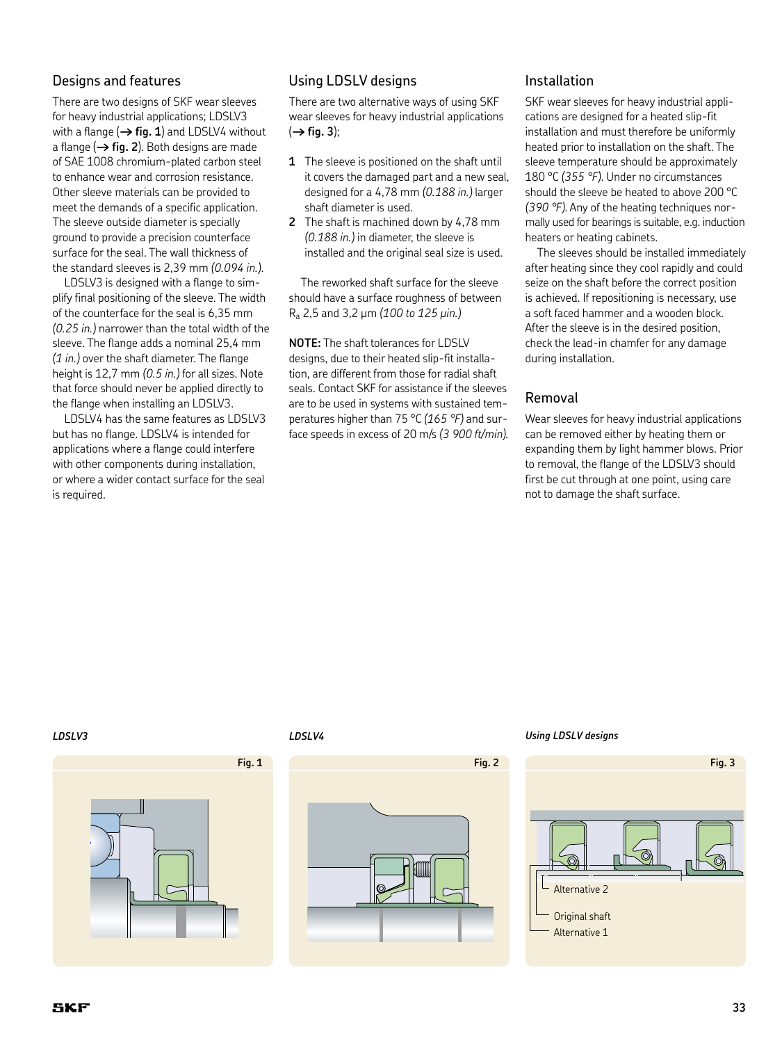## Designs and features

There are two designs of SKF wear sleeves for heavy industrial applications; LDSLV3 with a flange (→ **fig. 1**) and LDSLV4 without a flange (→ **fig. 2**). Both designs are made of SAE 1008 chromium-plated carbon steel to enhance wear and corrosion resistance. Other sleeve materials can be provided to meet the demands of a specific application. The sleeve outside diameter is specially ground to provide a precision counterface surface for the seal. The wall thickness of the standard sleeves is 2,39 mm *(0.094 in.)*.

LDSLV3 is designed with a flange to simplify final positioning of the sleeve. The width of the counterface for the seal is 6,35 mm *(0.25 in.)* narrower than the total width of the sleeve. The flange adds a nominal 25,4 mm *(1 in.)* over the shaft diameter. The flange height is 12,7 mm *(0.5 in.)* for all sizes. Note that force should never be applied directly to the flange when installing an LDSLV3.

LDSLV4 has the same features as LDSLV3 but has no flange. LDSLV4 is intended for applications where a flange could interfere with other components during installation, or where a wider contact surface for the seal is required.

## Using LDSLV designs

There are two alternative ways of using SKF wear sleeves for heavy industrial applications (→ **fig. 3**);

1. The sleeve is positioned on the shaft until it covers the damaged part and a new seal, designed for a 4,78 mm *(0.188 in.)* larger shaft diameter is used.
2. The shaft is machined down by 4,78 mm *(0.188 in.)* in diameter, the sleeve is installed and the original seal size is used.

The reworked shaft surface for the sleeve should have a surface roughness of between $R_a$ 2,5 and 3,2 µm *(100 to 125 µin.)*

**NOTE:** The shaft tolerances for LDSLV designs, due to their heated slip-fit installation, are different from those for radial shaft seals. Contact SKF for assistance if the sleeves are to be used in systems with sustained temperatures higher than 75 °C *(165 °F)* and surface speeds in excess of 20 m/s *(3 900 ft/min)*.

## Installation

SKF wear sleeves for heavy industrial applications are designed for a heated slip-fit installation and must therefore be uniformly heated prior to installation on the shaft. The sleeve temperature should be approximately 180 °C *(355 °F)*. Under no circumstances should the sleeve be heated to above 200 °C *(390 °F)*. Any of the heating techniques normally used for bearings is suitable, e.g. induction heaters or heating cabinets.

The sleeves should be installed immediately after heating since they cool rapidly and could seize on the shaft before the correct position is achieved. If repositioning is necessary, use a soft faced hammer and a wooden block. After the sleeve is in the desired position, check the lead-in chamfer for any damage during installation.

## Removal

Wear sleeves for heavy industrial applications can be removed either by heating them or expanding them by light hammer blows. Prior to removal, the flange of the LDSLV3 should first be cut through at one point, using care not to damage the shaft surface.

*LDSLV3*

Fig. 1

*LDSLV4*

Fig. 2

*Using LDSLV designs*

Fig. 3

Alternative 2

Original shaft

Alternative 1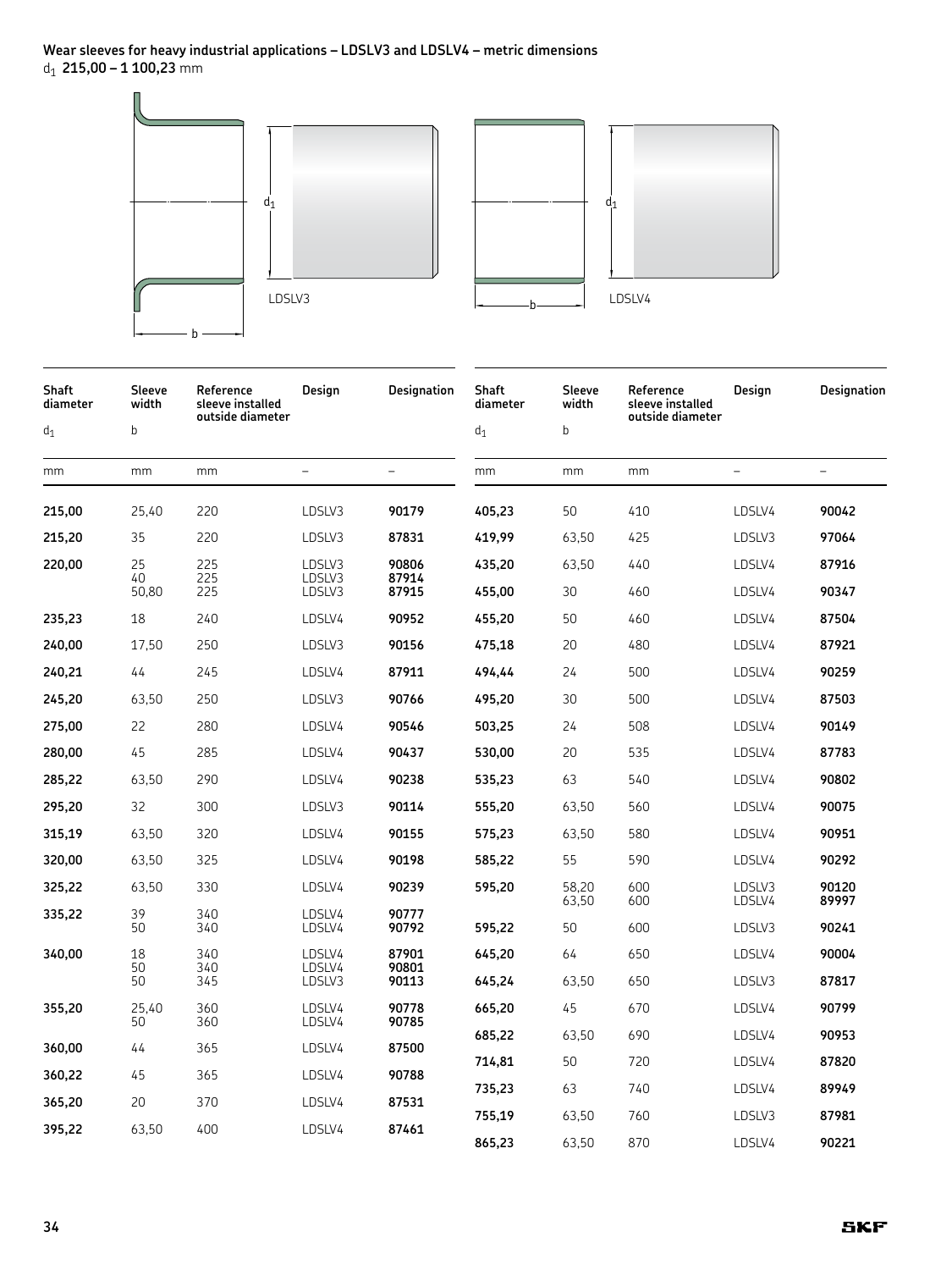**Wear sleeves for heavy industrial applications – LDSLV3 and LDSLV4 – metric dimensions**
$d_1$ **215,00 – 1 100,23** mm

LDSLV3

LDSLV4

| Shaft diameter $d_1$ | Sleeve width b | Reference sleeve installed outside diameter | Design | Designation |
|---|---|---|---|---|
| mm | mm | mm | – | – |
| **215,00** | 25,40 | 220 | LDSLV3 | **90179** |
| **215,20** | 35 | 220 | LDSLV3 | **87831** |
| **220,00** | 25 | 225 | LDSLV3 | **90806** |
| | 40 | 225 | LDSLV3 | **87914** |
| | 50,80 | 225 | LDSLV3 | **87915** |
| **235,23** | 18 | 240 | LDSLV4 | **90952** |
| **240,00** | 17,50 | 250 | LDSLV3 | **90156** |
| **240,21** | 44 | 245 | LDSLV4 | **87911** |
| **245,20** | 63,50 | 250 | LDSLV3 | **90766** |
| **275,00** | 22 | 280 | LDSLV4 | **90546** |
| **280,00** | 45 | 285 | LDSLV4 | **90437** |
| **285,22** | 63,50 | 290 | LDSLV4 | **90238** |
| **295,20** | 32 | 300 | LDSLV3 | **90114** |
| **315,19** | 63,50 | 320 | LDSLV4 | **90155** |
| **320,00** | 63,50 | 325 | LDSLV4 | **90198** |
| **325,22** | 63,50 | 330 | LDSLV4 | **90239** |
| **335,22** | 39 | 340 | LDSLV4 | **90777** |
| | 50 | 340 | LDSLV4 | **90792** |
| **340,00** | 18 | 340 | LDSLV4 | **87901** |
| | 50 | 340 | LDSLV4 | **90801** |
| | 50 | 345 | LDSLV3 | **90113** |
| **355,20** | 25,40 | 360 | LDSLV4 | **90778** |
| | 50 | 360 | LDSLV4 | **90785** |
| **360,00** | 44 | 365 | LDSLV4 | **87500** |
| **360,22** | 45 | 365 | LDSLV4 | **90788** |
| **365,20** | 20 | 370 | LDSLV4 | **87531** |
| **395,22** | 63,50 | 400 | LDSLV4 | **87461** |
| **405,23** | 50 | 410 | LDSLV4 | **90042** |
| **419,99** | 63,50 | 425 | LDSLV3 | **97064** |
| **435,20** | 63,50 | 440 | LDSLV4 | **87916** |
| **455,00** | 30 | 460 | LDSLV4 | **90347** |
| **455,20** | 50 | 460 | LDSLV4 | **87504** |
| **475,18** | 20 | 480 | LDSLV4 | **87921** |
| **494,44** | 24 | 500 | LDSLV4 | **90259** |
| **495,20** | 30 | 500 | LDSLV4 | **87503** |
| **503,25** | 24 | 508 | LDSLV4 | **90149** |
| **530,00** | 20 | 535 | LDSLV4 | **87783** |
| **535,23** | 63 | 540 | LDSLV4 | **90802** |
| **555,20** | 63,50 | 560 | LDSLV4 | **90075** |
| **575,23** | 63,50 | 580 | LDSLV4 | **90951** |
| **585,22** | 55 | 590 | LDSLV4 | **90292** |
| **595,20** | 58,20 | 600 | LDSLV3 | **90120** |
| | 63,50 | 600 | LDSLV4 | **89997** |
| **595,22** | 50 | 600 | LDSLV3 | **90241** |
| **645,20** | 64 | 650 | LDSLV4 | **90004** |
| **645,24** | 63,50 | 650 | LDSLV3 | **87817** |
| **665,20** | 45 | 670 | LDSLV4 | **90799** |
| **685,22** | 63,50 | 690 | LDSLV4 | **90953** |
| **714,81** | 50 | 720 | LDSLV4 | **87820** |
| **735,23** | 63 | 740 | LDSLV4 | **89949** |
| **755,19** | 63,50 | 760 | LDSLV3 | **87981** |
| **865,23** | 63,50 | 870 | LDSLV4 | **90221** |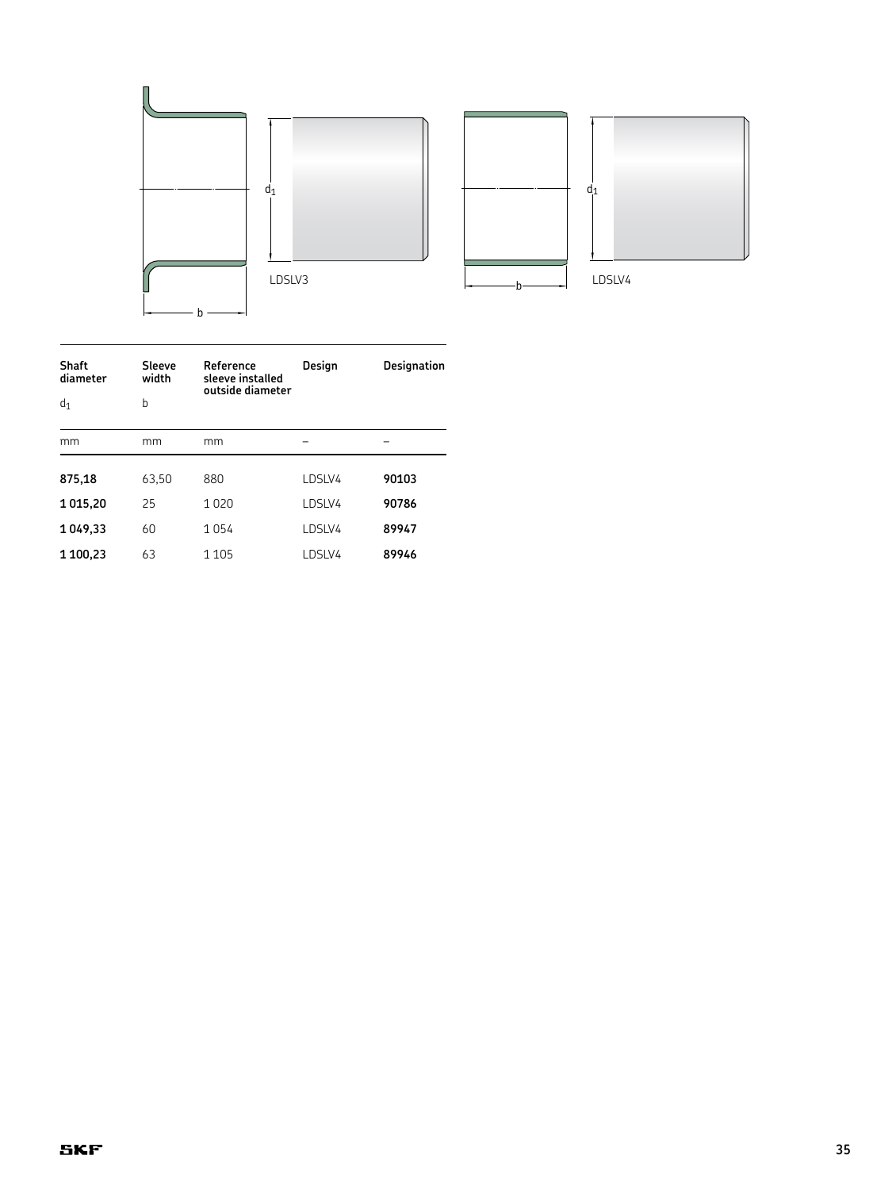LDSLV3

LDSLV4

| Shaft diameter<br>$d_1$ | Sleeve width<br>b | Reference sleeve installed outside diameter | Design | Designation |
|---|---|---|---|---|
| mm | mm | mm | – | – |
| **875,18** | 63,50 | 880 | LDSLV4 | **90103** |
| **1 015,20** | 25 | 1 020 | LDSLV4 | **90786** |
| **1 049,33** | 60 | 1 054 | LDSLV4 | **89947** |
| **1 100,23** | 63 | 1 105 | LDSLV4 | **89946** |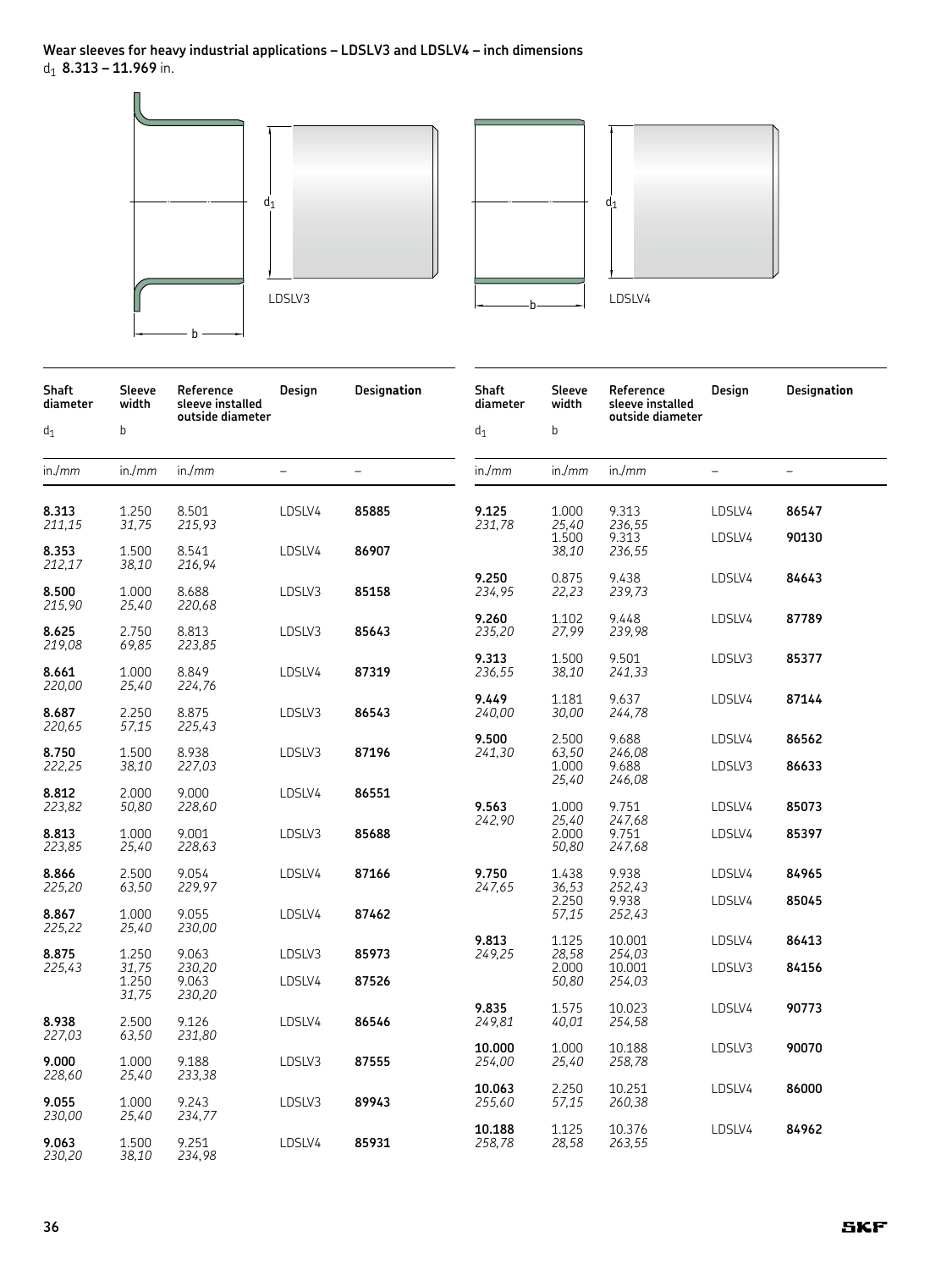## Wear sleeves for heavy industrial applications – LDSLV3 and LDSLV4 – inch dimensions

$d_1$ **8.313 – 11.969** in.

LDSLV3

LDSLV4

| Shaft diameter $d_1$ | Sleeve width b | Reference sleeve installed outside diameter | Design | Designation |
|---|---|---|---|---|
| in./*mm* | in./*mm* | in./*mm* | – | – |
| **8.313** *211,15* | 1.250 *31,75* | 8.501 *215,93* | LDSLV4 | **85885** |
| **8.353** *212,17* | 1.500 *38,10* | 8.541 *216,94* | LDSLV4 | **86907** |
| **8.500** *215,90* | 1.000 *25,40* | 8.688 *220,68* | LDSLV3 | **85158** |
| **8.625** *219,08* | 2.750 *69,85* | 8.813 *223,85* | LDSLV3 | **85643** |
| **8.661** *220,00* | 1.000 *25,40* | 8.849 *224,76* | LDSLV4 | **87319** |
| **8.687** *220,65* | 2.250 *57,15* | 8.875 *225,43* | LDSLV3 | **86543** |
| **8.750** *222,25* | 1.500 *38,10* | 8.938 *227,03* | LDSLV3 | **87196** |
| **8.812** *223,82* | 2.000 *50,80* | 9.000 *228,60* | LDSLV4 | **86551** |
| **8.813** *223,85* | 1.000 *25,40* | 9.001 *228,63* | LDSLV3 | **85688** |
| **8.866** *225,20* | 2.500 *63,50* | 9.054 *229,97* | LDSLV4 | **87166** |
| **8.867** *225,22* | 1.000 *25,40* | 9.055 *230,00* | LDSLV4 | **87462** |
| **8.875** *225,43* | 1.250 *31,75* | 9.063 *230,20* | LDSLV3 | **85973** |
| | 1.250 *31,75* | 9.063 *230,20* | LDSLV4 | **87526** |
| **8.938** *227,03* | 2.500 *63,50* | 9.126 *231,80* | LDSLV4 | **86546** |
| **9.000** *228,60* | 1.000 *25,40* | 9.188 *233,38* | LDSLV3 | **87555** |
| **9.055** *230,00* | 1.000 *25,40* | 9.243 *234,77* | LDSLV3 | **89943** |
| **9.063** *230,20* | 1.500 *38,10* | 9.251 *234,98* | LDSLV4 | **85931** |
| **9.125** *231,78* | 1.000 *25,40* | 9.313 *236,55* | LDSLV4 | **86547** |
| | 1.500 *38,10* | 9.313 *236,55* | LDSLV4 | **90130** |
| **9.250** *234,95* | 0.875 *22,23* | 9.438 *239,73* | LDSLV4 | **84643** |
| **9.260** *235,20* | 1.102 *27,99* | 9.448 *239,98* | LDSLV4 | **87789** |
| **9.313** *236,55* | 1.500 *38,10* | 9.501 *241,33* | LDSLV3 | **85377** |
| **9.449** *240,00* | 1.181 *30,00* | 9.637 *244,78* | LDSLV4 | **87144** |
| **9.500** *241,30* | 2.500 *63,50* | 9.688 *246,08* | LDSLV4 | **86562** |
| | 1.000 *25,40* | 9.688 *246,08* | LDSLV3 | **86633** |
| **9.563** *242,90* | 1.000 *25,40* | 9.751 *247,68* | LDSLV4 | **85073** |
| | 2.000 *50,80* | 9.751 *247,68* | LDSLV4 | **85397** |
| **9.750** *247,65* | 1.438 *36,53* | 9.938 *252,43* | LDSLV4 | **84965** |
| | 2.250 *57,15* | 9.938 *252,43* | LDSLV4 | **85045** |
| **9.813** *249,25* | 1.125 *28,58* | 10.001 *254,03* | LDSLV4 | **86413** |
| | 2.000 *50,80* | 10.001 *254,03* | LDSLV3 | **84156** |
| **9.835** *249,81* | 1.575 *40,01* | 10.023 *254,58* | LDSLV4 | **90773** |
| **10.000** *254,00* | 1.000 *25,40* | 10.188 *258,78* | LDSLV3 | **90070** |
| **10.063** *255,60* | 2.250 *57,15* | 10.251 *260,38* | LDSLV4 | **86000** |
| **10.188** *258,78* | 1.125 *28,58* | 10.376 *263,55* | LDSLV4 | **84962** |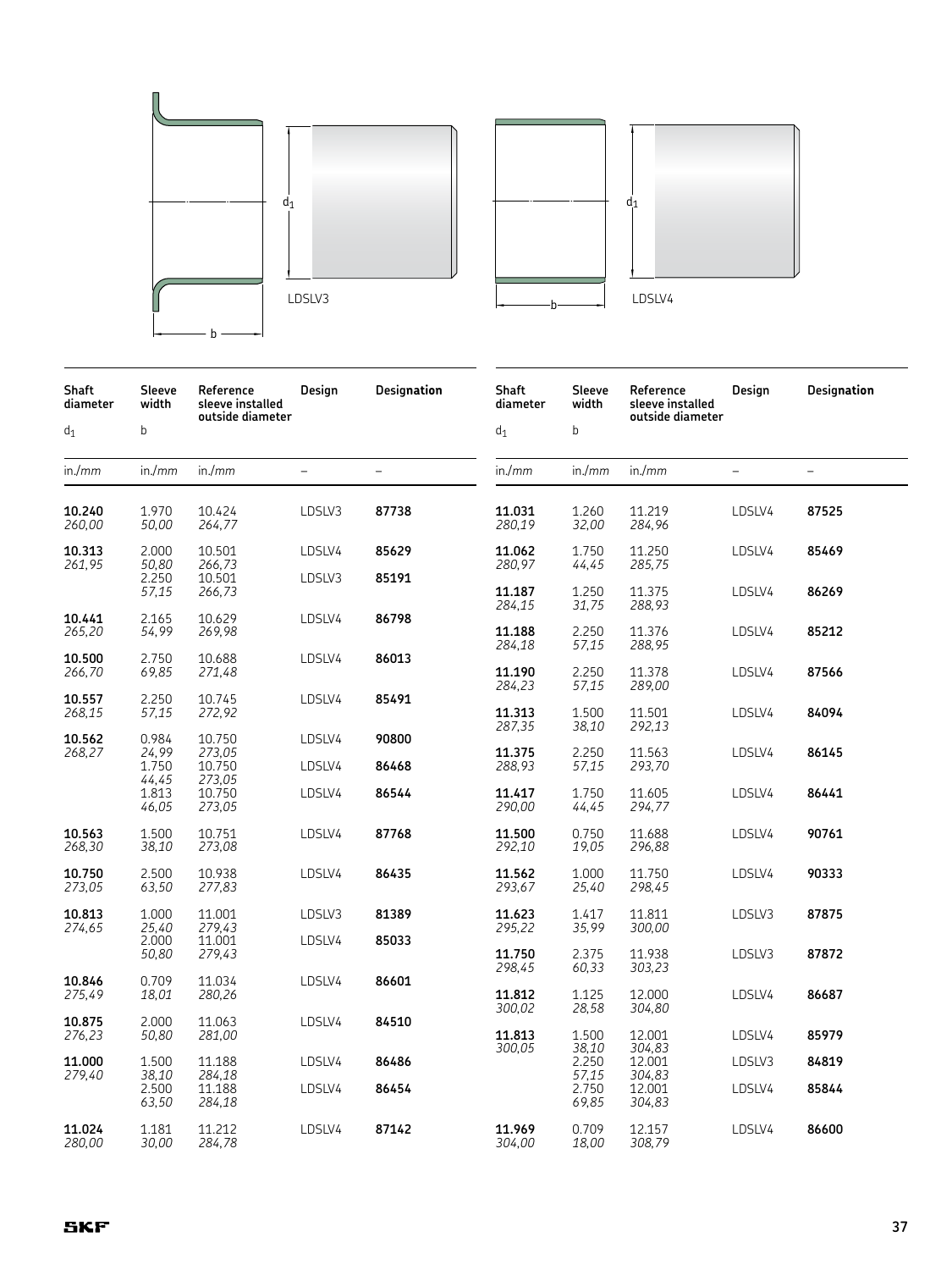LDSLV3

LDSLV4

| Shaft diameter $d_1$ | Sleeve width b | Reference sleeve installed outside diameter | Design | Designation |
|---|---|---|---|---|
| in./*mm* | in./*mm* | in./*mm* | – | – |
| **10.240** *260,00* | 1.970 *50,00* | 10.424 *264,77* | LDSLV3 | **87738** |
| **10.313** *261,95* | 2.000 *50,80* | 10.501 *266,73* | LDSLV4 | **85629** |
| | 2.250 *57,15* | 10.501 *266,73* | LDSLV3 | **85191** |
| **10.441** *265,20* | 2.165 *54,99* | 10.629 *269,98* | LDSLV4 | **86798** |
| **10.500** *266,70* | 2.750 *69,85* | 10.688 *271,48* | LDSLV4 | **86013** |
| **10.557** *268,15* | 2.250 *57,15* | 10.745 *272,92* | LDSLV4 | **85491** |
| **10.562** *268,27* | 0.984 *24,99* | 10.750 *273,05* | LDSLV4 | **90800** |
| | 1.750 *44,45* | 10.750 *273,05* | LDSLV4 | **86468** |
| | 1.813 *46,05* | 10.750 *273,05* | LDSLV4 | **86544** |
| **10.563** *268,30* | 1.500 *38,10* | 10.751 *273,08* | LDSLV4 | **87768** |
| **10.750** *273,05* | 2.500 *63,50* | 10.938 *277,83* | LDSLV4 | **86435** |
| **10.813** *274,65* | 1.000 *25,40* | 11.001 *279,43* | LDSLV3 | **81389** |
| | 2.000 *50,80* | 11.001 *279,43* | LDSLV4 | **85033** |
| **10.846** *275,49* | 0.709 *18,01* | 11.034 *280,26* | LDSLV4 | **86601** |
| **10.875** *276,23* | 2.000 *50,80* | 11.063 *281,00* | LDSLV4 | **84510** |
| **11.000** *279,40* | 1.500 *38,10* | 11.188 *284,18* | LDSLV4 | **86486** |
| | 2.500 *63,50* | 11.188 *284,18* | LDSLV4 | **86454** |
| **11.024** *280,00* | 1.181 *30,00* | 11.212 *284,78* | LDSLV4 | **87142** |
| **11.031** *280,19* | 1.260 *32,00* | 11.219 *284,96* | LDSLV4 | **87525** |
| **11.062** *280,97* | 1.750 *44,45* | 11.250 *285,75* | LDSLV4 | **85469** |
| **11.187** *284,15* | 1.250 *31,75* | 11.375 *288,93* | LDSLV4 | **86269** |
| **11.188** *284,18* | 2.250 *57,15* | 11.376 *288,95* | LDSLV4 | **85212** |
| **11.190** *284,23* | 2.250 *57,15* | 11.378 *289,00* | LDSLV4 | **87566** |
| **11.313** *287,35* | 1.500 *38,10* | 11.501 *292,13* | LDSLV4 | **84094** |
| **11.375** *288,93* | 2.250 *57,15* | 11.563 *293,70* | LDSLV4 | **86145** |
| **11.417** *290,00* | 1.750 *44,45* | 11.605 *294,77* | LDSLV4 | **86441** |
| **11.500** *292,10* | 0.750 *19,05* | 11.688 *296,88* | LDSLV4 | **90761** |
| **11.562** *293,67* | 1.000 *25,40* | 11.750 *298,45* | LDSLV4 | **90333** |
| **11.623** *295,22* | 1.417 *35,99* | 11.811 *300,00* | LDSLV3 | **87875** |
| **11.750** *298,45* | 2.375 *60,33* | 11.938 *303,23* | LDSLV3 | **87872** |
| **11.812** *300,02* | 1.125 *28,58* | 12.000 *304,80* | LDSLV4 | **86687** |
| **11.813** *300,05* | 1.500 *38,10* | 12.001 *304,83* | LDSLV4 | **85979** |
| | 2.250 *57,15* | 12.001 *304,83* | LDSLV3 | **84819** |
| | 2.750 *69,85* | 12.001 *304,83* | LDSLV4 | **85844** |
| **11.969** *304,00* | 0.709 *18,00* | 12.157 *308,79* | LDSLV4 | **86600** |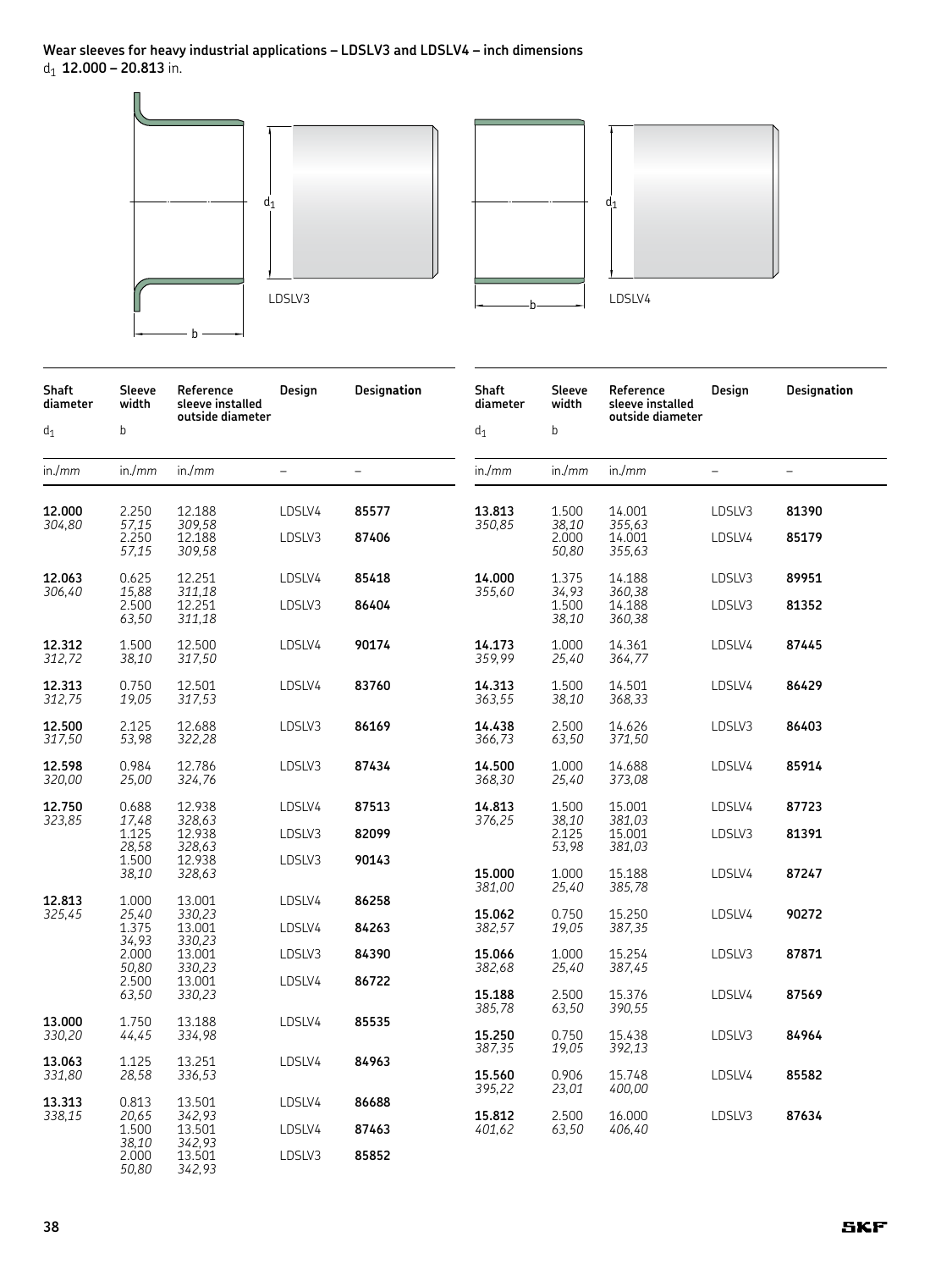**Wear sleeves for heavy industrial applications – LDSLV3 and LDSLV4 – inch dimensions**
$d_1$ **12.000 – 20.813** in.

LDSLV3

LDSLV4

| Shaft diameter $d_1$ | Sleeve width b | Reference sleeve installed outside diameter | Design | Designation |
|---|---|---|---|---|
| in./*mm* | in./*mm* | in./*mm* | – | – |
| **12.000** *304,80* | 2.250 *57,15* | 12.188 *309,58* | LDSLV4 | **85577** |
| | 2.250 *57,15* | 12.188 *309,58* | LDSLV3 | **87406** |
| **12.063** *306,40* | 0.625 *15,88* | 12.251 *311,18* | LDSLV4 | **85418** |
| | 2.500 *63,50* | 12.251 *311,18* | LDSLV3 | **86404** |
| **12.312** *312,72* | 1.500 *38,10* | 12.500 *317,50* | LDSLV4 | **90174** |
| **12.313** *312,75* | 0.750 *19,05* | 12.501 *317,53* | LDSLV4 | **83760** |
| **12.500** *317,50* | 2.125 *53,98* | 12.688 *322,28* | LDSLV3 | **86169** |
| **12.598** *320,00* | 0.984 *25,00* | 12.786 *324,76* | LDSLV3 | **87434** |
| **12.750** *323,85* | 0.688 *17,48* | 12.938 *328,63* | LDSLV4 | **87513** |
| | 1.125 *28,58* | 12.938 *328,63* | LDSLV3 | **82099** |
| | 1.500 *38,10* | 12.938 *328,63* | LDSLV3 | **90143** |
| **12.813** *325,45* | 1.000 *25,40* | 13.001 *330,23* | LDSLV4 | **86258** |
| | 1.375 *34,93* | 13.001 *330,23* | LDSLV4 | **84263** |
| | 2.000 *50,80* | 13.001 *330,23* | LDSLV3 | **84390** |
| | 2.500 *63,50* | 13.001 *330,23* | LDSLV4 | **86722** |
| **13.000** *330,20* | 1.750 *44,45* | 13.188 *334,98* | LDSLV4 | **85535** |
| **13.063** *331,80* | 1.125 *28,58* | 13.251 *336,53* | LDSLV4 | **84963** |
| **13.313** *338,15* | 0.813 *20,65* | 13.501 *342,93* | LDSLV4 | **86688** |
| | 1.500 *38,10* | 13.501 *342,93* | LDSLV4 | **87463** |
| | 2.000 *50,80* | 13.501 *342,93* | LDSLV3 | **85852** |
| **13.813** *350,85* | 1.500 *38,10* | 14.001 *355,63* | LDSLV3 | **81390** |
| | 2.000 *50,80* | 14.001 *355,63* | LDSLV4 | **85179** |
| **14.000** *355,60* | 1.375 *34,93* | 14.188 *360,38* | LDSLV3 | **89951** |
| | 1.500 *38,10* | 14.188 *360,38* | LDSLV3 | **81352** |
| **14.173** *359,99* | 1.000 *25,40* | 14.361 *364,77* | LDSLV4 | **87445** |
| **14.313** *363,55* | 1.500 *38,10* | 14.501 *368,33* | LDSLV4 | **86429** |
| **14.438** *366,73* | 2.500 *63,50* | 14.626 *371,50* | LDSLV3 | **86403** |
| **14.500** *368,30* | 1.000 *25,40* | 14.688 *373,08* | LDSLV4 | **85914** |
| **14.813** *376,25* | 1.500 *38,10* | 15.001 *381,03* | LDSLV4 | **87723** |
| | 2.125 *53,98* | 15.001 *381,03* | LDSLV3 | **81391** |
| **15.000** *381,00* | 1.000 *25,40* | 15.188 *385,78* | LDSLV4 | **87247** |
| **15.062** *382,57* | 0.750 *19,05* | 15.250 *387,35* | LDSLV4 | **90272** |
| **15.066** *382,68* | 1.000 *25,40* | 15.254 *387,45* | LDSLV3 | **87871** |
| **15.188** *385,78* | 2.500 *63,50* | 15.376 *390,55* | LDSLV4 | **87569** |
| **15.250** *387,35* | 0.750 *19,05* | 15.438 *392,13* | LDSLV3 | **84964** |
| **15.560** *395,22* | 0.906 *23,01* | 15.748 *400,00* | LDSLV4 | **85582** |
| **15.812** *401,62* | 2.500 *63,50* | 16.000 *406,40* | LDSLV3 | **87634** |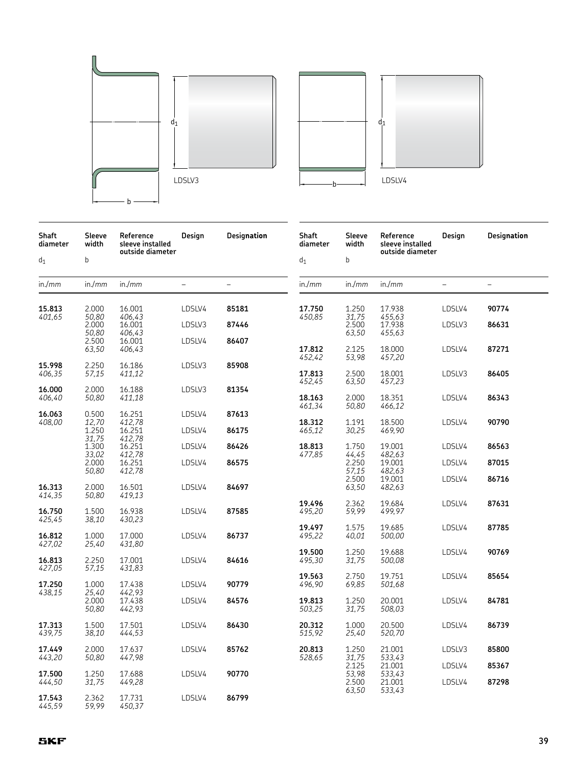LDSLV3

LDSLV4

| Shaft diameter $d_1$ | Sleeve width $b$ | Reference sleeve installed outside diameter | Design | Designation |
| --- | --- | --- | --- | --- |
| in./*mm* | in./*mm* | in./*mm* | – | – |
| **15.813** *401,65* | 2.000 *50,80* | 16.001 *406,43* | LDSLV4 | **85181** |
| | 2.000 *50,80* | 16.001 *406,43* | LDSLV3 | **87446** |
| | 2.500 *63,50* | 16.001 *406,43* | LDSLV4 | **86407** |
| **15.998** *406,35* | 2.250 *57,15* | 16.186 *411,12* | LDSLV3 | **85908** |
| **16.000** *406,40* | 2.000 *50,80* | 16.188 *411,18* | LDSLV3 | **81354** |
| **16.063** *408,00* | 0.500 *12,70* | 16.251 *412,78* | LDSLV4 | **87613** |
| | 1.250 *31,75* | 16.251 *412,78* | LDSLV4 | **86175** |
| | 1.300 *33,02* | 16.251 *412,78* | LDSLV4 | **86426** |
| | 2.000 *50,80* | 16.251 *412,78* | LDSLV4 | **86575** |
| **16.313** *414,35* | 2.000 *50,80* | 16.501 *419,13* | LDSLV4 | **84697** |
| **16.750** *425,45* | 1.500 *38,10* | 16.938 *430,23* | LDSLV4 | **87585** |
| **16.812** *427,02* | 1.000 *25,40* | 17.000 *431,80* | LDSLV4 | **86737** |
| **16.813** *427,05* | 2.250 *57,15* | 17.001 *431,83* | LDSLV4 | **84616** |
| **17.250** *438,15* | 1.000 *25,40* | 17.438 *442,93* | LDSLV4 | **90779** |
| | 2.000 *50,80* | 17.438 *442,93* | LDSLV4 | **84576** |
| **17.313** *439,75* | 1.500 *38,10* | 17.501 *444,53* | LDSLV4 | **86430** |
| **17.449** *443,20* | 2.000 *50,80* | 17.637 *447,98* | LDSLV4 | **85762** |
| **17.500** *444,50* | 1.250 *31,75* | 17.688 *449,28* | LDSLV4 | **90770** |
| **17.543** *445,59* | 2.362 *59,99* | 17.731 *450,37* | LDSLV4 | **86799** |
| **17.750** *450,85* | 1.250 *31,75* | 17.938 *455,63* | LDSLV4 | **90774** |
| | 2.500 *63,50* | 17.938 *455,63* | LDSLV3 | **86631** |
| **17.812** *452,42* | 2.125 *53,98* | 18.000 *457,20* | LDSLV4 | **87271** |
| **17.813** *452,45* | 2.500 *63,50* | 18.001 *457,23* | LDSLV3 | **86405** |
| **18.163** *461,34* | 2.000 *50,80* | 18.351 *466,12* | LDSLV4 | **86343** |
| **18.312** *465,12* | 1.191 *30,25* | 18.500 *469,90* | LDSLV4 | **90790** |
| **18.813** *477,85* | 1.750 *44,45* | 19.001 *482,63* | LDSLV4 | **86563** |
| | 2.250 *57,15* | 19.001 *482,63* | LDSLV4 | **87015** |
| | 2.500 *63,50* | 19.001 *482,63* | LDSLV4 | **86716** |
| **19.496** *495,20* | 2.362 *59,99* | 19.684 *499,97* | LDSLV4 | **87631** |
| **19.497** *495,22* | 1.575 *40,01* | 19.685 *500,00* | LDSLV4 | **87785** |
| **19.500** *495,30* | 1.250 *31,75* | 19.688 *500,08* | LDSLV4 | **90769** |
| **19.563** *496,90* | 2.750 *69,85* | 19.751 *501,68* | LDSLV4 | **85654** |
| **19.813** *503,25* | 1.250 *31,75* | 20.001 *508,03* | LDSLV4 | **84781** |
| **20.312** *515,92* | 1.000 *25,40* | 20.500 *520,70* | LDSLV4 | **86739** |
| **20.813** *528,65* | 1.250 *31,75* | 21.001 *533,43* | LDSLV3 | **85800** |
| | 2.125 *53,98* | 21.001 *533,43* | LDSLV4 | **85367** |
| | 2.500 *63,50* | 21.001 *533,43* | LDSLV4 | **87298** |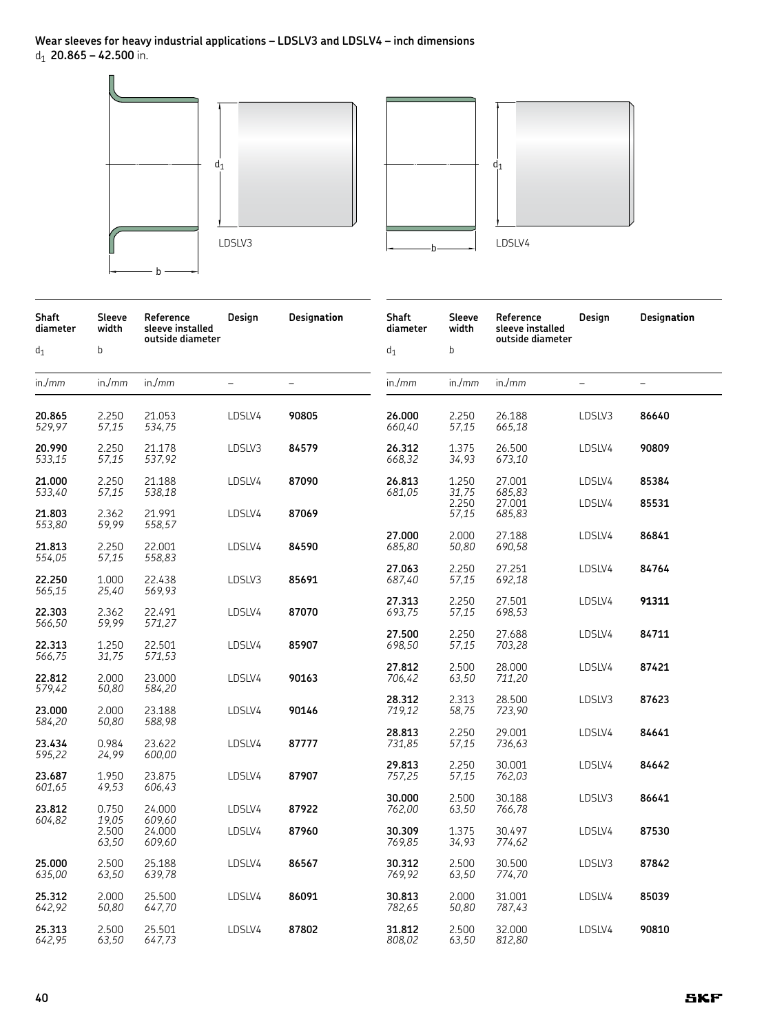**Wear sleeves for heavy industrial applications – LDSLV3 and LDSLV4 – inch dimensions**
$d_1$ **20.865 – 42.500** in.

LDSLV3

LDSLV4

| Shaft diameter $d_1$ | Sleeve width b | Reference sleeve installed outside diameter | Design | Designation |
|---|---|---|---|---|
| in./mm | in./mm | in./mm | – | – |
| **20.865** *529,97* | 2.250 *57,15* | 21.053 *534,75* | LDSLV4 | **90805** |
| **20.990** *533,15* | 2.250 *57,15* | 21.178 *537,92* | LDSLV3 | **84579** |
| **21.000** *533,40* | 2.250 *57,15* | 21.188 *538,18* | LDSLV4 | **87090** |
| **21.803** *553,80* | 2.362 *59,99* | 21.991 *558,57* | LDSLV4 | **87069** |
| **21.813** *554,05* | 2.250 *57,15* | 22.001 *558,83* | LDSLV4 | **84590** |
| **22.250** *565,15* | 1.000 *25,40* | 22.438 *569,93* | LDSLV3 | **85691** |
| **22.303** *566,50* | 2.362 *59,99* | 22.491 *571,27* | LDSLV4 | **87070** |
| **22.313** *566,75* | 1.250 *31,75* | 22.501 *571,53* | LDSLV4 | **85907** |
| **22.812** *579,42* | 2.000 *50,80* | 23.000 *584,20* | LDSLV4 | **90163** |
| **23.000** *584,20* | 2.000 *50,80* | 23.188 *588,98* | LDSLV4 | **90146** |
| **23.434** *595,22* | 0.984 *24,99* | 23.622 *600,00* | LDSLV4 | **87777** |
| **23.687** *601,65* | 1.950 *49,53* | 23.875 *606,43* | LDSLV4 | **87907** |
| **23.812** *604,82* | 0.750 *19,05* | 24.000 *609,60* | LDSLV4 | **87922** |
| | 2.500 *63,50* | 24.000 *609,60* | LDSLV4 | **87960** |
| **25.000** *635,00* | 2.500 *63,50* | 25.188 *639,78* | LDSLV4 | **86567** |
| **25.312** *642,92* | 2.000 *50,80* | 25.500 *647,70* | LDSLV4 | **86091** |
| **25.313** *642,95* | 2.500 *63,50* | 25.501 *647,73* | LDSLV4 | **87802** |
| **26.000** *660,40* | 2.250 *57,15* | 26.188 *665,18* | LDSLV3 | **86640** |
| **26.312** *668,32* | 1.375 *34,93* | 26.500 *673,10* | LDSLV4 | **90809** |
| **26.813** *681,05* | 1.250 *31,75* | 27.001 *685,83* | LDSLV4 | **85384** |
| | 2.250 *57,15* | 27.001 *685,83* | LDSLV4 | **85531** |
| **27.000** *685,80* | 2.000 *50,80* | 27.188 *690,58* | LDSLV4 | **86841** |
| **27.063** *687,40* | 2.250 *57,15* | 27.251 *692,18* | LDSLV4 | **84764** |
| **27.313** *693,75* | 2.250 *57,15* | 27.501 *698,53* | LDSLV4 | **91311** |
| **27.500** *698,50* | 2.250 *57,15* | 27.688 *703,28* | LDSLV4 | **84711** |
| **27.812** *706,42* | 2.500 *63,50* | 28.000 *711,20* | LDSLV4 | **87421** |
| **28.312** *719,12* | 2.313 *58,75* | 28.500 *723,90* | LDSLV3 | **87623** |
| **28.813** *731,85* | 2.250 *57,15* | 29.001 *736,63* | LDSLV4 | **84641** |
| **29.813** *757,25* | 2.250 *57,15* | 30.001 *762,03* | LDSLV4 | **84642** |
| **30.000** *762,00* | 2.500 *63,50* | 30.188 *766,78* | LDSLV3 | **86641** |
| **30.309** *769,85* | 1.375 *34,93* | 30.497 *774,62* | LDSLV4 | **87530** |
| **30.312** *769,92* | 2.500 *63,50* | 30.500 *774,70* | LDSLV3 | **87842** |
| **30.813** *782,65* | 2.000 *50,80* | 31.001 *787,43* | LDSLV4 | **85039** |
| **31.812** *808,02* | 2.500 *63,50* | 32.000 *812,80* | LDSLV4 | **90810** |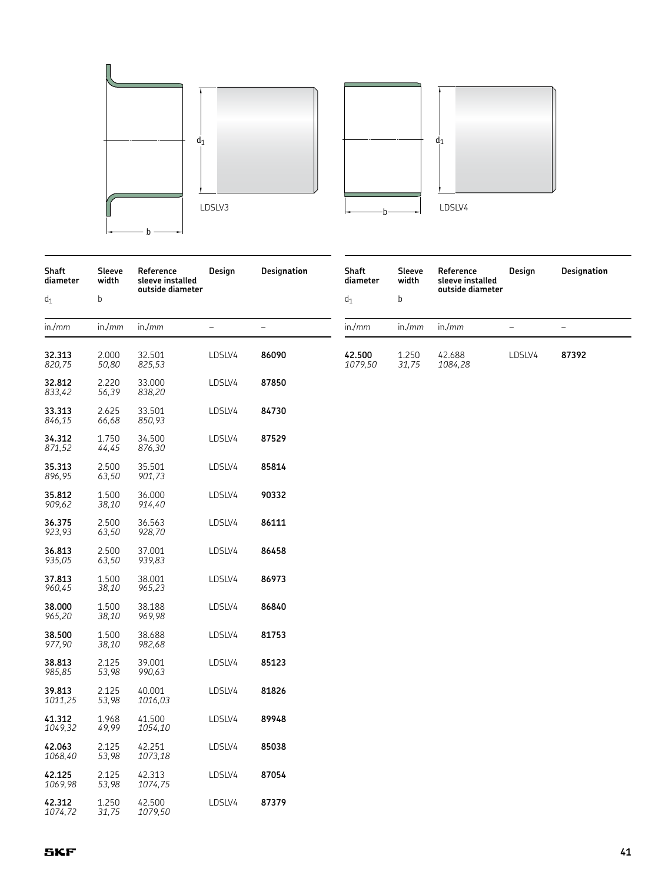LDSLV3

LDSLV4

| Shaft diameter<br>$d_1$ | Sleeve width<br>b | Reference sleeve installed outside diameter | Design | Designation |
|---|---|---|---|---|
| in./*mm* | in./*mm* | in./*mm* | – | – |
| **32.313**<br>*820,75* | 2.000<br>*50,80* | 32.501<br>*825,53* | LDSLV4 | **86090** |
| **32.812**<br>*833,42* | 2.220<br>*56,39* | 33.000<br>*838,20* | LDSLV4 | **87850** |
| **33.313**<br>*846,15* | 2.625<br>*66,68* | 33.501<br>*850,93* | LDSLV4 | **84730** |
| **34.312**<br>*871,52* | 1.750<br>*44,45* | 34.500<br>*876,30* | LDSLV4 | **87529** |
| **35.313**<br>*896,95* | 2.500<br>*63,50* | 35.501<br>*901,73* | LDSLV4 | **85814** |
| **35.812**<br>*909,62* | 1.500<br>*38,10* | 36.000<br>*914,40* | LDSLV4 | **90332** |
| **36.375**<br>*923,93* | 2.500<br>*63,50* | 36.563<br>*928,70* | LDSLV4 | **86111** |
| **36.813**<br>*935,05* | 2.500<br>*63,50* | 37.001<br>*939,83* | LDSLV4 | **86458** |
| **37.813**<br>*960,45* | 1.500<br>*38,10* | 38.001<br>*965,23* | LDSLV4 | **86973** |
| **38.000**<br>*965,20* | 1.500<br>*38,10* | 38.188<br>*969,98* | LDSLV4 | **86840** |
| **38.500**<br>*977,90* | 1.500<br>*38,10* | 38.688<br>*982,68* | LDSLV4 | **81753** |
| **38.813**<br>*985,85* | 2.125<br>*53,98* | 39.001<br>*990,63* | LDSLV4 | **85123** |
| **39.813**<br>*1011,25* | 2.125<br>*53,98* | 40.001<br>*1016,03* | LDSLV4 | **81826** |
| **41.312**<br>*1049,32* | 1.968<br>*49,99* | 41.500<br>*1054,10* | LDSLV4 | **89948** |
| **42.063**<br>*1068,40* | 2.125<br>*53,98* | 42.251<br>*1073,18* | LDSLV4 | **85038** |
| **42.125**<br>*1069,98* | 2.125<br>*53,98* | 42.313<br>*1074,75* | LDSLV4 | **87054** |
| **42.312**<br>*1074,72* | 1.250<br>*31,75* | 42.500<br>*1079,50* | LDSLV4 | **87379** |
| **42.500**<br>*1079,50* | 1.250<br>*31,75* | 42.688<br>*1084,28* | LDSLV4 | **87392** |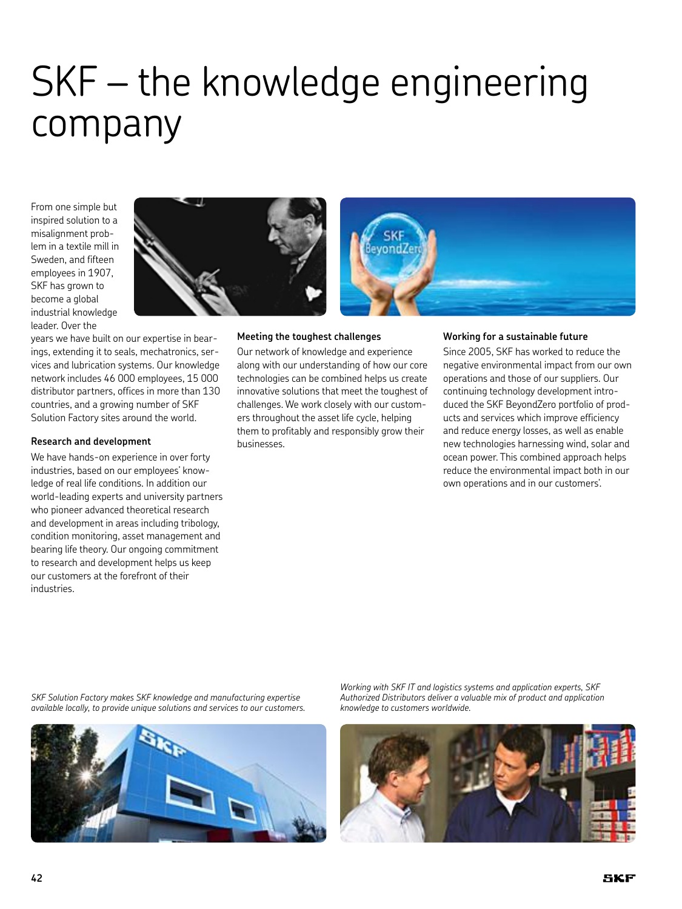# SKF – the knowledge engineering company

From one simple but inspired solution to a misalignment problem in a textile mill in Sweden, and fifteen employees in 1907, SKF has grown to become a global industrial knowledge leader. Over the years we have built on our expertise in bearings, extending it to seals, mechatronics, services and lubrication systems. Our knowledge network includes 46 000 employees, 15 000 distributor partners, offices in more than 130 countries, and a growing number of SKF Solution Factory sites around the world.

### Research and development

We have hands-on experience in over forty industries, based on our employees' knowledge of real life conditions. In addition our world-leading experts and university partners who pioneer advanced theoretical research and development in areas including tribology, condition monitoring, asset management and bearing life theory. Our ongoing commitment to research and development helps us keep our customers at the forefront of their industries.

### Meeting the toughest challenges

Our network of knowledge and experience along with our understanding of how our core technologies can be combined helps us create innovative solutions that meet the toughest of challenges. We work closely with our customers throughout the asset life cycle, helping them to profitably and responsibly grow their businesses.

### Working for a sustainable future

Since 2005, SKF has worked to reduce the negative environmental impact from our own operations and those of our suppliers. Our continuing technology development introduced the SKF BeyondZero portfolio of products and services which improve efficiency and reduce energy losses, as well as enable new technologies harnessing wind, solar and ocean power. This combined approach helps reduce the environmental impact both in our own operations and in our customers'.

*SKF Solution Factory makes SKF knowledge and manufacturing expertise available locally, to provide unique solutions and services to our customers.*

*Working with SKF IT and logistics systems and application experts, SKF Authorized Distributors deliver a valuable mix of product and application knowledge to customers worldwide.*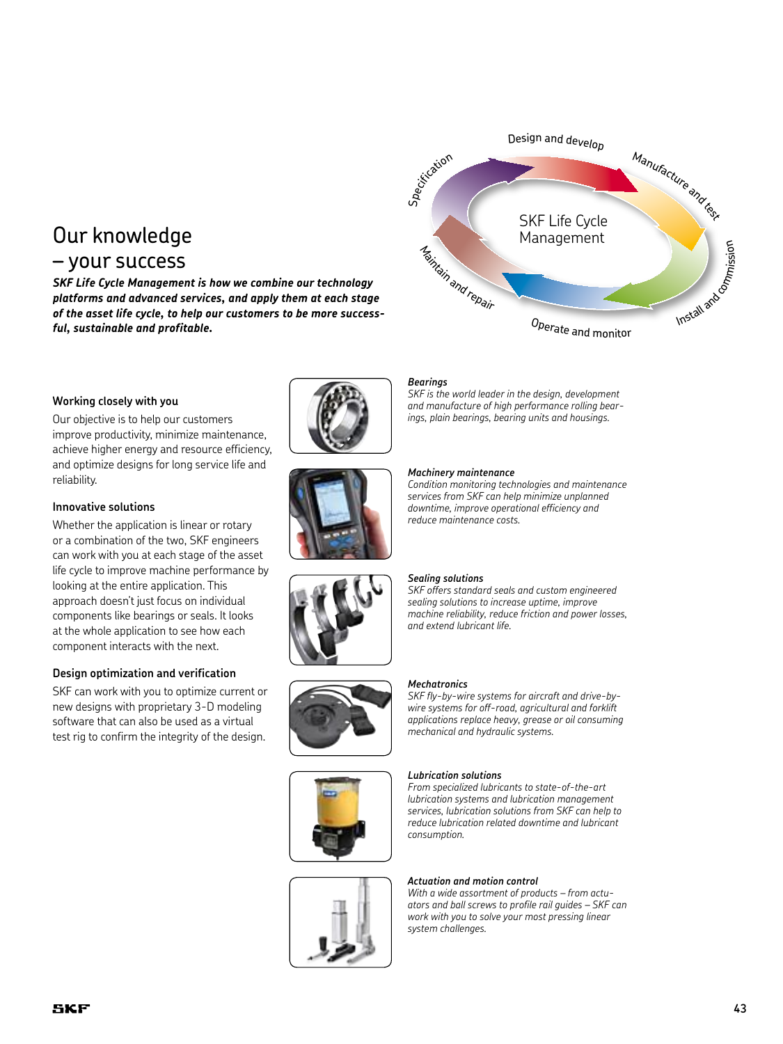# Our knowledge – your success

***SKF Life Cycle Management is how we combine our technology platforms and advanced services, and apply them at each stage of the asset life cycle, to help our customers to be more successful, sustainable and profitable.***

SKF Life Cycle Management

Design and develop — Manufacture and test — Install and commission — Operate and monitor — Maintain and repair — Specification

### Working closely with you

Our objective is to help our customers improve productivity, minimize maintenance, achieve higher energy and resource efficiency, and optimize designs for long service life and reliability.

### Innovative solutions

Whether the application is linear or rotary or a combination of the two, SKF engineers can work with you at each stage of the asset life cycle to improve machine performance by looking at the entire application. This approach doesn't just focus on individual components like bearings or seals. It looks at the whole application to see how each component interacts with the next.

### Design optimization and verification

SKF can work with you to optimize current or new designs with proprietary 3-D modeling software that can also be used as a virtual test rig to confirm the integrity of the design.

***Bearings***
*SKF is the world leader in the design, development and manufacture of high performance rolling bearings, plain bearings, bearing units and housings.*

***Machinery maintenance***
*Condition monitoring technologies and maintenance services from SKF can help minimize unplanned downtime, improve operational efficiency and reduce maintenance costs.*

***Sealing solutions***
*SKF offers standard seals and custom engineered sealing solutions to increase uptime, improve machine reliability, reduce friction and power losses, and extend lubricant life.*

***Mechatronics***
*SKF fly-by-wire systems for aircraft and drive-by-wire systems for off-road, agricultural and forklift applications replace heavy, grease or oil consuming mechanical and hydraulic systems.*

***Lubrication solutions***
*From specialized lubricants to state-of-the-art lubrication systems and lubrication management services, lubrication solutions from SKF can help to reduce lubrication related downtime and lubricant consumption.*

***Actuation and motion control***
*With a wide assortment of products – from actuators and ball screws to profile rail guides – SKF can work with you to solve your most pressing linear system challenges.*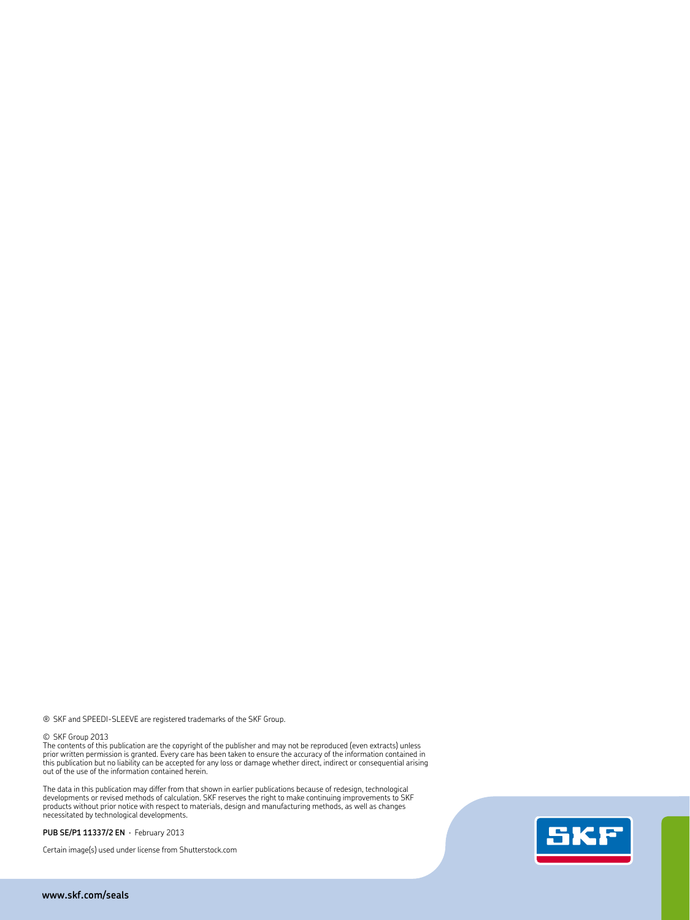® SKF and SPEEDI-SLEEVE are registered trademarks of the SKF Group.

© SKF Group 2013
The contents of this publication are the copyright of the publisher and may not be reproduced (even extracts) unless prior written permission is granted. Every care has been taken to ensure the accuracy of the information contained in this publication but no liability can be accepted for any loss or damage whether direct, indirect or consequential arising out of the use of the information contained herein.

The data in this publication may differ from that shown in earlier publications because of redesign, technological developments or revised methods of calculation. SKF reserves the right to make continuing improvements to SKF products without prior notice with respect to materials, design and manufacturing methods, as well as changes necessitated by technological developments.

**PUB SE/P1 11337/2 EN** · February 2013

Certain image(s) used under license from Shutterstock.com

**www.skf.com/seals**